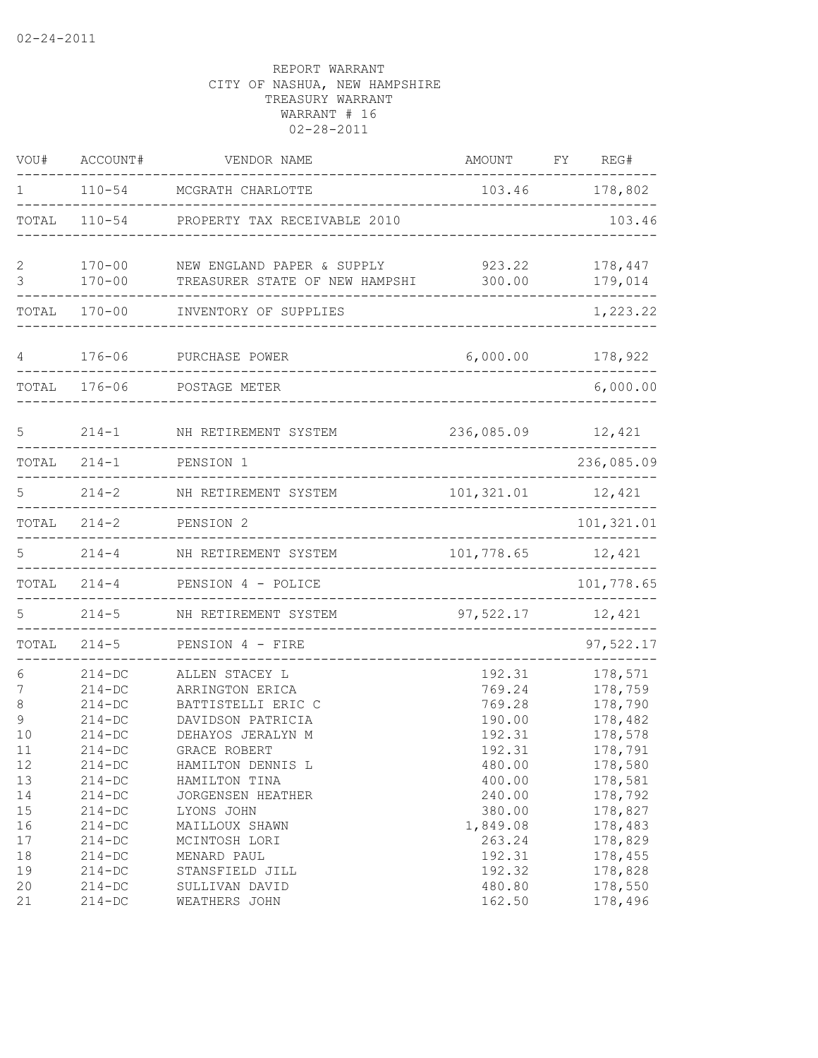02-24-2011

REPORT WARRANT
CITY OF NASHUA, NEW HAMPSHIRE
TREASURY WARRANT
WARRANT # 16
02-28-2011

| VOU# | ACCOUNT# | VENDOR NAME | AMOUNT | FY | REG# |
|---|---|---|---|---|---|
| 1 | 110-54 | MCGRATH CHARLOTTE | 103.46 | | 178,802 |
| TOTAL | 110-54 | PROPERTY TAX RECEIVABLE 2010 | | | 103.46 |
| 2 | 170-00 | NEW ENGLAND PAPER & SUPPLY | 923.22 | | 178,447 |
| 3 | 170-00 | TREASURER STATE OF NEW HAMPSHI | 300.00 | | 179,014 |
| TOTAL | 170-00 | INVENTORY OF SUPPLIES | | | 1,223.22 |
| 4 | 176-06 | PURCHASE POWER | 6,000.00 | | 178,922 |
| TOTAL | 176-06 | POSTAGE METER | | | 6,000.00 |
| 5 | 214-1 | NH RETIREMENT SYSTEM | 236,085.09 | | 12,421 |
| TOTAL | 214-1 | PENSION 1 | | | 236,085.09 |
| 5 | 214-2 | NH RETIREMENT SYSTEM | 101,321.01 | | 12,421 |
| TOTAL | 214-2 | PENSION 2 | | | 101,321.01 |
| 5 | 214-4 | NH RETIREMENT SYSTEM | 101,778.65 | | 12,421 |
| TOTAL | 214-4 | PENSION 4 - POLICE | | | 101,778.65 |
| 5 | 214-5 | NH RETIREMENT SYSTEM | 97,522.17 | | 12,421 |
| TOTAL | 214-5 | PENSION 4 - FIRE | | | 97,522.17 |
| 6 | 214-DC | ALLEN STACEY L | 192.31 | | 178,571 |
| 7 | 214-DC | ARRINGTON ERICA | 769.24 | | 178,759 |
| 8 | 214-DC | BATTISTELLI ERIC C | 769.28 | | 178,790 |
| 9 | 214-DC | DAVIDSON PATRICIA | 190.00 | | 178,482 |
| 10 | 214-DC | DEHAYOS JERALYN M | 192.31 | | 178,578 |
| 11 | 214-DC | GRACE ROBERT | 192.31 | | 178,791 |
| 12 | 214-DC | HAMILTON DENNIS L | 480.00 | | 178,580 |
| 13 | 214-DC | HAMILTON TINA | 400.00 | | 178,581 |
| 14 | 214-DC | JORGENSEN HEATHER | 240.00 | | 178,792 |
| 15 | 214-DC | LYONS JOHN | 380.00 | | 178,827 |
| 16 | 214-DC | MAILLOUX SHAWN | 1,849.08 | | 178,483 |
| 17 | 214-DC | MCINTOSH LORI | 263.24 | | 178,829 |
| 18 | 214-DC | MENARD PAUL | 192.31 | | 178,455 |
| 19 | 214-DC | STANSFIELD JILL | 192.32 | | 178,828 |
| 20 | 214-DC | SULLIVAN DAVID | 480.80 | | 178,550 |
| 21 | 214-DC | WEATHERS JOHN | 162.50 | | 178,496 |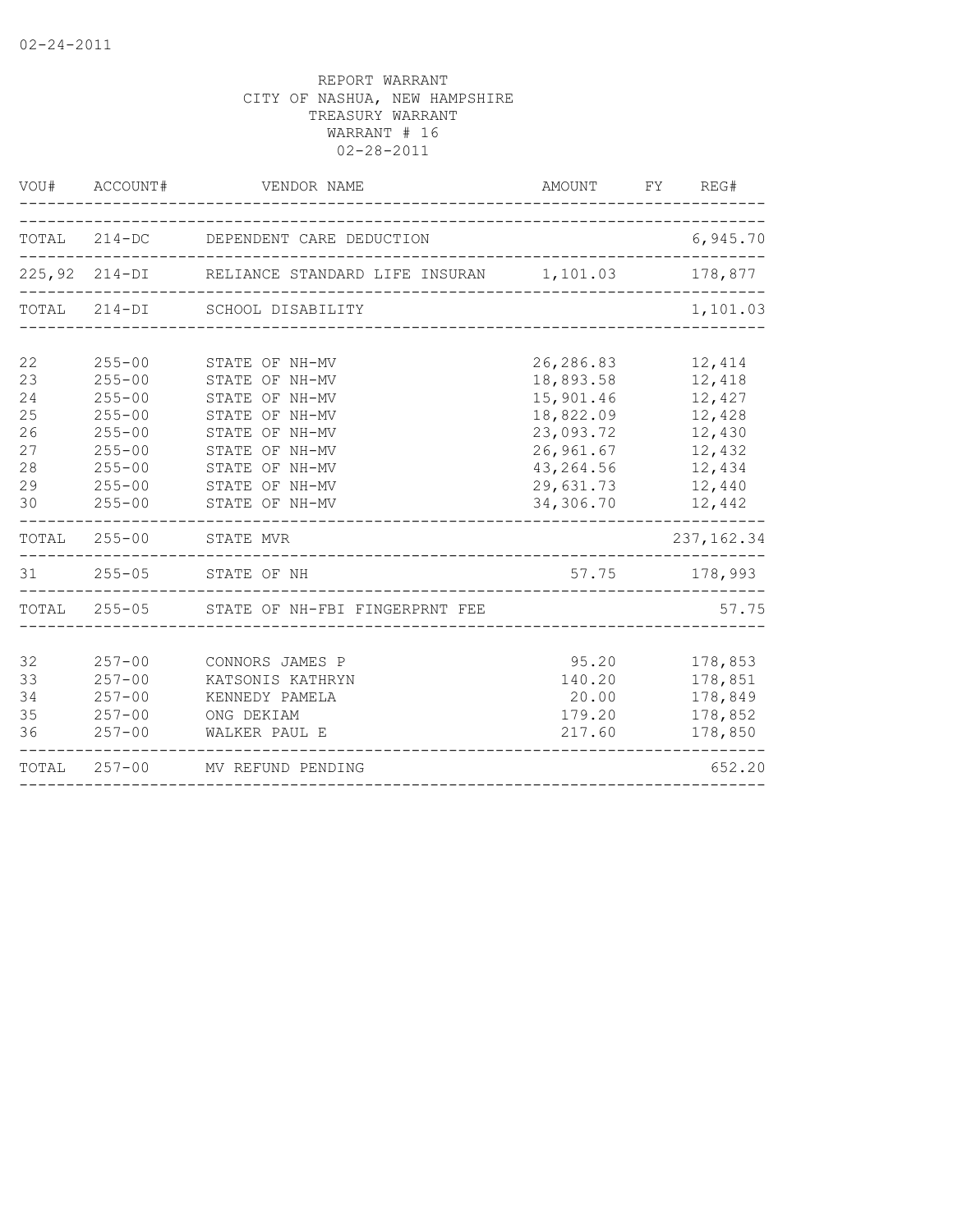REPORT WARRANT
CITY OF NASHUA, NEW HAMPSHIRE
TREASURY WARRANT
WARRANT # 16
02-28-2011

| VOU# | ACCOUNT# | VENDOR NAME | AMOUNT | FY | REG# |
|---|---|---|---|---|---|
| TOTAL | 214-DC | DEPENDENT CARE DEDUCTION | | | 6,945.70 |
| 225,92 | 214-DI | RELIANCE STANDARD LIFE INSURAN | 1,101.03 | | 178,877 |
| TOTAL | 214-DI | SCHOOL DISABILITY | | | 1,101.03 |
| 22 | 255-00 | STATE OF NH-MV | 26,286.83 | | 12,414 |
| 23 | 255-00 | STATE OF NH-MV | 18,893.58 | | 12,418 |
| 24 | 255-00 | STATE OF NH-MV | 15,901.46 | | 12,427 |
| 25 | 255-00 | STATE OF NH-MV | 18,822.09 | | 12,428 |
| 26 | 255-00 | STATE OF NH-MV | 23,093.72 | | 12,430 |
| 27 | 255-00 | STATE OF NH-MV | 26,961.67 | | 12,432 |
| 28 | 255-00 | STATE OF NH-MV | 43,264.56 | | 12,434 |
| 29 | 255-00 | STATE OF NH-MV | 29,631.73 | | 12,440 |
| 30 | 255-00 | STATE OF NH-MV | 34,306.70 | | 12,442 |
| TOTAL | 255-00 | STATE MVR | | | 237,162.34 |
| 31 | 255-05 | STATE OF NH | 57.75 | | 178,993 |
| TOTAL | 255-05 | STATE OF NH-FBI FINGERPRNT FEE | | | 57.75 |
| 32 | 257-00 | CONNORS JAMES P | 95.20 | | 178,853 |
| 33 | 257-00 | KATSONIS KATHRYN | 140.20 | | 178,851 |
| 34 | 257-00 | KENNEDY PAMELA | 20.00 | | 178,849 |
| 35 | 257-00 | ONG DEKIAM | 179.20 | | 178,852 |
| 36 | 257-00 | WALKER PAUL E | 217.60 | | 178,850 |
| TOTAL | 257-00 | MV REFUND PENDING | | | 652.20 |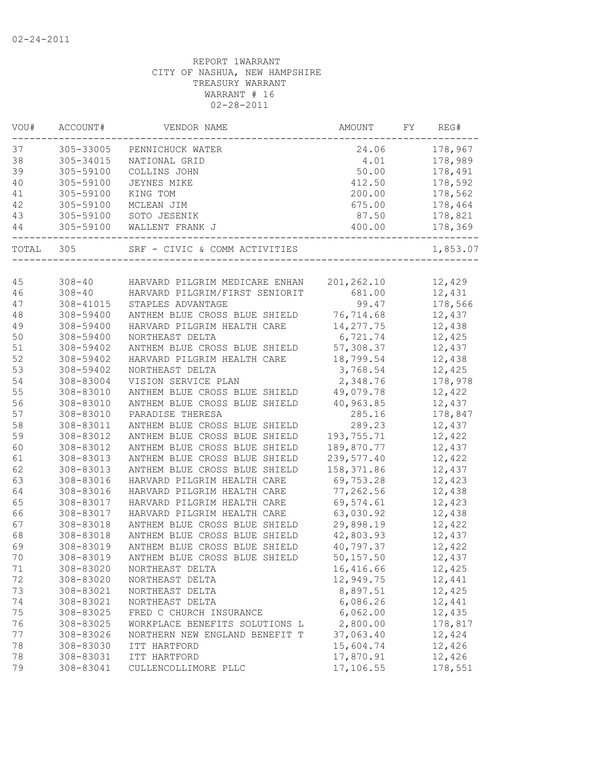02-24-2011

REPORT 1WARRANT
CITY OF NASHUA, NEW HAMPSHIRE
TREASURY WARRANT
WARRANT # 16
02-28-2011

| VOU# | ACCOUNT# | VENDOR NAME | AMOUNT | FY | REG# |
|---|---|---|---|---|---|
| 37 | 305-33005 | PENNICHUCK WATER | 24.06 | | 178,967 |
| 38 | 305-34015 | NATIONAL GRID | 4.01 | | 178,989 |
| 39 | 305-59100 | COLLINS JOHN | 50.00 | | 178,491 |
| 40 | 305-59100 | JEYNES MIKE | 412.50 | | 178,592 |
| 41 | 305-59100 | KING TOM | 200.00 | | 178,562 |
| 42 | 305-59100 | MCLEAN JIM | 675.00 | | 178,464 |
| 43 | 305-59100 | SOTO JESENIK | 87.50 | | 178,821 |
| 44 | 305-59100 | WALLENT FRANK J | 400.00 | | 178,369 |
| TOTAL | 305 | SRF - CIVIC & COMM ACTIVITIES | | | 1,853.07 |

| VOU# | ACCOUNT# | VENDOR NAME | AMOUNT | FY | REG# |
|---|---|---|---|---|---|
| 45 | 308-40 | HARVARD PILGRIM MEDICARE ENHAN | 201,262.10 | | 12,429 |
| 46 | 308-40 | HARVARD PILGRIM/FIRST SENIORIT | 681.00 | | 12,431 |
| 47 | 308-41015 | STAPLES ADVANTAGE | 99.47 | | 178,566 |
| 48 | 308-59400 | ANTHEM BLUE CROSS BLUE SHIELD | 76,714.68 | | 12,437 |
| 49 | 308-59400 | HARVARD PILGRIM HEALTH CARE | 14,277.75 | | 12,438 |
| 50 | 308-59400 | NORTHEAST DELTA | 6,721.74 | | 12,425 |
| 51 | 308-59402 | ANTHEM BLUE CROSS BLUE SHIELD | 57,308.37 | | 12,437 |
| 52 | 308-59402 | HARVARD PILGRIM HEALTH CARE | 18,799.54 | | 12,438 |
| 53 | 308-59402 | NORTHEAST DELTA | 3,768.54 | | 12,425 |
| 54 | 308-83004 | VISION SERVICE PLAN | 2,348.76 | | 178,978 |
| 55 | 308-83010 | ANTHEM BLUE CROSS BLUE SHIELD | 49,079.78 | | 12,422 |
| 56 | 308-83010 | ANTHEM BLUE CROSS BLUE SHIELD | 40,963.85 | | 12,437 |
| 57 | 308-83010 | PARADISE THERESA | 285.16 | | 178,847 |
| 58 | 308-83011 | ANTHEM BLUE CROSS BLUE SHIELD | 289.23 | | 12,437 |
| 59 | 308-83012 | ANTHEM BLUE CROSS BLUE SHIELD | 193,755.71 | | 12,422 |
| 60 | 308-83012 | ANTHEM BLUE CROSS BLUE SHIELD | 189,870.77 | | 12,437 |
| 61 | 308-83013 | ANTHEM BLUE CROSS BLUE SHIELD | 239,577.40 | | 12,422 |
| 62 | 308-83013 | ANTHEM BLUE CROSS BLUE SHIELD | 158,371.86 | | 12,437 |
| 63 | 308-83016 | HARVARD PILGRIM HEALTH CARE | 69,753.28 | | 12,423 |
| 64 | 308-83016 | HARVARD PILGRIM HEALTH CARE | 77,262.56 | | 12,438 |
| 65 | 308-83017 | HARVARD PILGRIM HEALTH CARE | 69,574.61 | | 12,423 |
| 66 | 308-83017 | HARVARD PILGRIM HEALTH CARE | 63,030.92 | | 12,438 |
| 67 | 308-83018 | ANTHEM BLUE CROSS BLUE SHIELD | 29,898.19 | | 12,422 |
| 68 | 308-83018 | ANTHEM BLUE CROSS BLUE SHIELD | 42,803.93 | | 12,437 |
| 69 | 308-83019 | ANTHEM BLUE CROSS BLUE SHIELD | 40,797.37 | | 12,422 |
| 70 | 308-83019 | ANTHEM BLUE CROSS BLUE SHIELD | 50,157.50 | | 12,437 |
| 71 | 308-83020 | NORTHEAST DELTA | 16,416.66 | | 12,425 |
| 72 | 308-83020 | NORTHEAST DELTA | 12,949.75 | | 12,441 |
| 73 | 308-83021 | NORTHEAST DELTA | 8,897.51 | | 12,425 |
| 74 | 308-83021 | NORTHEAST DELTA | 6,086.26 | | 12,441 |
| 75 | 308-83025 | FRED C CHURCH INSURANCE | 6,062.00 | | 12,435 |
| 76 | 308-83025 | WORKPLACE BENEFITS SOLUTIONS L | 2,800.00 | | 178,817 |
| 77 | 308-83026 | NORTHERN NEW ENGLAND BENEFIT T | 37,063.40 | | 12,424 |
| 78 | 308-83030 | ITT HARTFORD | 15,604.74 | | 12,426 |
| 78 | 308-83031 | ITT HARTFORD | 17,870.91 | | 12,426 |
| 79 | 308-83041 | CULLENCOLLIMORE PLLC | 17,106.55 | | 178,551 |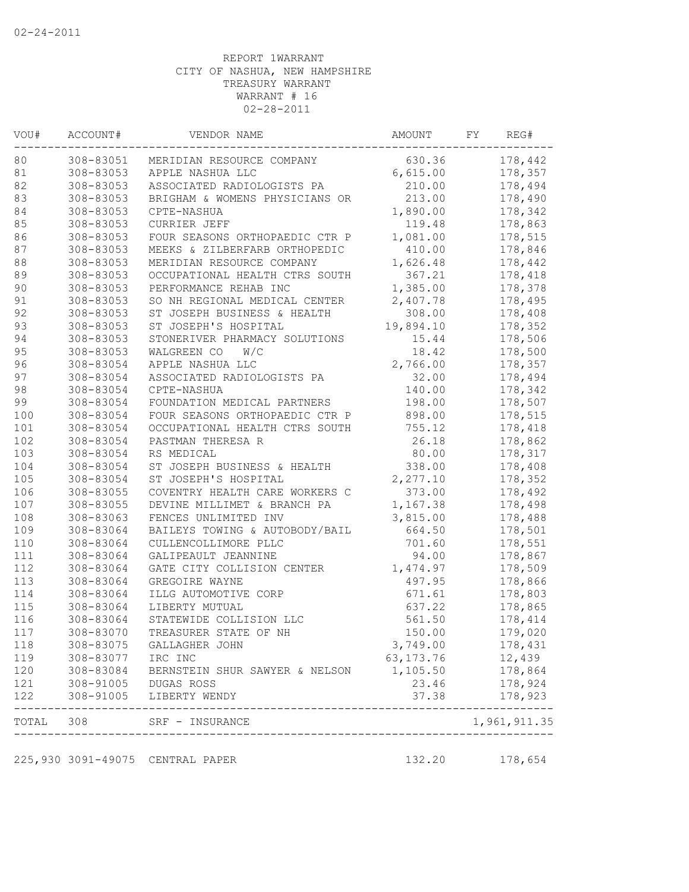02-24-2011

REPORT 1WARRANT
CITY OF NASHUA, NEW HAMPSHIRE
TREASURY WARRANT
WARRANT # 16
02-28-2011

| VOU# | ACCOUNT# | VENDOR NAME | AMOUNT | FY | REG# |
|---|---|---|---|---|---|
| 80 | 308-83051 | MERIDIAN RESOURCE COMPANY | 630.36 | | 178,442 |
| 81 | 308-83053 | APPLE NASHUA LLC | 6,615.00 | | 178,357 |
| 82 | 308-83053 | ASSOCIATED RADIOLOGISTS PA | 210.00 | | 178,494 |
| 83 | 308-83053 | BRIGHAM & WOMENS PHYSICIANS OR | 213.00 | | 178,490 |
| 84 | 308-83053 | CPTE-NASHUA | 1,890.00 | | 178,342 |
| 85 | 308-83053 | CURRIER JEFF | 119.48 | | 178,863 |
| 86 | 308-83053 | FOUR SEASONS ORTHOPAEDIC CTR P | 1,081.00 | | 178,515 |
| 87 | 308-83053 | MEEKS & ZILBERFARB ORTHOPEDIC | 410.00 | | 178,846 |
| 88 | 308-83053 | MERIDIAN RESOURCE COMPANY | 1,626.48 | | 178,442 |
| 89 | 308-83053 | OCCUPATIONAL HEALTH CTRS SOUTH | 367.21 | | 178,418 |
| 90 | 308-83053 | PERFORMANCE REHAB INC | 1,385.00 | | 178,378 |
| 91 | 308-83053 | SO NH REGIONAL MEDICAL CENTER | 2,407.78 | | 178,495 |
| 92 | 308-83053 | ST JOSEPH BUSINESS & HEALTH | 308.00 | | 178,408 |
| 93 | 308-83053 | ST JOSEPH'S HOSPITAL | 19,894.10 | | 178,352 |
| 94 | 308-83053 | STONERIVER PHARMACY SOLUTIONS | 15.44 | | 178,506 |
| 95 | 308-83053 | WALGREEN CO W/C | 18.42 | | 178,500 |
| 96 | 308-83054 | APPLE NASHUA LLC | 2,766.00 | | 178,357 |
| 97 | 308-83054 | ASSOCIATED RADIOLOGISTS PA | 32.00 | | 178,494 |
| 98 | 308-83054 | CPTE-NASHUA | 140.00 | | 178,342 |
| 99 | 308-83054 | FOUNDATION MEDICAL PARTNERS | 198.00 | | 178,507 |
| 100 | 308-83054 | FOUR SEASONS ORTHOPAEDIC CTR P | 898.00 | | 178,515 |
| 101 | 308-83054 | OCCUPATIONAL HEALTH CTRS SOUTH | 755.12 | | 178,418 |
| 102 | 308-83054 | PASTMAN THERESA R | 26.18 | | 178,862 |
| 103 | 308-83054 | RS MEDICAL | 80.00 | | 178,317 |
| 104 | 308-83054 | ST JOSEPH BUSINESS & HEALTH | 338.00 | | 178,408 |
| 105 | 308-83054 | ST JOSEPH'S HOSPITAL | 2,277.10 | | 178,352 |
| 106 | 308-83055 | COVENTRY HEALTH CARE WORKERS C | 373.00 | | 178,492 |
| 107 | 308-83055 | DEVINE MILLIMET & BRANCH PA | 1,167.38 | | 178,498 |
| 108 | 308-83063 | FENCES UNLIMITED INV | 3,815.00 | | 178,488 |
| 109 | 308-83064 | BAILEYS TOWING & AUTOBODY/BAIL | 664.50 | | 178,501 |
| 110 | 308-83064 | CULLENCOLLIMORE PLLC | 701.60 | | 178,551 |
| 111 | 308-83064 | GALIPEAULT JEANNINE | 94.00 | | 178,867 |
| 112 | 308-83064 | GATE CITY COLLISION CENTER | 1,474.97 | | 178,509 |
| 113 | 308-83064 | GREGOIRE WAYNE | 497.95 | | 178,866 |
| 114 | 308-83064 | ILLG AUTOMOTIVE CORP | 671.61 | | 178,803 |
| 115 | 308-83064 | LIBERTY MUTUAL | 637.22 | | 178,865 |
| 116 | 308-83064 | STATEWIDE COLLISION LLC | 561.50 | | 178,414 |
| 117 | 308-83070 | TREASURER STATE OF NH | 150.00 | | 179,020 |
| 118 | 308-83075 | GALLAGHER JOHN | 3,749.00 | | 178,431 |
| 119 | 308-83077 | IRC INC | 63,173.76 | | 12,439 |
| 120 | 308-83084 | BERNSTEIN SHUR SAWYER & NELSON | 1,105.50 | | 178,864 |
| 121 | 308-91005 | DUGAS ROSS | 23.46 | | 178,924 |
| 122 | 308-91005 | LIBERTY WENDY | 37.38 | | 178,923 |
| TOTAL | 308 | SRF - INSURANCE | | | 1,961,911.35 |
| 225,930 | 3091-49075 | CENTRAL PAPER | 132.20 | | 178,654 |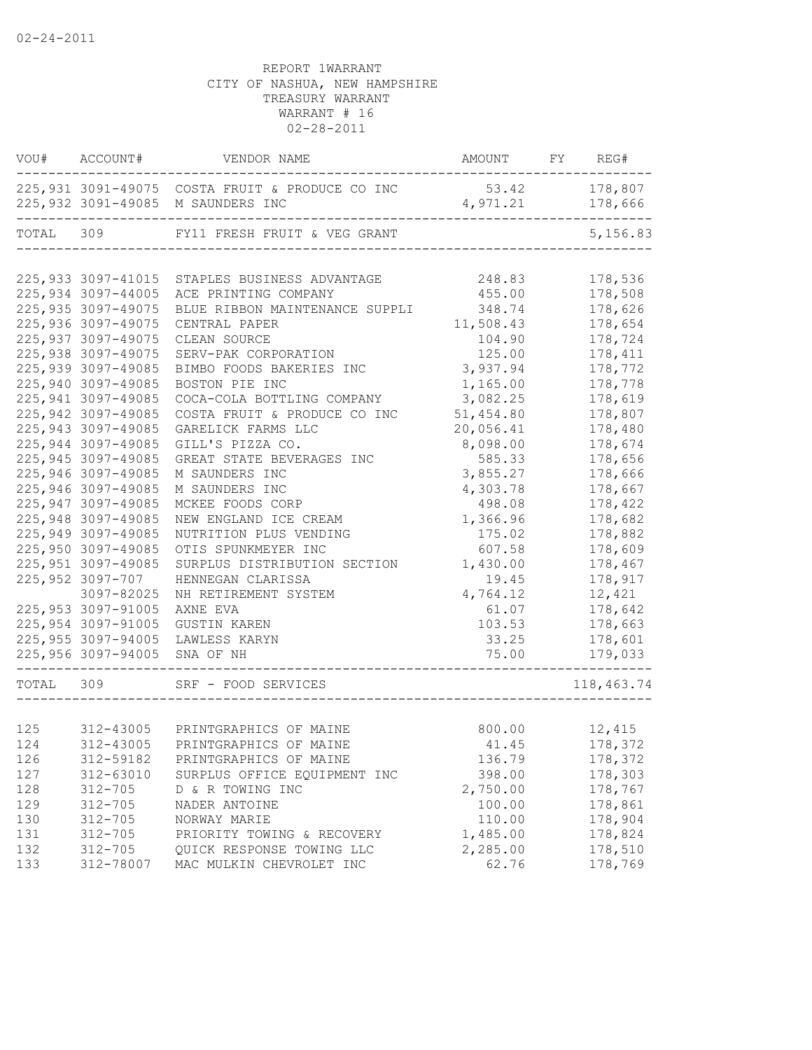02-24-2011

REPORT 1WARRANT
CITY OF NASHUA, NEW HAMPSHIRE
TREASURY WARRANT
WARRANT # 16
02-28-2011

| VOU# | ACCOUNT# | VENDOR NAME | AMOUNT | FY | REG# |
|---|---|---|---|---|---|
| 225,931 | 3091-49075 | COSTA FRUIT & PRODUCE CO INC | 53.42 | | 178,807 |
| 225,932 | 3091-49085 | M SAUNDERS INC | 4,971.21 | | 178,666 |
| TOTAL | 309 | FY11 FRESH FRUIT & VEG GRANT | | | 5,156.83 |
| 225,933 | 3097-41015 | STAPLES BUSINESS ADVANTAGE | 248.83 | | 178,536 |
| 225,934 | 3097-44005 | ACE PRINTING COMPANY | 455.00 | | 178,508 |
| 225,935 | 3097-49075 | BLUE RIBBON MAINTENANCE SUPPLI | 348.74 | | 178,626 |
| 225,936 | 3097-49075 | CENTRAL PAPER | 11,508.43 | | 178,654 |
| 225,937 | 3097-49075 | CLEAN SOURCE | 104.90 | | 178,724 |
| 225,938 | 3097-49075 | SERV-PAK CORPORATION | 125.00 | | 178,411 |
| 225,939 | 3097-49085 | BIMBO FOODS BAKERIES INC | 3,937.94 | | 178,772 |
| 225,940 | 3097-49085 | BOSTON PIE INC | 1,165.00 | | 178,778 |
| 225,941 | 3097-49085 | COCA-COLA BOTTLING COMPANY | 3,082.25 | | 178,619 |
| 225,942 | 3097-49085 | COSTA FRUIT & PRODUCE CO INC | 51,454.80 | | 178,807 |
| 225,943 | 3097-49085 | GARELICK FARMS LLC | 20,056.41 | | 178,480 |
| 225,944 | 3097-49085 | GILL'S PIZZA CO. | 8,098.00 | | 178,674 |
| 225,945 | 3097-49085 | GREAT STATE BEVERAGES INC | 585.33 | | 178,656 |
| 225,946 | 3097-49085 | M SAUNDERS INC | 3,855.27 | | 178,666 |
| 225,946 | 3097-49085 | M SAUNDERS INC | 4,303.78 | | 178,667 |
| 225,947 | 3097-49085 | MCKEE FOODS CORP | 498.08 | | 178,422 |
| 225,948 | 3097-49085 | NEW ENGLAND ICE CREAM | 1,366.96 | | 178,682 |
| 225,949 | 3097-49085 | NUTRITION PLUS VENDING | 175.02 | | 178,882 |
| 225,950 | 3097-49085 | OTIS SPUNKMEYER INC | 607.58 | | 178,609 |
| 225,951 | 3097-49085 | SURPLUS DISTRIBUTION SECTION | 1,430.00 | | 178,467 |
| 225,952 | 3097-707 | HENNEGAN CLARISSA | 19.45 | | 178,917 |
| | 3097-82025 | NH RETIREMENT SYSTEM | 4,764.12 | | 12,421 |
| 225,953 | 3097-91005 | AXNE EVA | 61.07 | | 178,642 |
| 225,954 | 3097-91005 | GUSTIN KAREN | 103.53 | | 178,663 |
| 225,955 | 3097-94005 | LAWLESS KARYN | 33.25 | | 178,601 |
| 225,956 | 3097-94005 | SNA OF NH | 75.00 | | 179,033 |
| TOTAL | 309 | SRF - FOOD SERVICES | | | 118,463.74 |
| 125 | 312-43005 | PRINTGRAPHICS OF MAINE | 800.00 | | 12,415 |
| 124 | 312-43005 | PRINTGRAPHICS OF MAINE | 41.45 | | 178,372 |
| 126 | 312-59182 | PRINTGRAPHICS OF MAINE | 136.79 | | 178,372 |
| 127 | 312-63010 | SURPLUS OFFICE EQUIPMENT INC | 398.00 | | 178,303 |
| 128 | 312-705 | D & R TOWING INC | 2,750.00 | | 178,767 |
| 129 | 312-705 | NADER ANTOINE | 100.00 | | 178,861 |
| 130 | 312-705 | NORWAY MARIE | 110.00 | | 178,904 |
| 131 | 312-705 | PRIORITY TOWING & RECOVERY | 1,485.00 | | 178,824 |
| 132 | 312-705 | QUICK RESPONSE TOWING LLC | 2,285.00 | | 178,510 |
| 133 | 312-78007 | MAC MULKIN CHEVROLET INC | 62.76 | | 178,769 |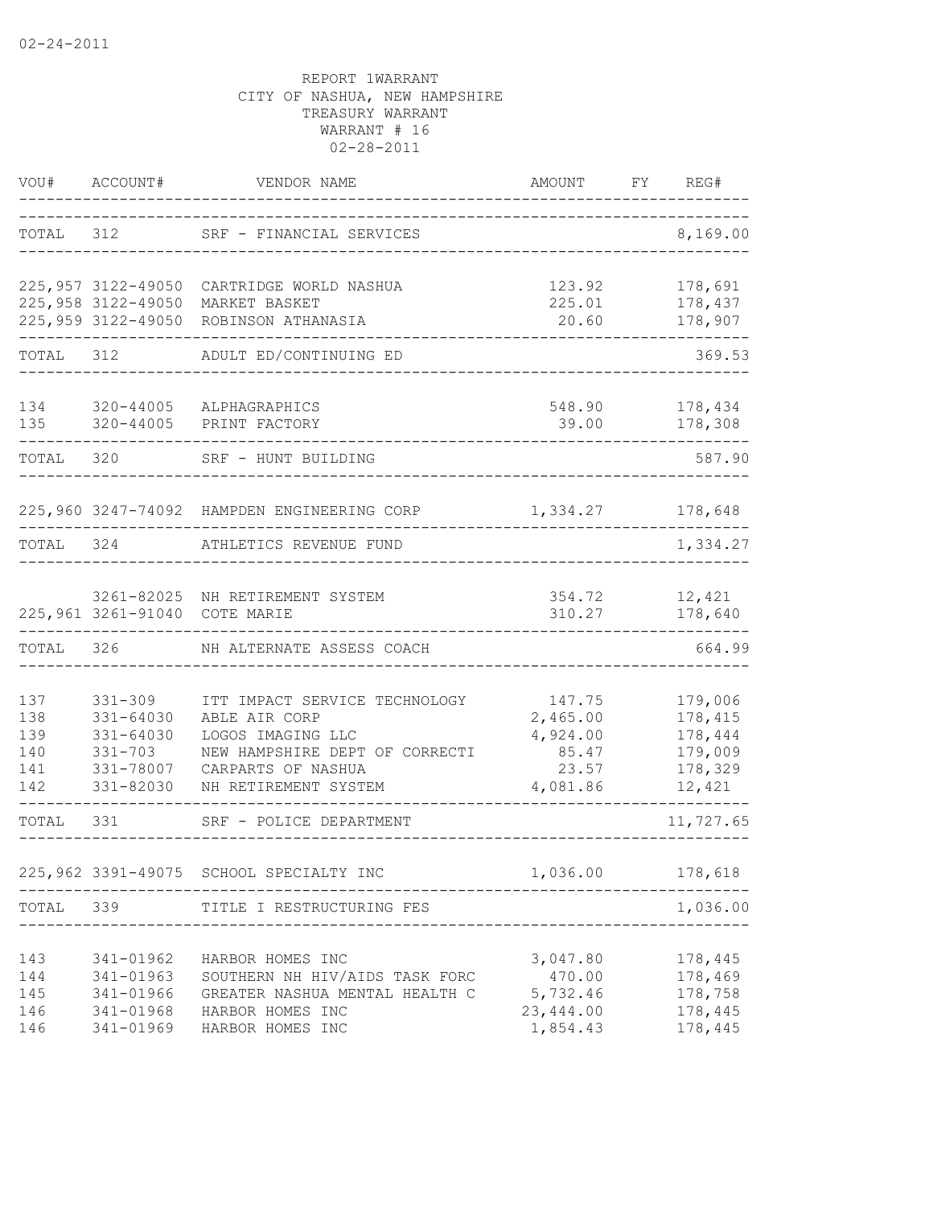02-24-2011

REPORT 1WARRANT
CITY OF NASHUA, NEW HAMPSHIRE
TREASURY WARRANT
WARRANT # 16
02-28-2011

| VOU# | ACCOUNT# | VENDOR NAME | AMOUNT | FY | REG# |
|---|---|---|---|---|---|
| TOTAL | 312 | SRF - FINANCIAL SERVICES | | | 8,169.00 |
| 225,957 | 3122-49050 | CARTRIDGE WORLD NASHUA | 123.92 | | 178,691 |
| 225,958 | 3122-49050 | MARKET BASKET | 225.01 | | 178,437 |
| 225,959 | 3122-49050 | ROBINSON ATHANASIA | 20.60 | | 178,907 |
| TOTAL | 312 | ADULT ED/CONTINUING ED | | | 369.53 |
| 134 | 320-44005 | ALPHAGRAPHICS | 548.90 | | 178,434 |
| 135 | 320-44005 | PRINT FACTORY | 39.00 | | 178,308 |
| TOTAL | 320 | SRF - HUNT BUILDING | | | 587.90 |
| 225,960 | 3247-74092 | HAMPDEN ENGINEERING CORP | 1,334.27 | | 178,648 |
| TOTAL | 324 | ATHLETICS REVENUE FUND | | | 1,334.27 |
| | 3261-82025 | NH RETIREMENT SYSTEM | 354.72 | | 12,421 |
| 225,961 | 3261-91040 | COTE MARIE | 310.27 | | 178,640 |
| TOTAL | 326 | NH ALTERNATE ASSESS COACH | | | 664.99 |
| 137 | 331-309 | ITT IMPACT SERVICE TECHNOLOGY | 147.75 | | 179,006 |
| 138 | 331-64030 | ABLE AIR CORP | 2,465.00 | | 178,415 |
| 139 | 331-64030 | LOGOS IMAGING LLC | 4,924.00 | | 178,444 |
| 140 | 331-703 | NEW HAMPSHIRE DEPT OF CORRECTI | 85.47 | | 179,009 |
| 141 | 331-78007 | CARPARTS OF NASHUA | 23.57 | | 178,329 |
| 142 | 331-82030 | NH RETIREMENT SYSTEM | 4,081.86 | | 12,421 |
| TOTAL | 331 | SRF - POLICE DEPARTMENT | | | 11,727.65 |
| 225,962 | 3391-49075 | SCHOOL SPECIALTY INC | 1,036.00 | | 178,618 |
| TOTAL | 339 | TITLE I RESTRUCTURING FES | | | 1,036.00 |
| 143 | 341-01962 | HARBOR HOMES INC | 3,047.80 | | 178,445 |
| 144 | 341-01963 | SOUTHERN NH HIV/AIDS TASK FORC | 470.00 | | 178,469 |
| 145 | 341-01966 | GREATER NASHUA MENTAL HEALTH C | 5,732.46 | | 178,758 |
| 146 | 341-01968 | HARBOR HOMES INC | 23,444.00 | | 178,445 |
| 146 | 341-01969 | HARBOR HOMES INC | 1,854.43 | | 178,445 |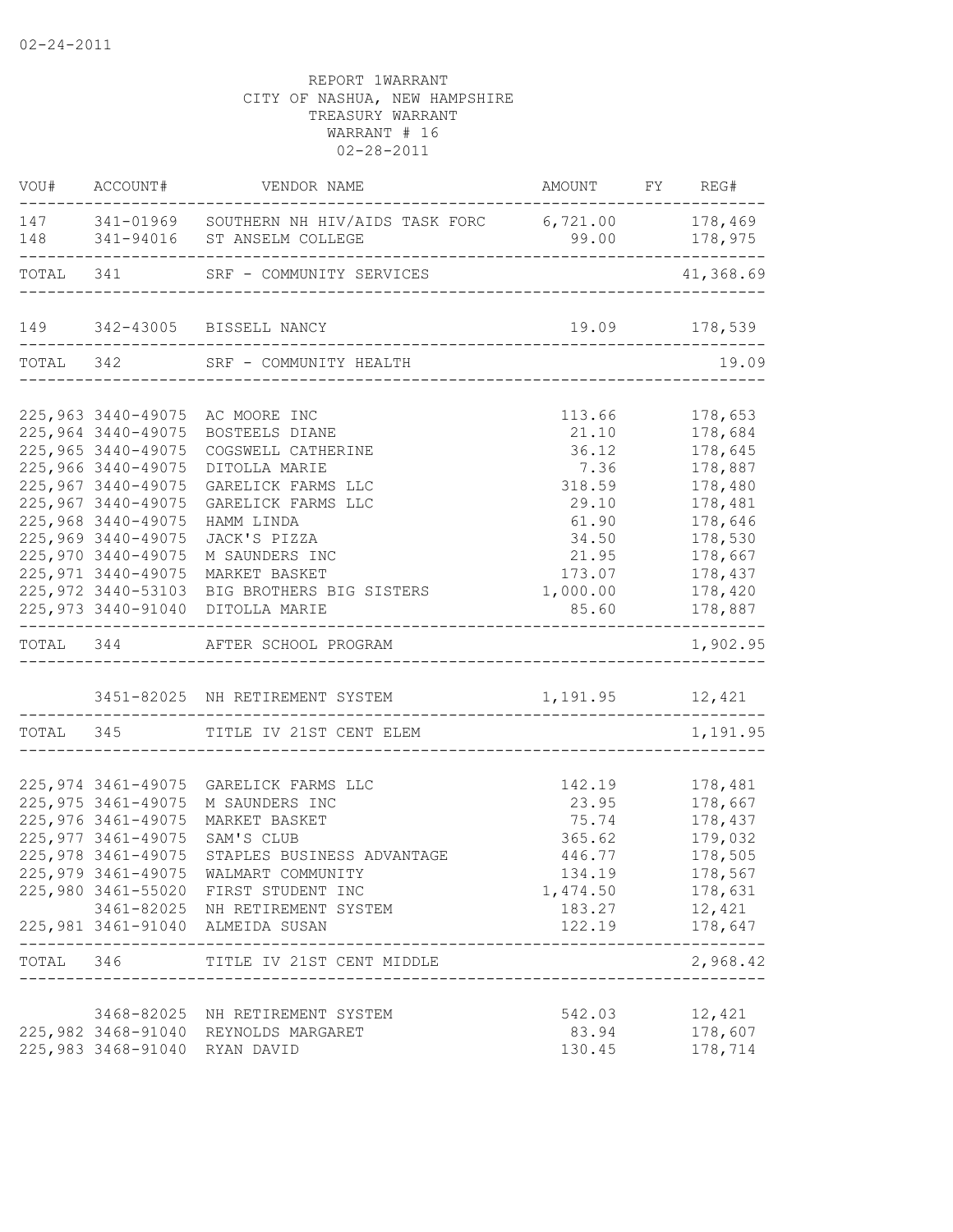02-24-2011

REPORT 1WARRANT
CITY OF NASHUA, NEW HAMPSHIRE
TREASURY WARRANT
WARRANT # 16
02-28-2011

| VOU# | ACCOUNT# | VENDOR NAME | AMOUNT | FY | REG# |
|---|---|---|---|---|---|
| 147 | 341-01969 | SOUTHERN NH HIV/AIDS TASK FORC | 6,721.00 | | 178,469 |
| 148 | 341-94016 | ST ANSELM COLLEGE | 99.00 | | 178,975 |
| TOTAL | 341 | SRF - COMMUNITY SERVICES | | | 41,368.69 |
| 149 | 342-43005 | BISSELL NANCY | 19.09 | | 178,539 |
| TOTAL | 342 | SRF - COMMUNITY HEALTH | | | 19.09 |
| 225,963 | 3440-49075 | AC MOORE INC | 113.66 | | 178,653 |
| 225,964 | 3440-49075 | BOSTEELS DIANE | 21.10 | | 178,684 |
| 225,965 | 3440-49075 | COGSWELL CATHERINE | 36.12 | | 178,645 |
| 225,966 | 3440-49075 | DITOLLA MARIE | 7.36 | | 178,887 |
| 225,967 | 3440-49075 | GARELICK FARMS LLC | 318.59 | | 178,480 |
| 225,967 | 3440-49075 | GARELICK FARMS LLC | 29.10 | | 178,481 |
| 225,968 | 3440-49075 | HAMM LINDA | 61.90 | | 178,646 |
| 225,969 | 3440-49075 | JACK'S PIZZA | 34.50 | | 178,530 |
| 225,970 | 3440-49075 | M SAUNDERS INC | 21.95 | | 178,667 |
| 225,971 | 3440-49075 | MARKET BASKET | 173.07 | | 178,437 |
| 225,972 | 3440-53103 | BIG BROTHERS BIG SISTERS | 1,000.00 | | 178,420 |
| 225,973 | 3440-91040 | DITOLLA MARIE | 85.60 | | 178,887 |
| TOTAL | 344 | AFTER SCHOOL PROGRAM | | | 1,902.95 |
| | 3451-82025 | NH RETIREMENT SYSTEM | 1,191.95 | | 12,421 |
| TOTAL | 345 | TITLE IV 21ST CENT ELEM | | | 1,191.95 |
| 225,974 | 3461-49075 | GARELICK FARMS LLC | 142.19 | | 178,481 |
| 225,975 | 3461-49075 | M SAUNDERS INC | 23.95 | | 178,667 |
| 225,976 | 3461-49075 | MARKET BASKET | 75.74 | | 178,437 |
| 225,977 | 3461-49075 | SAM'S CLUB | 365.62 | | 179,032 |
| 225,978 | 3461-49075 | STAPLES BUSINESS ADVANTAGE | 446.77 | | 178,505 |
| 225,979 | 3461-49075 | WALMART COMMUNITY | 134.19 | | 178,567 |
| 225,980 | 3461-55020 | FIRST STUDENT INC | 1,474.50 | | 178,631 |
| | 3461-82025 | NH RETIREMENT SYSTEM | 183.27 | | 12,421 |
| 225,981 | 3461-91040 | ALMEIDA SUSAN | 122.19 | | 178,647 |
| TOTAL | 346 | TITLE IV 21ST CENT MIDDLE | | | 2,968.42 |
| | 3468-82025 | NH RETIREMENT SYSTEM | 542.03 | | 12,421 |
| 225,982 | 3468-91040 | REYNOLDS MARGARET | 83.94 | | 178,607 |
| 225,983 | 3468-91040 | RYAN DAVID | 130.45 | | 178,714 |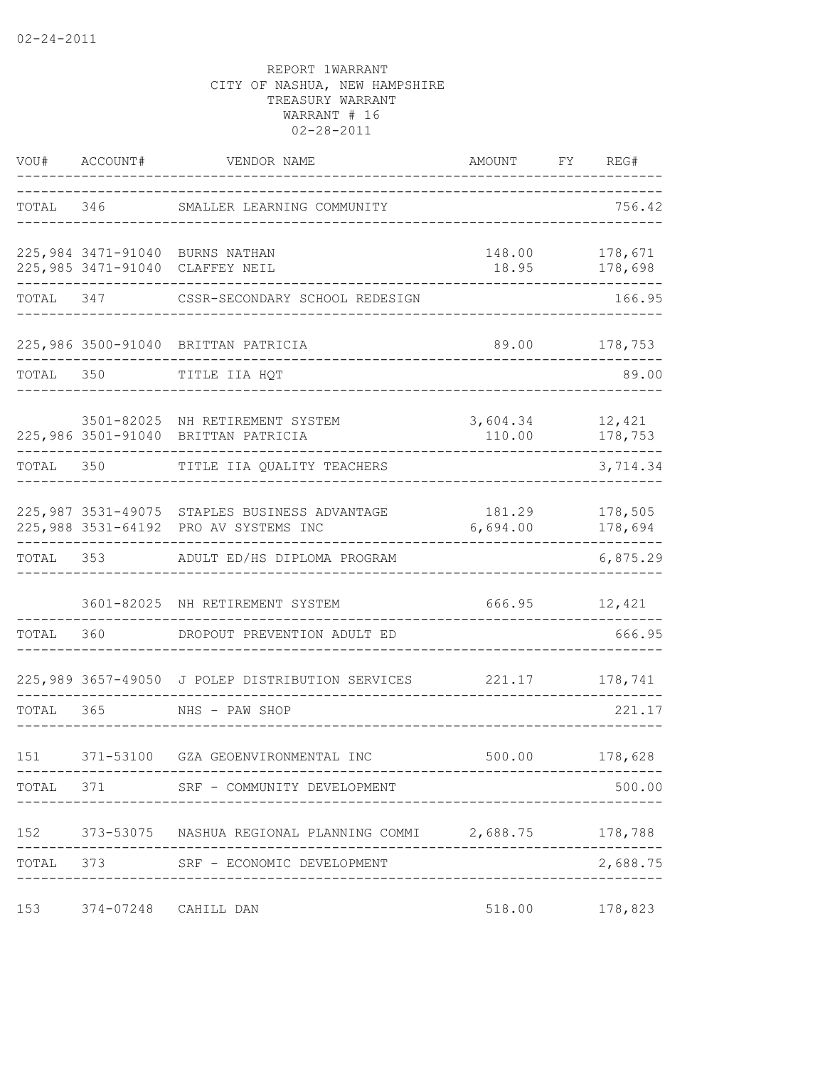REPORT 1WARRANT
CITY OF NASHUA, NEW HAMPSHIRE
TREASURY WARRANT
WARRANT # 16
02-28-2011

| VOU# | ACCOUNT# | VENDOR NAME | AMOUNT | FY | REG# |
|---|---|---|---|---|---|
| TOTAL | 346 | SMALLER LEARNING COMMUNITY | | | 756.42 |
| 225,984 | 3471-91040 | BURNS NATHAN | 148.00 | | 178,671 |
| 225,985 | 3471-91040 | CLAFFEY NEIL | 18.95 | | 178,698 |
| TOTAL | 347 | CSSR-SECONDARY SCHOOL REDESIGN | | | 166.95 |
| 225,986 | 3500-91040 | BRITTAN PATRICIA | 89.00 | | 178,753 |
| TOTAL | 350 | TITLE IIA HQT | | | 89.00 |
| | 3501-82025 | NH RETIREMENT SYSTEM | 3,604.34 | | 12,421 |
| 225,986 | 3501-91040 | BRITTAN PATRICIA | 110.00 | | 178,753 |
| TOTAL | 350 | TITLE IIA QUALITY TEACHERS | | | 3,714.34 |
| 225,987 | 3531-49075 | STAPLES BUSINESS ADVANTAGE | 181.29 | | 178,505 |
| 225,988 | 3531-64192 | PRO AV SYSTEMS INC | 6,694.00 | | 178,694 |
| TOTAL | 353 | ADULT ED/HS DIPLOMA PROGRAM | | | 6,875.29 |
| | 3601-82025 | NH RETIREMENT SYSTEM | 666.95 | | 12,421 |
| TOTAL | 360 | DROPOUT PREVENTION ADULT ED | | | 666.95 |
| 225,989 | 3657-49050 | J POLEP DISTRIBUTION SERVICES | 221.17 | | 178,741 |
| TOTAL | 365 | NHS - PAW SHOP | | | 221.17 |
| 151 | 371-53100 | GZA GEOENVIRONMENTAL INC | 500.00 | | 178,628 |
| TOTAL | 371 | SRF - COMMUNITY DEVELOPMENT | | | 500.00 |
| 152 | 373-53075 | NASHUA REGIONAL PLANNING COMMI | 2,688.75 | | 178,788 |
| TOTAL | 373 | SRF - ECONOMIC DEVELOPMENT | | | 2,688.75 |
| 153 | 374-07248 | CAHILL DAN | 518.00 | | 178,823 |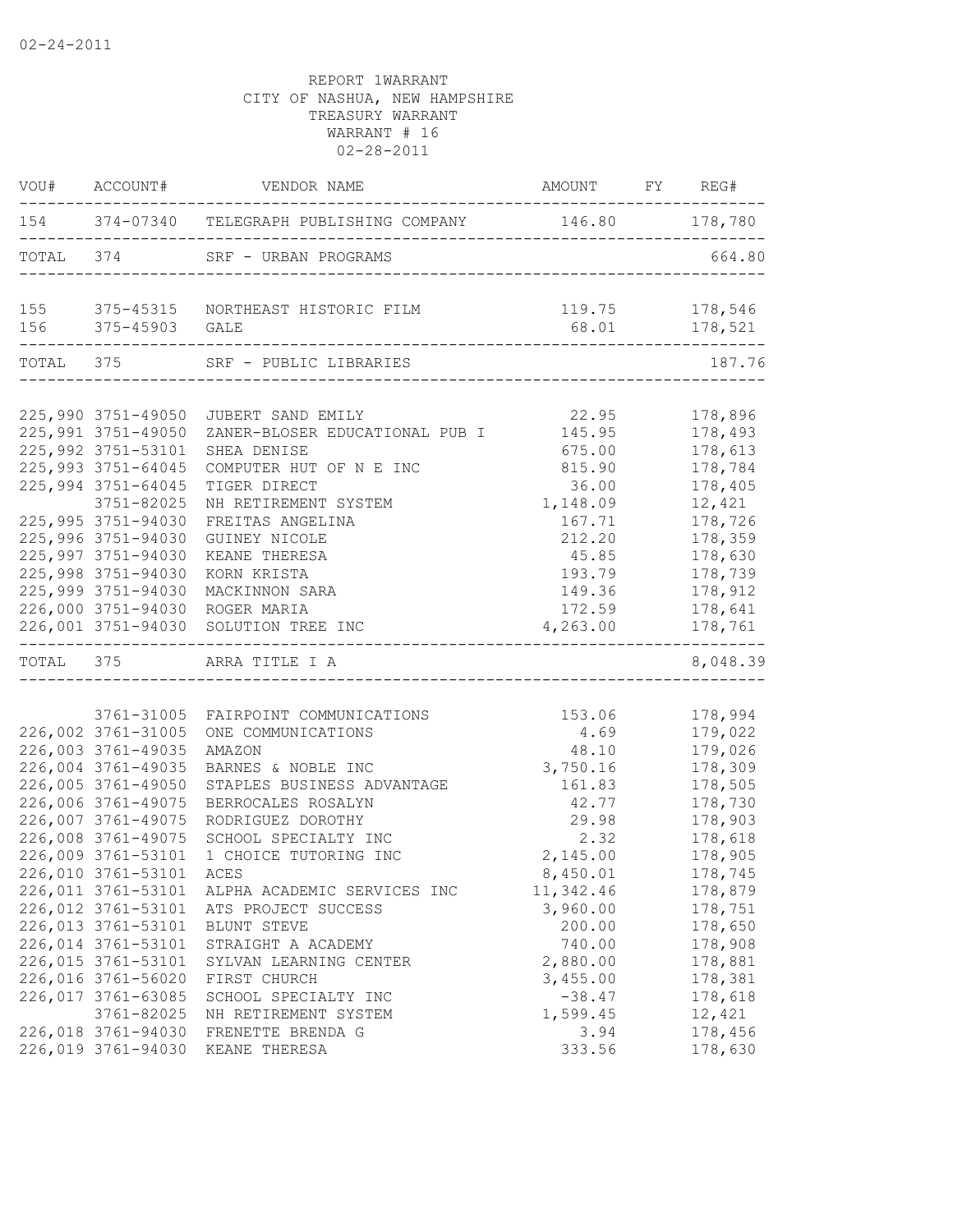02-24-2011

REPORT 1WARRANT
CITY OF NASHUA, NEW HAMPSHIRE
TREASURY WARRANT
WARRANT # 16
02-28-2011

| VOU# | ACCOUNT# | VENDOR NAME | AMOUNT | FY | REG# |
|---|---|---|---|---|---|
| 154 | 374-07340 | TELEGRAPH PUBLISHING COMPANY | 146.80 | | 178,780 |
| TOTAL | 374 | SRF - URBAN PROGRAMS | | | 664.80 |
| 155 | 375-45315 | NORTHEAST HISTORIC FILM | 119.75 | | 178,546 |
| 156 | 375-45903 | GALE | 68.01 | | 178,521 |
| TOTAL | 375 | SRF - PUBLIC LIBRARIES | | | 187.76 |
| 225,990 | 3751-49050 | JUBERT SAND EMILY | 22.95 | | 178,896 |
| 225,991 | 3751-49050 | ZANER-BLOSER EDUCATIONAL PUB I | 145.95 | | 178,493 |
| 225,992 | 3751-53101 | SHEA DENISE | 675.00 | | 178,613 |
| 225,993 | 3751-64045 | COMPUTER HUT OF N E INC | 815.90 | | 178,784 |
| 225,994 | 3751-64045 | TIGER DIRECT | 36.00 | | 178,405 |
| | 3751-82025 | NH RETIREMENT SYSTEM | 1,148.09 | | 12,421 |
| 225,995 | 3751-94030 | FREITAS ANGELINA | 167.71 | | 178,726 |
| 225,996 | 3751-94030 | GUINEY NICOLE | 212.20 | | 178,359 |
| 225,997 | 3751-94030 | KEANE THERESA | 45.85 | | 178,630 |
| 225,998 | 3751-94030 | KORN KRISTA | 193.79 | | 178,739 |
| 225,999 | 3751-94030 | MACKINNON SARA | 149.36 | | 178,912 |
| 226,000 | 3751-94030 | ROGER MARIA | 172.59 | | 178,641 |
| 226,001 | 3751-94030 | SOLUTION TREE INC | 4,263.00 | | 178,761 |
| TOTAL | 375 | ARRA TITLE I A | | | 8,048.39 |
| | 3761-31005 | FAIRPOINT COMMUNICATIONS | 153.06 | | 178,994 |
| 226,002 | 3761-31005 | ONE COMMUNICATIONS | 4.69 | | 179,022 |
| 226,003 | 3761-49035 | AMAZON | 48.10 | | 179,026 |
| 226,004 | 3761-49035 | BARNES & NOBLE INC | 3,750.16 | | 178,309 |
| 226,005 | 3761-49050 | STAPLES BUSINESS ADVANTAGE | 161.83 | | 178,505 |
| 226,006 | 3761-49075 | BERROCALES ROSALYN | 42.77 | | 178,730 |
| 226,007 | 3761-49075 | RODRIGUEZ DOROTHY | 29.98 | | 178,903 |
| 226,008 | 3761-49075 | SCHOOL SPECIALTY INC | 2.32 | | 178,618 |
| 226,009 | 3761-53101 | 1 CHOICE TUTORING INC | 2,145.00 | | 178,905 |
| 226,010 | 3761-53101 | ACES | 8,450.01 | | 178,745 |
| 226,011 | 3761-53101 | ALPHA ACADEMIC SERVICES INC | 11,342.46 | | 178,879 |
| 226,012 | 3761-53101 | ATS PROJECT SUCCESS | 3,960.00 | | 178,751 |
| 226,013 | 3761-53101 | BLUNT STEVE | 200.00 | | 178,650 |
| 226,014 | 3761-53101 | STRAIGHT A ACADEMY | 740.00 | | 178,908 |
| 226,015 | 3761-53101 | SYLVAN LEARNING CENTER | 2,880.00 | | 178,881 |
| 226,016 | 3761-56020 | FIRST CHURCH | 3,455.00 | | 178,381 |
| 226,017 | 3761-63085 | SCHOOL SPECIALTY INC | -38.47 | | 178,618 |
| | 3761-82025 | NH RETIREMENT SYSTEM | 1,599.45 | | 12,421 |
| 226,018 | 3761-94030 | FRENETTE BRENDA G | 3.94 | | 178,456 |
| 226,019 | 3761-94030 | KEANE THERESA | 333.56 | | 178,630 |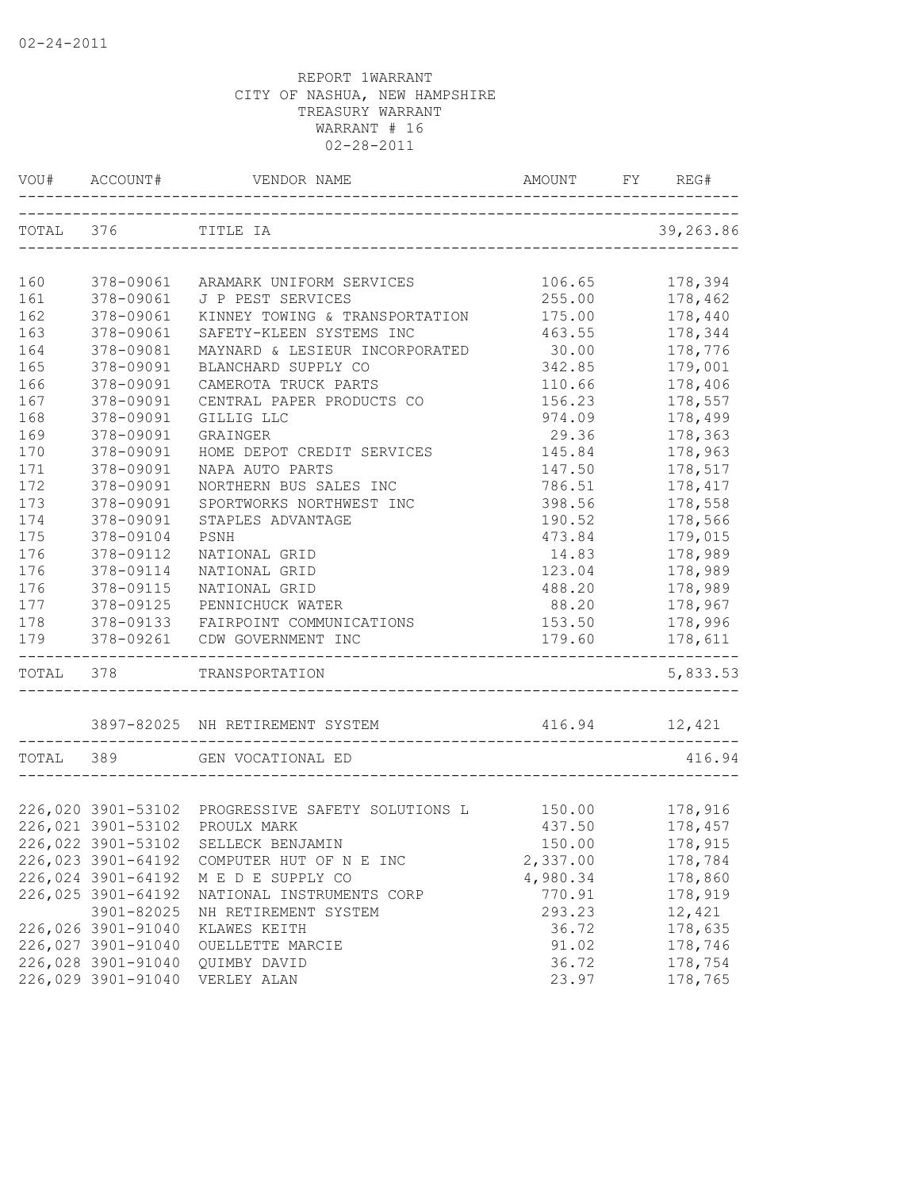02-24-2011

REPORT 1WARRANT
CITY OF NASHUA, NEW HAMPSHIRE
TREASURY WARRANT
WARRANT # 16
02-28-2011

| VOU# | ACCOUNT# | VENDOR NAME | AMOUNT | FY | REG# |
|---|---|---|---|---|---|
| TOTAL | 376 | TITLE IA | | | 39,263.86 |
| 160 | 378-09061 | ARAMARK UNIFORM SERVICES | 106.65 | | 178,394 |
| 161 | 378-09061 | J P PEST SERVICES | 255.00 | | 178,462 |
| 162 | 378-09061 | KINNEY TOWING & TRANSPORTATION | 175.00 | | 178,440 |
| 163 | 378-09061 | SAFETY-KLEEN SYSTEMS INC | 463.55 | | 178,344 |
| 164 | 378-09081 | MAYNARD & LESIEUR INCORPORATED | 30.00 | | 178,776 |
| 165 | 378-09091 | BLANCHARD SUPPLY CO | 342.85 | | 179,001 |
| 166 | 378-09091 | CAMEROTA TRUCK PARTS | 110.66 | | 178,406 |
| 167 | 378-09091 | CENTRAL PAPER PRODUCTS CO | 156.23 | | 178,557 |
| 168 | 378-09091 | GILLIG LLC | 974.09 | | 178,499 |
| 169 | 378-09091 | GRAINGER | 29.36 | | 178,363 |
| 170 | 378-09091 | HOME DEPOT CREDIT SERVICES | 145.84 | | 178,963 |
| 171 | 378-09091 | NAPA AUTO PARTS | 147.50 | | 178,517 |
| 172 | 378-09091 | NORTHERN BUS SALES INC | 786.51 | | 178,417 |
| 173 | 378-09091 | SPORTWORKS NORTHWEST INC | 398.56 | | 178,558 |
| 174 | 378-09091 | STAPLES ADVANTAGE | 190.52 | | 178,566 |
| 175 | 378-09104 | PSNH | 473.84 | | 179,015 |
| 176 | 378-09112 | NATIONAL GRID | 14.83 | | 178,989 |
| 176 | 378-09114 | NATIONAL GRID | 123.04 | | 178,989 |
| 176 | 378-09115 | NATIONAL GRID | 488.20 | | 178,989 |
| 177 | 378-09125 | PENNICHUCK WATER | 88.20 | | 178,967 |
| 178 | 378-09133 | FAIRPOINT COMMUNICATIONS | 153.50 | | 178,996 |
| 179 | 378-09261 | CDW GOVERNMENT INC | 179.60 | | 178,611 |
| TOTAL | 378 | TRANSPORTATION | | | 5,833.53 |
| | 3897-82025 | NH RETIREMENT SYSTEM | 416.94 | | 12,421 |
| TOTAL | 389 | GEN VOCATIONAL ED | | | 416.94 |
| 226,020 | 3901-53102 | PROGRESSIVE SAFETY SOLUTIONS L | 150.00 | | 178,916 |
| 226,021 | 3901-53102 | PROULX MARK | 437.50 | | 178,457 |
| 226,022 | 3901-53102 | SELLECK BENJAMIN | 150.00 | | 178,915 |
| 226,023 | 3901-64192 | COMPUTER HUT OF N E INC | 2,337.00 | | 178,784 |
| 226,024 | 3901-64192 | M E D E SUPPLY CO | 4,980.34 | | 178,860 |
| 226,025 | 3901-64192 | NATIONAL INSTRUMENTS CORP | 770.91 | | 178,919 |
| | 3901-82025 | NH RETIREMENT SYSTEM | 293.23 | | 12,421 |
| 226,026 | 3901-91040 | KLAWES KEITH | 36.72 | | 178,635 |
| 226,027 | 3901-91040 | OUELLETTE MARCIE | 91.02 | | 178,746 |
| 226,028 | 3901-91040 | QUIMBY DAVID | 36.72 | | 178,754 |
| 226,029 | 3901-91040 | VERLEY ALAN | 23.97 | | 178,765 |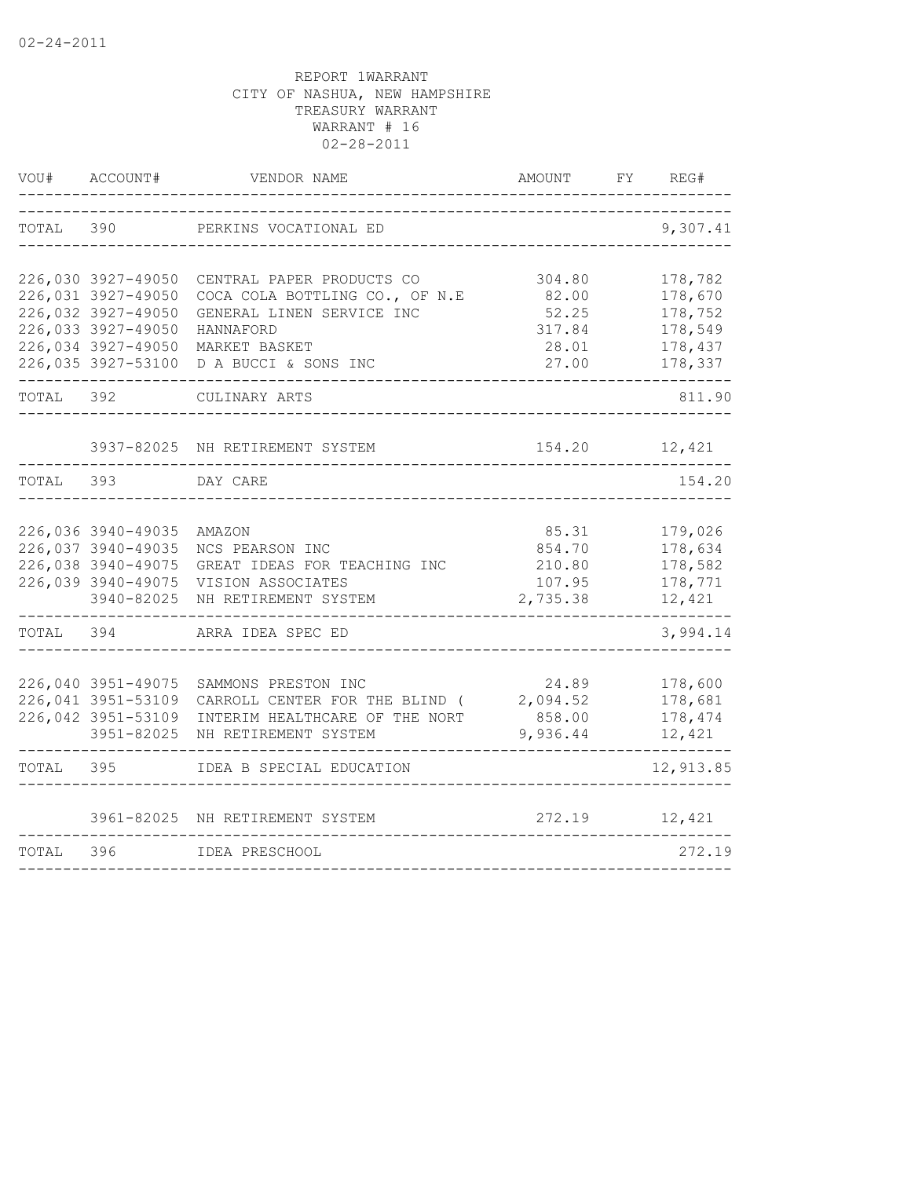02-24-2011

REPORT 1WARRANT
CITY OF NASHUA, NEW HAMPSHIRE
TREASURY WARRANT
WARRANT # 16
02-28-2011

| VOU# | ACCOUNT# | VENDOR NAME | AMOUNT | FY | REG# |
|---|---|---|---|---|---|
| TOTAL | 390 | PERKINS VOCATIONAL ED | | | 9,307.41 |
| 226,030 | 3927-49050 | CENTRAL PAPER PRODUCTS CO | 304.80 | | 178,782 |
| 226,031 | 3927-49050 | COCA COLA BOTTLING CO., OF N.E | 82.00 | | 178,670 |
| 226,032 | 3927-49050 | GENERAL LINEN SERVICE INC | 52.25 | | 178,752 |
| 226,033 | 3927-49050 | HANNAFORD | 317.84 | | 178,549 |
| 226,034 | 3927-49050 | MARKET BASKET | 28.01 | | 178,437 |
| 226,035 | 3927-53100 | D A BUCCI & SONS INC | 27.00 | | 178,337 |
| TOTAL | 392 | CULINARY ARTS | | | 811.90 |
| | 3937-82025 | NH RETIREMENT SYSTEM | 154.20 | | 12,421 |
| TOTAL | 393 | DAY CARE | | | 154.20 |
| 226,036 | 3940-49035 | AMAZON | 85.31 | | 179,026 |
| 226,037 | 3940-49035 | NCS PEARSON INC | 854.70 | | 178,634 |
| 226,038 | 3940-49075 | GREAT IDEAS FOR TEACHING INC | 210.80 | | 178,582 |
| 226,039 | 3940-49075 | VISION ASSOCIATES | 107.95 | | 178,771 |
| | 3940-82025 | NH RETIREMENT SYSTEM | 2,735.38 | | 12,421 |
| TOTAL | 394 | ARRA IDEA SPEC ED | | | 3,994.14 |
| 226,040 | 3951-49075 | SAMMONS PRESTON INC | 24.89 | | 178,600 |
| 226,041 | 3951-53109 | CARROLL CENTER FOR THE BLIND ( | 2,094.52 | | 178,681 |
| 226,042 | 3951-53109 | INTERIM HEALTHCARE OF THE NORT | 858.00 | | 178,474 |
| | 3951-82025 | NH RETIREMENT SYSTEM | 9,936.44 | | 12,421 |
| TOTAL | 395 | IDEA B SPECIAL EDUCATION | | | 12,913.85 |
| | 3961-82025 | NH RETIREMENT SYSTEM | 272.19 | | 12,421 |
| TOTAL | 396 | IDEA PRESCHOOL | | | 272.19 |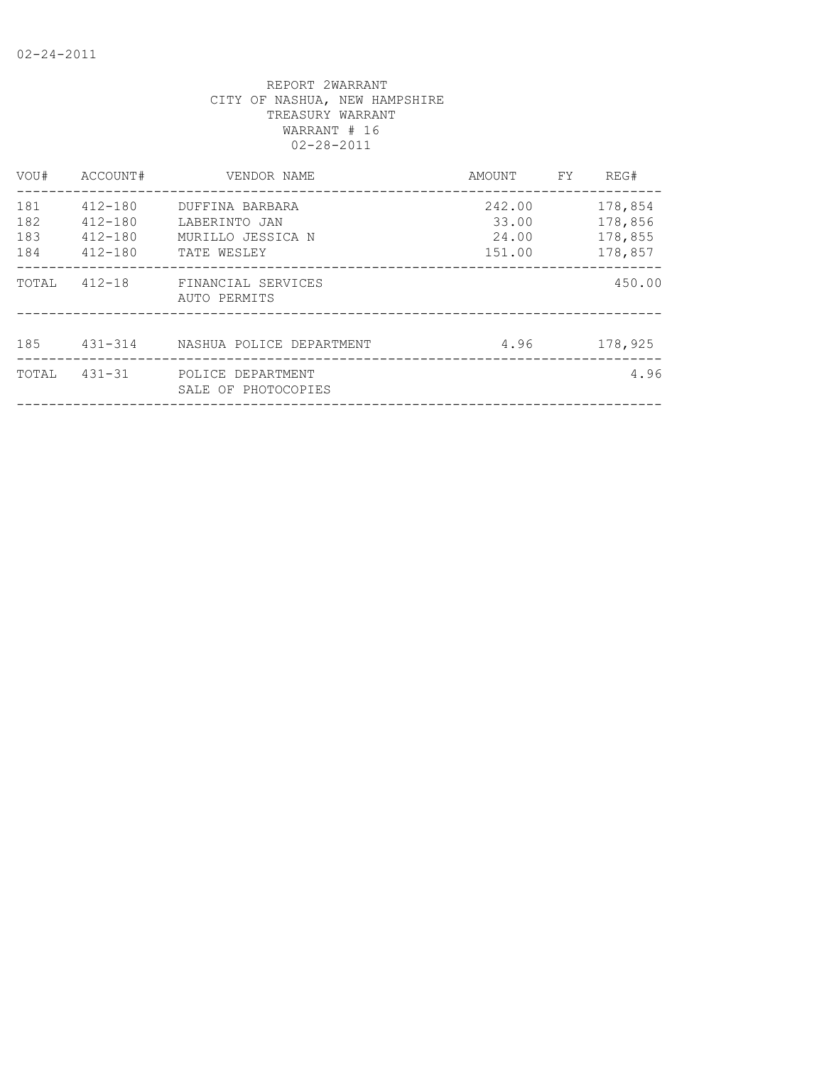REPORT 2WARRANT
CITY OF NASHUA, NEW HAMPSHIRE
TREASURY WARRANT
WARRANT # 16
02-28-2011

| VOU# | ACCOUNT# | VENDOR NAME | AMOUNT | FY | REG# |
|---|---|---|---|---|---|
| 181 | 412-180 | DUFFINA BARBARA | 242.00 | | 178,854 |
| 182 | 412-180 | LABERINTO JAN | 33.00 | | 178,856 |
| 183 | 412-180 | MURILLO JESSICA N | 24.00 | | 178,855 |
| 184 | 412-180 | TATE WESLEY | 151.00 | | 178,857 |
| TOTAL | 412-18 | FINANCIAL SERVICES AUTO PERMITS | | | 450.00 |
| 185 | 431-314 | NASHUA POLICE DEPARTMENT | 4.96 | | 178,925 |
| TOTAL | 431-31 | POLICE DEPARTMENT SALE OF PHOTOCOPIES | | | 4.96 |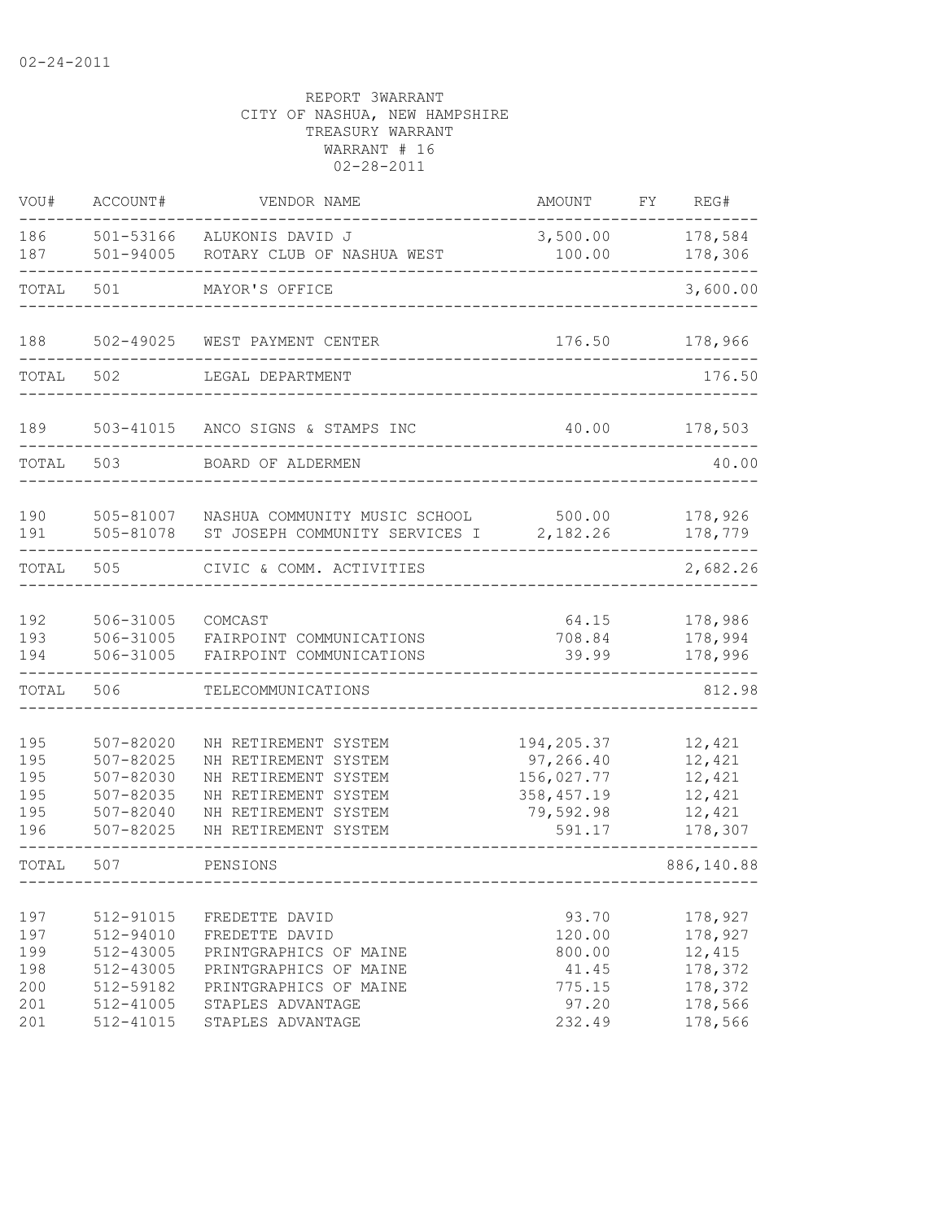02-24-2011

REPORT 3WARRANT
CITY OF NASHUA, NEW HAMPSHIRE
TREASURY WARRANT
WARRANT # 16
02-28-2011

| VOU# | ACCOUNT# | VENDOR NAME | AMOUNT | FY | REG# |
|---|---|---|---|---|---|
| 186 | 501-53166 | ALUKONIS DAVID J | 3,500.00 | | 178,584 |
| 187 | 501-94005 | ROTARY CLUB OF NASHUA WEST | 100.00 | | 178,306 |
| TOTAL | 501 | MAYOR'S OFFICE | | | 3,600.00 |
| 188 | 502-49025 | WEST PAYMENT CENTER | 176.50 | | 178,966 |
| TOTAL | 502 | LEGAL DEPARTMENT | | | 176.50 |
| 189 | 503-41015 | ANCO SIGNS & STAMPS INC | 40.00 | | 178,503 |
| TOTAL | 503 | BOARD OF ALDERMEN | | | 40.00 |
| 190 | 505-81007 | NASHUA COMMUNITY MUSIC SCHOOL | 500.00 | | 178,926 |
| 191 | 505-81078 | ST JOSEPH COMMUNITY SERVICES I | 2,182.26 | | 178,779 |
| TOTAL | 505 | CIVIC & COMM. ACTIVITIES | | | 2,682.26 |
| 192 | 506-31005 | COMCAST | 64.15 | | 178,986 |
| 193 | 506-31005 | FAIRPOINT COMMUNICATIONS | 708.84 | | 178,994 |
| 194 | 506-31005 | FAIRPOINT COMMUNICATIONS | 39.99 | | 178,996 |
| TOTAL | 506 | TELECOMMUNICATIONS | | | 812.98 |
| 195 | 507-82020 | NH RETIREMENT SYSTEM | 194,205.37 | | 12,421 |
| 195 | 507-82025 | NH RETIREMENT SYSTEM | 97,266.40 | | 12,421 |
| 195 | 507-82030 | NH RETIREMENT SYSTEM | 156,027.77 | | 12,421 |
| 195 | 507-82035 | NH RETIREMENT SYSTEM | 358,457.19 | | 12,421 |
| 195 | 507-82040 | NH RETIREMENT SYSTEM | 79,592.98 | | 12,421 |
| 196 | 507-82025 | NH RETIREMENT SYSTEM | 591.17 | | 178,307 |
| TOTAL | 507 | PENSIONS | | | 886,140.88 |
| 197 | 512-91015 | FREDETTE DAVID | 93.70 | | 178,927 |
| 197 | 512-94010 | FREDETTE DAVID | 120.00 | | 178,927 |
| 199 | 512-43005 | PRINTGRAPHICS OF MAINE | 800.00 | | 12,415 |
| 198 | 512-43005 | PRINTGRAPHICS OF MAINE | 41.45 | | 178,372 |
| 200 | 512-59182 | PRINTGRAPHICS OF MAINE | 775.15 | | 178,372 |
| 201 | 512-41005 | STAPLES ADVANTAGE | 97.20 | | 178,566 |
| 201 | 512-41015 | STAPLES ADVANTAGE | 232.49 | | 178,566 |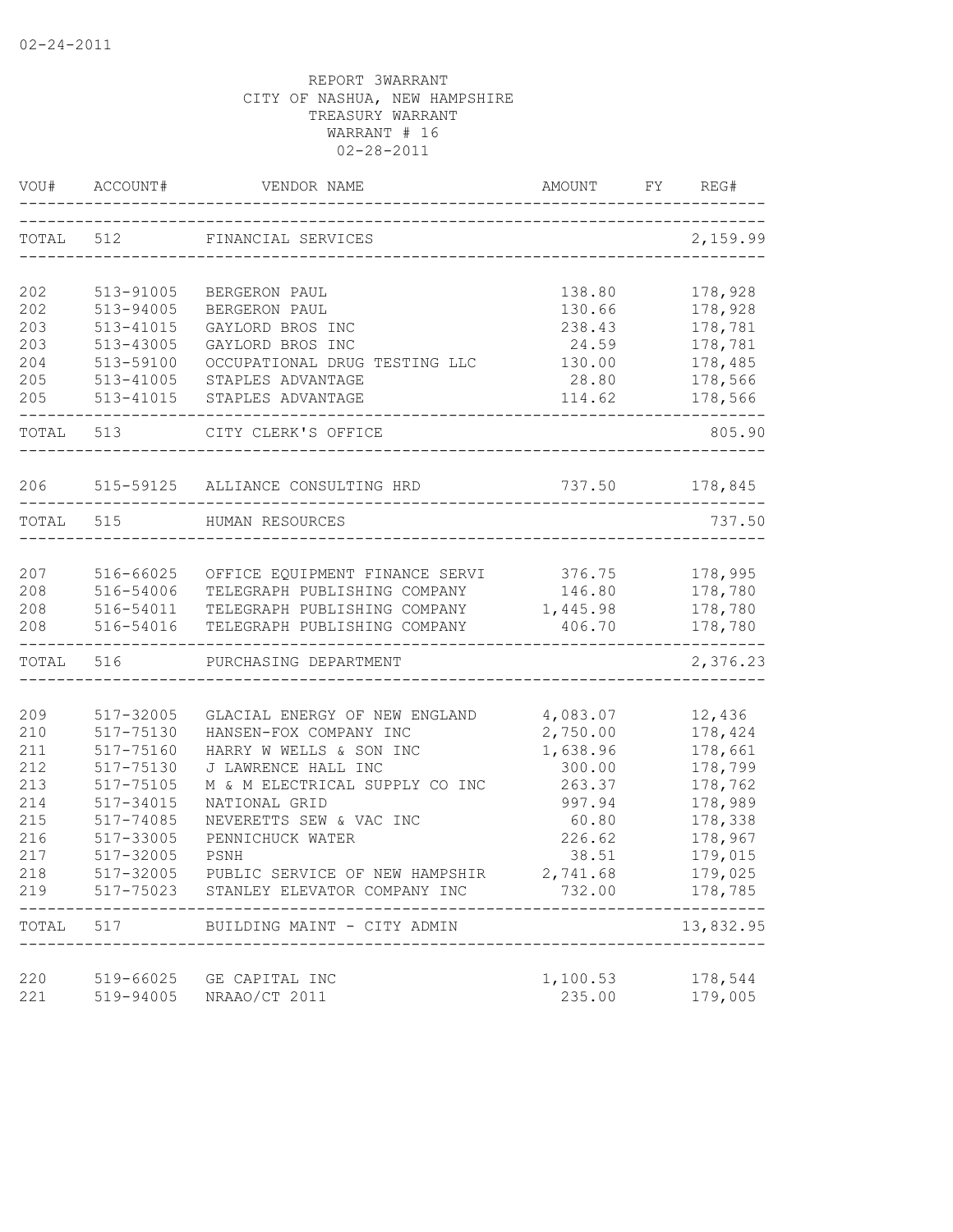02-24-2011

REPORT 3WARRANT
CITY OF NASHUA, NEW HAMPSHIRE
TREASURY WARRANT
WARRANT # 16
02-28-2011

| VOU# | ACCOUNT# | VENDOR NAME | AMOUNT | FY | REG# |
|---|---|---|---|---|---|
| TOTAL | 512 | FINANCIAL SERVICES | | | 2,159.99 |
| 202 | 513-91005 | BERGERON PAUL | 138.80 | | 178,928 |
| 202 | 513-94005 | BERGERON PAUL | 130.66 | | 178,928 |
| 203 | 513-41015 | GAYLORD BROS INC | 238.43 | | 178,781 |
| 203 | 513-43005 | GAYLORD BROS INC | 24.59 | | 178,781 |
| 204 | 513-59100 | OCCUPATIONAL DRUG TESTING LLC | 130.00 | | 178,485 |
| 205 | 513-41005 | STAPLES ADVANTAGE | 28.80 | | 178,566 |
| 205 | 513-41015 | STAPLES ADVANTAGE | 114.62 | | 178,566 |
| TOTAL | 513 | CITY CLERK'S OFFICE | | | 805.90 |
| 206 | 515-59125 | ALLIANCE CONSULTING HRD | 737.50 | | 178,845 |
| TOTAL | 515 | HUMAN RESOURCES | | | 737.50 |
| 207 | 516-66025 | OFFICE EQUIPMENT FINANCE SERVI | 376.75 | | 178,995 |
| 208 | 516-54006 | TELEGRAPH PUBLISHING COMPANY | 146.80 | | 178,780 |
| 208 | 516-54011 | TELEGRAPH PUBLISHING COMPANY | 1,445.98 | | 178,780 |
| 208 | 516-54016 | TELEGRAPH PUBLISHING COMPANY | 406.70 | | 178,780 |
| TOTAL | 516 | PURCHASING DEPARTMENT | | | 2,376.23 |
| 209 | 517-32005 | GLACIAL ENERGY OF NEW ENGLAND | 4,083.07 | | 12,436 |
| 210 | 517-75130 | HANSEN-FOX COMPANY INC | 2,750.00 | | 178,424 |
| 211 | 517-75160 | HARRY W WELLS & SON INC | 1,638.96 | | 178,661 |
| 212 | 517-75130 | J LAWRENCE HALL INC | 300.00 | | 178,799 |
| 213 | 517-75105 | M & M ELECTRICAL SUPPLY CO INC | 263.37 | | 178,762 |
| 214 | 517-34015 | NATIONAL GRID | 997.94 | | 178,989 |
| 215 | 517-74085 | NEVERETTS SEW & VAC INC | 60.80 | | 178,338 |
| 216 | 517-33005 | PENNICHUCK WATER | 226.62 | | 178,967 |
| 217 | 517-32005 | PSNH | 38.51 | | 179,015 |
| 218 | 517-32005 | PUBLIC SERVICE OF NEW HAMPSHIR | 2,741.68 | | 179,025 |
| 219 | 517-75023 | STANLEY ELEVATOR COMPANY INC | 732.00 | | 178,785 |
| TOTAL | 517 | BUILDING MAINT - CITY ADMIN | | | 13,832.95 |
| 220 | 519-66025 | GE CAPITAL INC | 1,100.53 | | 178,544 |
| 221 | 519-94005 | NRAAO/CT 2011 | 235.00 | | 179,005 |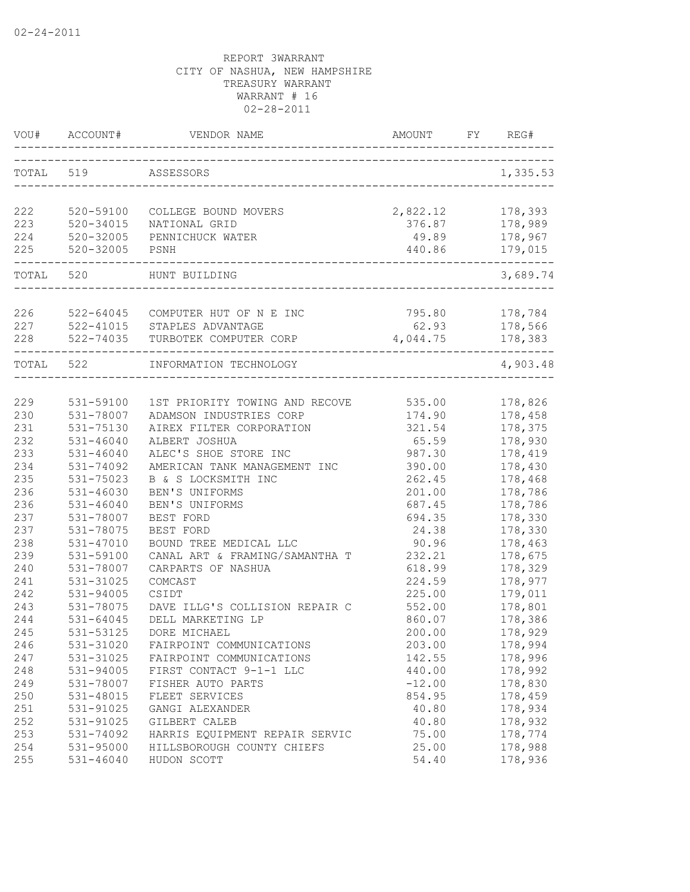02-24-2011

REPORT 3WARRANT
CITY OF NASHUA, NEW HAMPSHIRE
TREASURY WARRANT
WARRANT # 16
02-28-2011

| VOU# | ACCOUNT# | VENDOR NAME | AMOUNT | FY | REG# |
|---|---|---|---|---|---|
| TOTAL | 519 | ASSESSORS | | | 1,335.53 |
| 222 | 520-59100 | COLLEGE BOUND MOVERS | 2,822.12 | | 178,393 |
| 223 | 520-34015 | NATIONAL GRID | 376.87 | | 178,989 |
| 224 | 520-32005 | PENNICHUCK WATER | 49.89 | | 178,967 |
| 225 | 520-32005 | PSNH | 440.86 | | 179,015 |
| TOTAL | 520 | HUNT BUILDING | | | 3,689.74 |
| 226 | 522-64045 | COMPUTER HUT OF N E INC | 795.80 | | 178,784 |
| 227 | 522-41015 | STAPLES ADVANTAGE | 62.93 | | 178,566 |
| 228 | 522-74035 | TURBOTEK COMPUTER CORP | 4,044.75 | | 178,383 |
| TOTAL | 522 | INFORMATION TECHNOLOGY | | | 4,903.48 |
| 229 | 531-59100 | 1ST PRIORITY TOWING AND RECOVE | 535.00 | | 178,826 |
| 230 | 531-78007 | ADAMSON INDUSTRIES CORP | 174.90 | | 178,458 |
| 231 | 531-75130 | AIREX FILTER CORPORATION | 321.54 | | 178,375 |
| 232 | 531-46040 | ALBERT JOSHUA | 65.59 | | 178,930 |
| 233 | 531-46040 | ALEC'S SHOE STORE INC | 987.30 | | 178,419 |
| 234 | 531-74092 | AMERICAN TANK MANAGEMENT INC | 390.00 | | 178,430 |
| 235 | 531-75023 | B & S LOCKSMITH INC | 262.45 | | 178,468 |
| 236 | 531-46030 | BEN'S UNIFORMS | 201.00 | | 178,786 |
| 236 | 531-46040 | BEN'S UNIFORMS | 687.45 | | 178,786 |
| 237 | 531-78007 | BEST FORD | 694.35 | | 178,330 |
| 237 | 531-78075 | BEST FORD | 24.38 | | 178,330 |
| 238 | 531-47010 | BOUND TREE MEDICAL LLC | 90.96 | | 178,463 |
| 239 | 531-59100 | CANAL ART & FRAMING/SAMANTHA T | 232.21 | | 178,675 |
| 240 | 531-78007 | CARPARTS OF NASHUA | 618.99 | | 178,329 |
| 241 | 531-31025 | COMCAST | 224.59 | | 178,977 |
| 242 | 531-94005 | CSIDT | 225.00 | | 179,011 |
| 243 | 531-78075 | DAVE ILLG'S COLLISION REPAIR C | 552.00 | | 178,801 |
| 244 | 531-64045 | DELL MARKETING LP | 860.07 | | 178,386 |
| 245 | 531-53125 | DORE MICHAEL | 200.00 | | 178,929 |
| 246 | 531-31020 | FAIRPOINT COMMUNICATIONS | 203.00 | | 178,994 |
| 247 | 531-31025 | FAIRPOINT COMMUNICATIONS | 142.55 | | 178,996 |
| 248 | 531-94005 | FIRST CONTACT 9-1-1 LLC | 440.00 | | 178,992 |
| 249 | 531-78007 | FISHER AUTO PARTS | -12.00 | | 178,830 |
| 250 | 531-48015 | FLEET SERVICES | 854.95 | | 178,459 |
| 251 | 531-91025 | GANGI ALEXANDER | 40.80 | | 178,934 |
| 252 | 531-91025 | GILBERT CALEB | 40.80 | | 178,932 |
| 253 | 531-74092 | HARRIS EQUIPMENT REPAIR SERVIC | 75.00 | | 178,774 |
| 254 | 531-95000 | HILLSBOROUGH COUNTY CHIEFS | 25.00 | | 178,988 |
| 255 | 531-46040 | HUDON SCOTT | 54.40 | | 178,936 |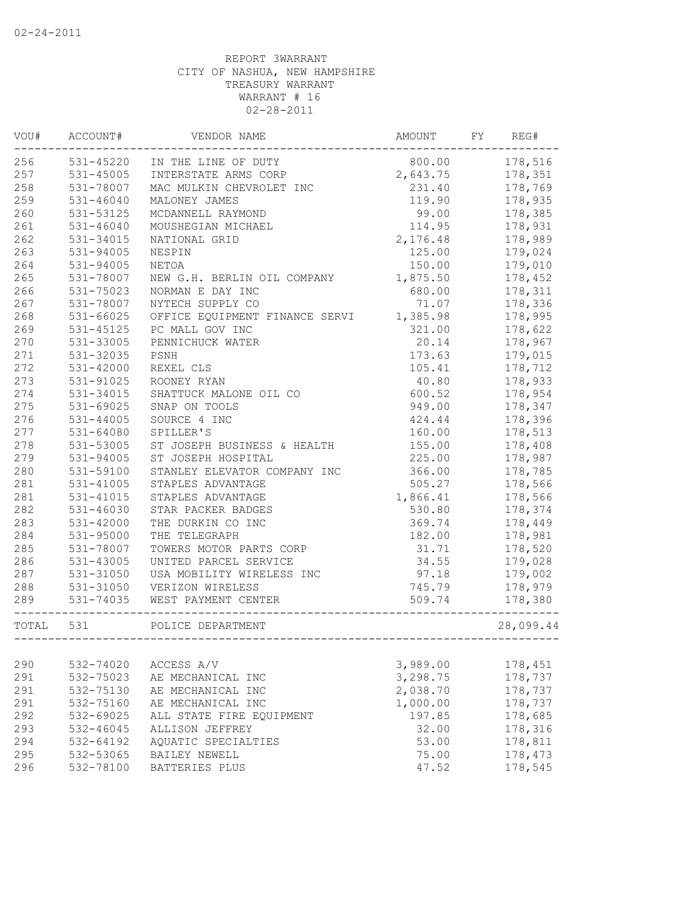02-24-2011

REPORT 3WARRANT
CITY OF NASHUA, NEW HAMPSHIRE
TREASURY WARRANT
WARRANT # 16
02-28-2011

| VOU# | ACCOUNT# | VENDOR NAME | AMOUNT | FY | REG# |
|---|---|---|---|---|---|
| 256 | 531-45220 | IN THE LINE OF DUTY | 800.00 | | 178,516 |
| 257 | 531-45005 | INTERSTATE ARMS CORP | 2,643.75 | | 178,351 |
| 258 | 531-78007 | MAC MULKIN CHEVROLET INC | 231.40 | | 178,769 |
| 259 | 531-46040 | MALONEY JAMES | 119.90 | | 178,935 |
| 260 | 531-53125 | MCDANNELL RAYMOND | 99.00 | | 178,385 |
| 261 | 531-46040 | MOUSHEGIAN MICHAEL | 114.95 | | 178,931 |
| 262 | 531-34015 | NATIONAL GRID | 2,176.48 | | 178,989 |
| 263 | 531-94005 | NESPIN | 125.00 | | 179,024 |
| 264 | 531-94005 | NETOA | 150.00 | | 179,010 |
| 265 | 531-78007 | NEW G.H. BERLIN OIL COMPANY | 1,875.50 | | 178,452 |
| 266 | 531-75023 | NORMAN E DAY INC | 680.00 | | 178,311 |
| 267 | 531-78007 | NYTECH SUPPLY CO | 71.07 | | 178,336 |
| 268 | 531-66025 | OFFICE EQUIPMENT FINANCE SERVI | 1,385.98 | | 178,995 |
| 269 | 531-45125 | PC MALL GOV INC | 321.00 | | 178,622 |
| 270 | 531-33005 | PENNICHUCK WATER | 20.14 | | 178,967 |
| 271 | 531-32035 | PSNH | 173.63 | | 179,015 |
| 272 | 531-42000 | REXEL CLS | 105.41 | | 178,712 |
| 273 | 531-91025 | ROONEY RYAN | 40.80 | | 178,933 |
| 274 | 531-34015 | SHATTUCK MALONE OIL CO | 600.52 | | 178,954 |
| 275 | 531-69025 | SNAP ON TOOLS | 949.00 | | 178,347 |
| 276 | 531-44005 | SOURCE 4 INC | 424.44 | | 178,396 |
| 277 | 531-64080 | SPILLER'S | 160.00 | | 178,513 |
| 278 | 531-53005 | ST JOSEPH BUSINESS & HEALTH | 155.00 | | 178,408 |
| 279 | 531-94005 | ST JOSEPH HOSPITAL | 225.00 | | 178,987 |
| 280 | 531-59100 | STANLEY ELEVATOR COMPANY INC | 366.00 | | 178,785 |
| 281 | 531-41005 | STAPLES ADVANTAGE | 505.27 | | 178,566 |
| 281 | 531-41015 | STAPLES ADVANTAGE | 1,866.41 | | 178,566 |
| 282 | 531-46030 | STAR PACKER BADGES | 530.80 | | 178,374 |
| 283 | 531-42000 | THE DURKIN CO INC | 369.74 | | 178,449 |
| 284 | 531-95000 | THE TELEGRAPH | 182.00 | | 178,981 |
| 285 | 531-78007 | TOWERS MOTOR PARTS CORP | 31.71 | | 178,520 |
| 286 | 531-43005 | UNITED PARCEL SERVICE | 34.55 | | 179,028 |
| 287 | 531-31050 | USA MOBILITY WIRELESS INC | 97.18 | | 179,002 |
| 288 | 531-31050 | VERIZON WIRELESS | 745.79 | | 178,979 |
| 289 | 531-74035 | WEST PAYMENT CENTER | 509.74 | | 178,380 |
| TOTAL | 531 | POLICE DEPARTMENT | | | 28,099.44 |
| 290 | 532-74020 | ACCESS A/V | 3,989.00 | | 178,451 |
| 291 | 532-75023 | AE MECHANICAL INC | 3,298.75 | | 178,737 |
| 291 | 532-75130 | AE MECHANICAL INC | 2,038.70 | | 178,737 |
| 291 | 532-75160 | AE MECHANICAL INC | 1,000.00 | | 178,737 |
| 292 | 532-69025 | ALL STATE FIRE EQUIPMENT | 197.85 | | 178,685 |
| 293 | 532-46045 | ALLISON JEFFREY | 32.00 | | 178,316 |
| 294 | 532-64192 | AQUATIC SPECIALTIES | 53.00 | | 178,811 |
| 295 | 532-53065 | BAILEY NEWELL | 75.00 | | 178,473 |
| 296 | 532-78100 | BATTERIES PLUS | 47.52 | | 178,545 |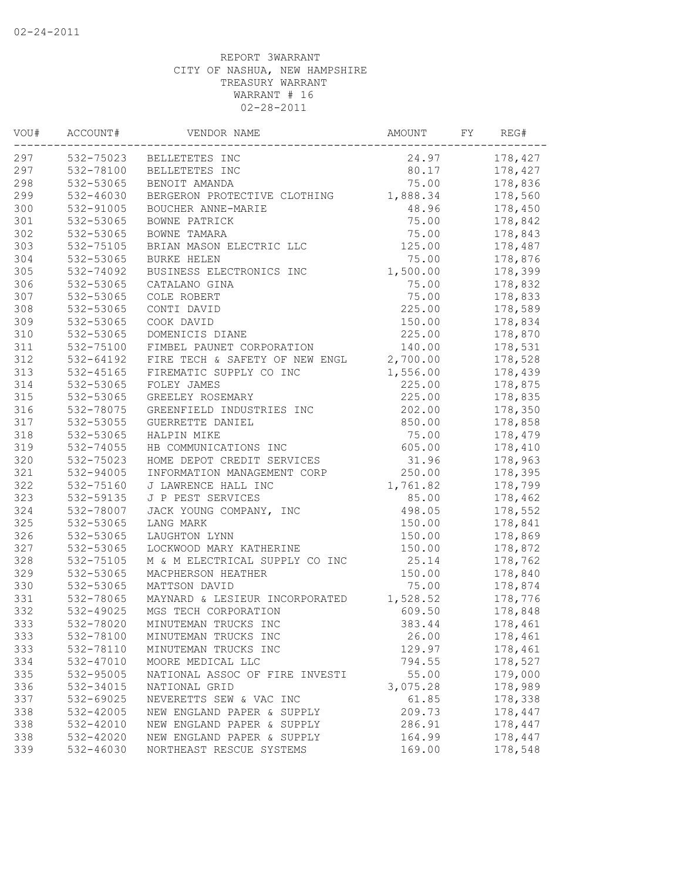02-24-2011

REPORT 3WARRANT
CITY OF NASHUA, NEW HAMPSHIRE
TREASURY WARRANT
WARRANT # 16
02-28-2011

| VOU# | ACCOUNT# | VENDOR NAME | AMOUNT | FY | REG# |
|---|---|---|---|---|---|
| 297 | 532-75023 | BELLETETES INC | 24.97 | | 178,427 |
| 297 | 532-78100 | BELLETETES INC | 80.17 | | 178,427 |
| 298 | 532-53065 | BENOIT AMANDA | 75.00 | | 178,836 |
| 299 | 532-46030 | BERGERON PROTECTIVE CLOTHING | 1,888.34 | | 178,560 |
| 300 | 532-91005 | BOUCHER ANNE-MARIE | 48.96 | | 178,450 |
| 301 | 532-53065 | BOWNE PATRICK | 75.00 | | 178,842 |
| 302 | 532-53065 | BOWNE TAMARA | 75.00 | | 178,843 |
| 303 | 532-75105 | BRIAN MASON ELECTRIC LLC | 125.00 | | 178,487 |
| 304 | 532-53065 | BURKE HELEN | 75.00 | | 178,876 |
| 305 | 532-74092 | BUSINESS ELECTRONICS INC | 1,500.00 | | 178,399 |
| 306 | 532-53065 | CATALANO GINA | 75.00 | | 178,832 |
| 307 | 532-53065 | COLE ROBERT | 75.00 | | 178,833 |
| 308 | 532-53065 | CONTI DAVID | 225.00 | | 178,589 |
| 309 | 532-53065 | COOK DAVID | 150.00 | | 178,834 |
| 310 | 532-53065 | DOMENICIS DIANE | 225.00 | | 178,870 |
| 311 | 532-75100 | FIMBEL PAUNET CORPORATION | 140.00 | | 178,531 |
| 312 | 532-64192 | FIRE TECH & SAFETY OF NEW ENGL | 2,700.00 | | 178,528 |
| 313 | 532-45165 | FIREMATIC SUPPLY CO INC | 1,556.00 | | 178,439 |
| 314 | 532-53065 | FOLEY JAMES | 225.00 | | 178,875 |
| 315 | 532-53065 | GREELEY ROSEMARY | 225.00 | | 178,835 |
| 316 | 532-78075 | GREENFIELD INDUSTRIES INC | 202.00 | | 178,350 |
| 317 | 532-53055 | GUERRETTE DANIEL | 850.00 | | 178,858 |
| 318 | 532-53065 | HALPIN MIKE | 75.00 | | 178,479 |
| 319 | 532-74055 | HB COMMUNICATIONS INC | 605.00 | | 178,410 |
| 320 | 532-75023 | HOME DEPOT CREDIT SERVICES | 31.96 | | 178,963 |
| 321 | 532-94005 | INFORMATION MANAGEMENT CORP | 250.00 | | 178,395 |
| 322 | 532-75160 | J LAWRENCE HALL INC | 1,761.82 | | 178,799 |
| 323 | 532-59135 | J P PEST SERVICES | 85.00 | | 178,462 |
| 324 | 532-78007 | JACK YOUNG COMPANY, INC | 498.05 | | 178,552 |
| 325 | 532-53065 | LANG MARK | 150.00 | | 178,841 |
| 326 | 532-53065 | LAUGHTON LYNN | 150.00 | | 178,869 |
| 327 | 532-53065 | LOCKWOOD MARY KATHERINE | 150.00 | | 178,872 |
| 328 | 532-75105 | M & M ELECTRICAL SUPPLY CO INC | 25.14 | | 178,762 |
| 329 | 532-53065 | MACPHERSON HEATHER | 150.00 | | 178,840 |
| 330 | 532-53065 | MATTSON DAVID | 75.00 | | 178,874 |
| 331 | 532-78065 | MAYNARD & LESIEUR INCORPORATED | 1,528.52 | | 178,776 |
| 332 | 532-49025 | MGS TECH CORPORATION | 609.50 | | 178,848 |
| 333 | 532-78020 | MINUTEMAN TRUCKS INC | 383.44 | | 178,461 |
| 333 | 532-78100 | MINUTEMAN TRUCKS INC | 26.00 | | 178,461 |
| 333 | 532-78110 | MINUTEMAN TRUCKS INC | 129.97 | | 178,461 |
| 334 | 532-47010 | MOORE MEDICAL LLC | 794.55 | | 178,527 |
| 335 | 532-95005 | NATIONAL ASSOC OF FIRE INVESTI | 55.00 | | 179,000 |
| 336 | 532-34015 | NATIONAL GRID | 3,075.28 | | 178,989 |
| 337 | 532-69025 | NEVERETTS SEW & VAC INC | 61.85 | | 178,338 |
| 338 | 532-42005 | NEW ENGLAND PAPER & SUPPLY | 209.73 | | 178,447 |
| 338 | 532-42010 | NEW ENGLAND PAPER & SUPPLY | 286.91 | | 178,447 |
| 338 | 532-42020 | NEW ENGLAND PAPER & SUPPLY | 164.99 | | 178,447 |
| 339 | 532-46030 | NORTHEAST RESCUE SYSTEMS | 169.00 | | 178,548 |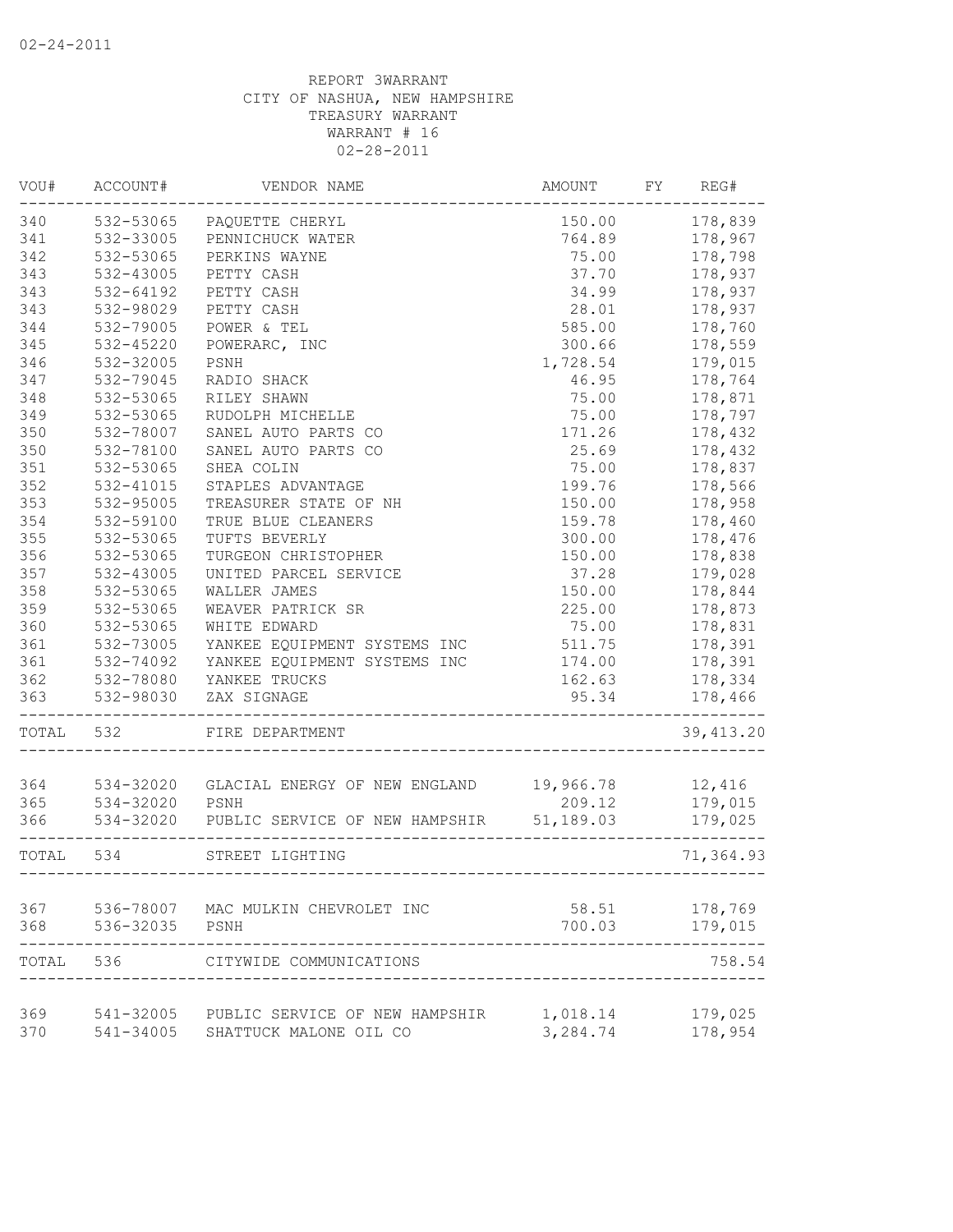02-24-2011

REPORT 3WARRANT
CITY OF NASHUA, NEW HAMPSHIRE
TREASURY WARRANT
WARRANT # 16
02-28-2011

| VOU# | ACCOUNT# | VENDOR NAME | AMOUNT | FY | REG# |
|---|---|---|---|---|---|
| 340 | 532-53065 | PAQUETTE CHERYL | 150.00 | | 178,839 |
| 341 | 532-33005 | PENNICHUCK WATER | 764.89 | | 178,967 |
| 342 | 532-53065 | PERKINS WAYNE | 75.00 | | 178,798 |
| 343 | 532-43005 | PETTY CASH | 37.70 | | 178,937 |
| 343 | 532-64192 | PETTY CASH | 34.99 | | 178,937 |
| 343 | 532-98029 | PETTY CASH | 28.01 | | 178,937 |
| 344 | 532-79005 | POWER & TEL | 585.00 | | 178,760 |
| 345 | 532-45220 | POWERARC, INC | 300.66 | | 178,559 |
| 346 | 532-32005 | PSNH | 1,728.54 | | 179,015 |
| 347 | 532-79045 | RADIO SHACK | 46.95 | | 178,764 |
| 348 | 532-53065 | RILEY SHAWN | 75.00 | | 178,871 |
| 349 | 532-53065 | RUDOLPH MICHELLE | 75.00 | | 178,797 |
| 350 | 532-78007 | SANEL AUTO PARTS CO | 171.26 | | 178,432 |
| 350 | 532-78100 | SANEL AUTO PARTS CO | 25.69 | | 178,432 |
| 351 | 532-53065 | SHEA COLIN | 75.00 | | 178,837 |
| 352 | 532-41015 | STAPLES ADVANTAGE | 199.76 | | 178,566 |
| 353 | 532-95005 | TREASURER STATE OF NH | 150.00 | | 178,958 |
| 354 | 532-59100 | TRUE BLUE CLEANERS | 159.78 | | 178,460 |
| 355 | 532-53065 | TUFTS BEVERLY | 300.00 | | 178,476 |
| 356 | 532-53065 | TURGEON CHRISTOPHER | 150.00 | | 178,838 |
| 357 | 532-43005 | UNITED PARCEL SERVICE | 37.28 | | 179,028 |
| 358 | 532-53065 | WALLER JAMES | 150.00 | | 178,844 |
| 359 | 532-53065 | WEAVER PATRICK SR | 225.00 | | 178,873 |
| 360 | 532-53065 | WHITE EDWARD | 75.00 | | 178,831 |
| 361 | 532-73005 | YANKEE EQUIPMENT SYSTEMS INC | 511.75 | | 178,391 |
| 361 | 532-74092 | YANKEE EQUIPMENT SYSTEMS INC | 174.00 | | 178,391 |
| 362 | 532-78080 | YANKEE TRUCKS | 162.63 | | 178,334 |
| 363 | 532-98030 | ZAX SIGNAGE | 95.34 | | 178,466 |
| TOTAL | 532 | FIRE DEPARTMENT | | | 39,413.20 |
| 364 | 534-32020 | GLACIAL ENERGY OF NEW ENGLAND | 19,966.78 | | 12,416 |
| 365 | 534-32020 | PSNH | 209.12 | | 179,015 |
| 366 | 534-32020 | PUBLIC SERVICE OF NEW HAMPSHIR | 51,189.03 | | 179,025 |
| TOTAL | 534 | STREET LIGHTING | | | 71,364.93 |
| 367 | 536-78007 | MAC MULKIN CHEVROLET INC | 58.51 | | 178,769 |
| 368 | 536-32035 | PSNH | 700.03 | | 179,015 |
| TOTAL | 536 | CITYWIDE COMMUNICATIONS | | | 758.54 |
| 369 | 541-32005 | PUBLIC SERVICE OF NEW HAMPSHIR | 1,018.14 | | 179,025 |
| 370 | 541-34005 | SHATTUCK MALONE OIL CO | 3,284.74 | | 178,954 |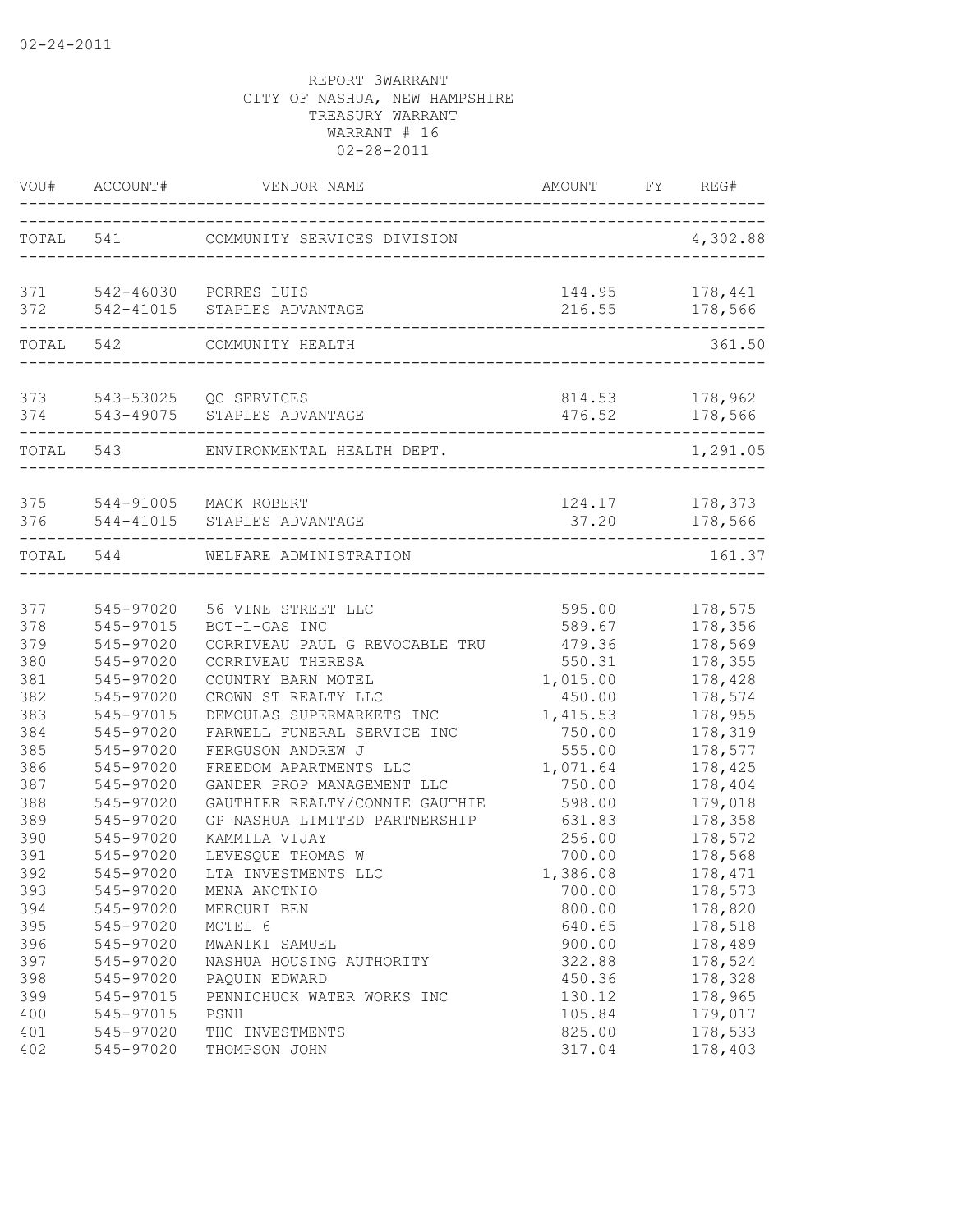REPORT 3WARRANT
CITY OF NASHUA, NEW HAMPSHIRE
TREASURY WARRANT
WARRANT # 16
02-28-2011

| VOU# | ACCOUNT# | VENDOR NAME | AMOUNT | FY | REG# |
|---|---|---|---|---|---|
| TOTAL | 541 | COMMUNITY SERVICES DIVISION | | | 4,302.88 |
| 371 | 542-46030 | PORRES LUIS | 144.95 | | 178,441 |
| 372 | 542-41015 | STAPLES ADVANTAGE | 216.55 | | 178,566 |
| TOTAL | 542 | COMMUNITY HEALTH | | | 361.50 |
| 373 | 543-53025 | QC SERVICES | 814.53 | | 178,962 |
| 374 | 543-49075 | STAPLES ADVANTAGE | 476.52 | | 178,566 |
| TOTAL | 543 | ENVIRONMENTAL HEALTH DEPT. | | | 1,291.05 |
| 375 | 544-91005 | MACK ROBERT | 124.17 | | 178,373 |
| 376 | 544-41015 | STAPLES ADVANTAGE | 37.20 | | 178,566 |
| TOTAL | 544 | WELFARE ADMINISTRATION | | | 161.37 |
| 377 | 545-97020 | 56 VINE STREET LLC | 595.00 | | 178,575 |
| 378 | 545-97015 | BOT-L-GAS INC | 589.67 | | 178,356 |
| 379 | 545-97020 | CORRIVEAU PAUL G REVOCABLE TRU | 479.36 | | 178,569 |
| 380 | 545-97020 | CORRIVEAU THERESA | 550.31 | | 178,355 |
| 381 | 545-97020 | COUNTRY BARN MOTEL | 1,015.00 | | 178,428 |
| 382 | 545-97020 | CROWN ST REALTY LLC | 450.00 | | 178,574 |
| 383 | 545-97015 | DEMOULAS SUPERMARKETS INC | 1,415.53 | | 178,955 |
| 384 | 545-97020 | FARWELL FUNERAL SERVICE INC | 750.00 | | 178,319 |
| 385 | 545-97020 | FERGUSON ANDREW J | 555.00 | | 178,577 |
| 386 | 545-97020 | FREEDOM APARTMENTS LLC | 1,071.64 | | 178,425 |
| 387 | 545-97020 | GANDER PROP MANAGEMENT LLC | 750.00 | | 178,404 |
| 388 | 545-97020 | GAUTHIER REALTY/CONNIE GAUTHIE | 598.00 | | 179,018 |
| 389 | 545-97020 | GP NASHUA LIMITED PARTNERSHIP | 631.83 | | 178,358 |
| 390 | 545-97020 | KAMMILA VIJAY | 256.00 | | 178,572 |
| 391 | 545-97020 | LEVESQUE THOMAS W | 700.00 | | 178,568 |
| 392 | 545-97020 | LTA INVESTMENTS LLC | 1,386.08 | | 178,471 |
| 393 | 545-97020 | MENA ANOTNIO | 700.00 | | 178,573 |
| 394 | 545-97020 | MERCURI BEN | 800.00 | | 178,820 |
| 395 | 545-97020 | MOTEL 6 | 640.65 | | 178,518 |
| 396 | 545-97020 | MWANIKI SAMUEL | 900.00 | | 178,489 |
| 397 | 545-97020 | NASHUA HOUSING AUTHORITY | 322.88 | | 178,524 |
| 398 | 545-97020 | PAQUIN EDWARD | 450.36 | | 178,328 |
| 399 | 545-97015 | PENNICHUCK WATER WORKS INC | 130.12 | | 178,965 |
| 400 | 545-97015 | PSNH | 105.84 | | 179,017 |
| 401 | 545-97020 | THC INVESTMENTS | 825.00 | | 178,533 |
| 402 | 545-97020 | THOMPSON JOHN | 317.04 | | 178,403 |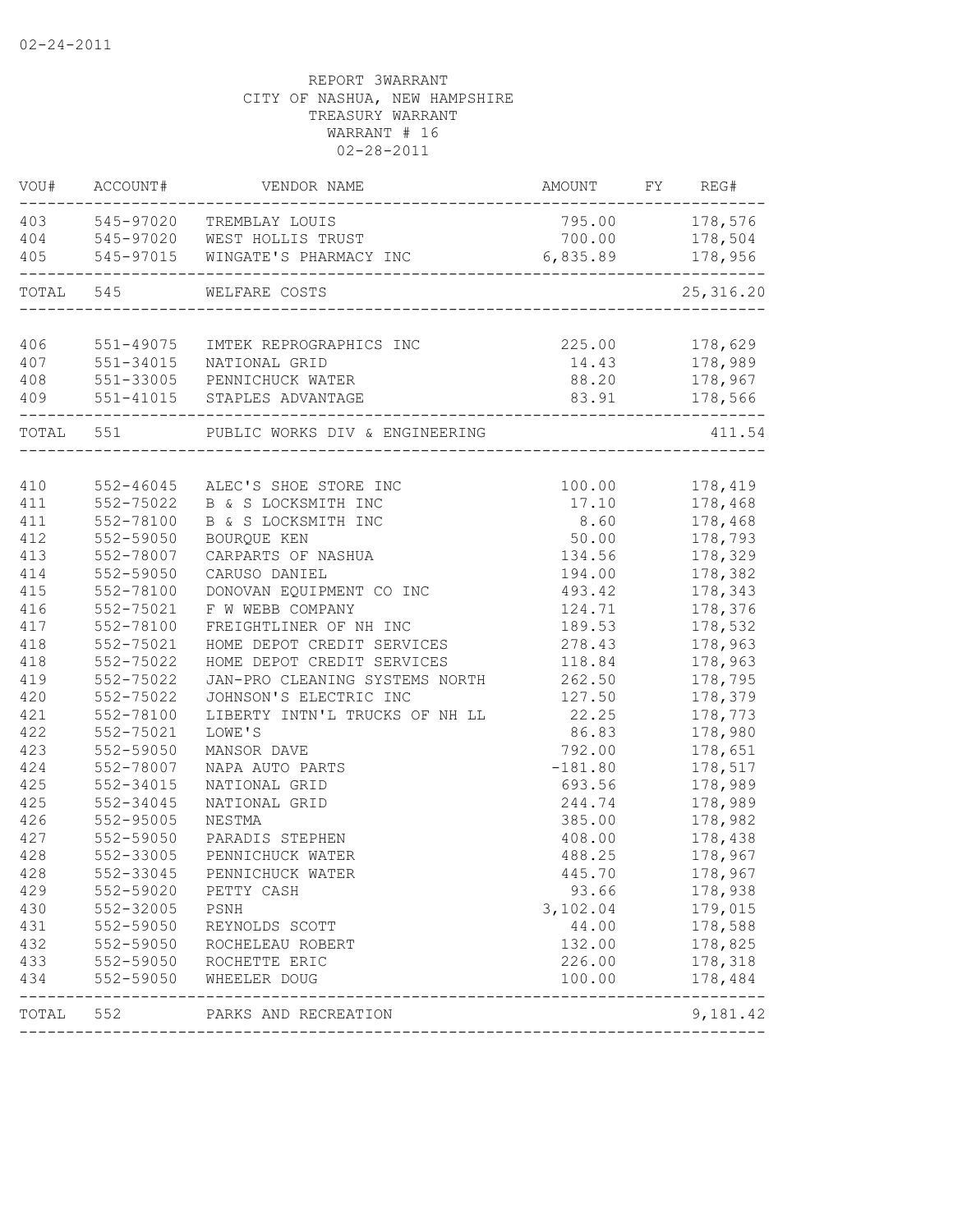02-24-2011

REPORT 3WARRANT
CITY OF NASHUA, NEW HAMPSHIRE
TREASURY WARRANT
WARRANT # 16
02-28-2011

| VOU# | ACCOUNT# | VENDOR NAME | AMOUNT | FY | REG# |
|---|---|---|---|---|---|
| 403 | 545-97020 | TREMBLAY LOUIS | 795.00 | | 178,576 |
| 404 | 545-97020 | WEST HOLLIS TRUST | 700.00 | | 178,504 |
| 405 | 545-97015 | WINGATE'S PHARMACY INC | 6,835.89 | | 178,956 |
| TOTAL | 545 | WELFARE COSTS | | | 25,316.20 |
| 406 | 551-49075 | IMTEK REPROGRAPHICS INC | 225.00 | | 178,629 |
| 407 | 551-34015 | NATIONAL GRID | 14.43 | | 178,989 |
| 408 | 551-33005 | PENNICHUCK WATER | 88.20 | | 178,967 |
| 409 | 551-41015 | STAPLES ADVANTAGE | 83.91 | | 178,566 |
| TOTAL | 551 | PUBLIC WORKS DIV & ENGINEERING | | | 411.54 |
| 410 | 552-46045 | ALEC'S SHOE STORE INC | 100.00 | | 178,419 |
| 411 | 552-75022 | B & S LOCKSMITH INC | 17.10 | | 178,468 |
| 411 | 552-78100 | B & S LOCKSMITH INC | 8.60 | | 178,468 |
| 412 | 552-59050 | BOURQUE KEN | 50.00 | | 178,793 |
| 413 | 552-78007 | CARPARTS OF NASHUA | 134.56 | | 178,329 |
| 414 | 552-59050 | CARUSO DANIEL | 194.00 | | 178,382 |
| 415 | 552-78100 | DONOVAN EQUIPMENT CO INC | 493.42 | | 178,343 |
| 416 | 552-75021 | F W WEBB COMPANY | 124.71 | | 178,376 |
| 417 | 552-78100 | FREIGHTLINER OF NH INC | 189.53 | | 178,532 |
| 418 | 552-75021 | HOME DEPOT CREDIT SERVICES | 278.43 | | 178,963 |
| 418 | 552-75022 | HOME DEPOT CREDIT SERVICES | 118.84 | | 178,963 |
| 419 | 552-75022 | JAN-PRO CLEANING SYSTEMS NORTH | 262.50 | | 178,795 |
| 420 | 552-75022 | JOHNSON'S ELECTRIC INC | 127.50 | | 178,379 |
| 421 | 552-78100 | LIBERTY INTN'L TRUCKS OF NH LL | 22.25 | | 178,773 |
| 422 | 552-75021 | LOWE'S | 86.83 | | 178,980 |
| 423 | 552-59050 | MANSOR DAVE | 792.00 | | 178,651 |
| 424 | 552-78007 | NAPA AUTO PARTS | -181.80 | | 178,517 |
| 425 | 552-34015 | NATIONAL GRID | 693.56 | | 178,989 |
| 425 | 552-34045 | NATIONAL GRID | 244.74 | | 178,989 |
| 426 | 552-95005 | NESTMA | 385.00 | | 178,982 |
| 427 | 552-59050 | PARADIS STEPHEN | 408.00 | | 178,438 |
| 428 | 552-33005 | PENNICHUCK WATER | 488.25 | | 178,967 |
| 428 | 552-33045 | PENNICHUCK WATER | 445.70 | | 178,967 |
| 429 | 552-59020 | PETTY CASH | 93.66 | | 178,938 |
| 430 | 552-32005 | PSNH | 3,102.04 | | 179,015 |
| 431 | 552-59050 | REYNOLDS SCOTT | 44.00 | | 178,588 |
| 432 | 552-59050 | ROCHELEAU ROBERT | 132.00 | | 178,825 |
| 433 | 552-59050 | ROCHETTE ERIC | 226.00 | | 178,318 |
| 434 | 552-59050 | WHEELER DOUG | 100.00 | | 178,484 |
| TOTAL | 552 | PARKS AND RECREATION | | | 9,181.42 |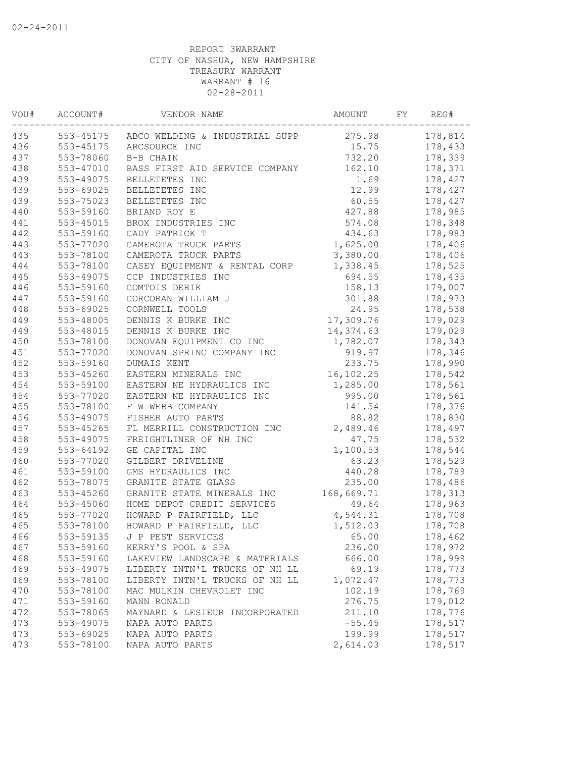02-24-2011

REPORT 3WARRANT
CITY OF NASHUA, NEW HAMPSHIRE
TREASURY WARRANT
WARRANT # 16
02-28-2011

| VOU# | ACCOUNT# | VENDOR NAME | AMOUNT | FY | REG# |
|---|---|---|---|---|---|
| 435 | 553-45175 | ABCO WELDING & INDUSTRIAL SUPP | 275.98 | | 178,814 |
| 436 | 553-45175 | ARCSOURCE INC | 15.75 | | 178,433 |
| 437 | 553-78060 | B-B CHAIN | 732.20 | | 178,339 |
| 438 | 553-47010 | BASS FIRST AID SERVICE COMPANY | 162.10 | | 178,371 |
| 439 | 553-49075 | BELLETETES INC | 1.69 | | 178,427 |
| 439 | 553-69025 | BELLETETES INC | 12.99 | | 178,427 |
| 439 | 553-75023 | BELLETETES INC | 60.55 | | 178,427 |
| 440 | 553-59160 | BRIAND ROY E | 427.88 | | 178,985 |
| 441 | 553-45015 | BROX INDUSTRIES INC | 574.08 | | 178,348 |
| 442 | 553-59160 | CADY PATRICK T | 434.63 | | 178,983 |
| 443 | 553-77020 | CAMEROTA TRUCK PARTS | 1,625.00 | | 178,406 |
| 443 | 553-78100 | CAMEROTA TRUCK PARTS | 3,380.00 | | 178,406 |
| 444 | 553-78100 | CASEY EQUIPMENT & RENTAL CORP | 1,338.45 | | 178,525 |
| 445 | 553-49075 | CCP INDUSTRIES INC | 694.55 | | 178,435 |
| 446 | 553-59160 | COMTOIS DERIK | 158.13 | | 179,007 |
| 447 | 553-59160 | CORCORAN WILLIAM J | 301.88 | | 178,973 |
| 448 | 553-69025 | CORNWELL TOOLS | 24.95 | | 178,538 |
| 449 | 553-48005 | DENNIS K BURKE INC | 17,309.76 | | 179,029 |
| 449 | 553-48015 | DENNIS K BURKE INC | 14,374.63 | | 179,029 |
| 450 | 553-78100 | DONOVAN EQUIPMENT CO INC | 1,782.07 | | 178,343 |
| 451 | 553-77020 | DONOVAN SPRING COMPANY INC | 919.97 | | 178,346 |
| 452 | 553-59160 | DUMAIS KENT | 233.75 | | 178,990 |
| 453 | 553-45260 | EASTERN MINERALS INC | 16,102.25 | | 178,542 |
| 454 | 553-59100 | EASTERN NE HYDRAULICS INC | 1,285.00 | | 178,561 |
| 454 | 553-77020 | EASTERN NE HYDRAULICS INC | 995.00 | | 178,561 |
| 455 | 553-78100 | F W WEBB COMPANY | 141.54 | | 178,376 |
| 456 | 553-49075 | FISHER AUTO PARTS | 88.82 | | 178,830 |
| 457 | 553-45265 | FL MERRILL CONSTRUCTION INC | 2,489.46 | | 178,497 |
| 458 | 553-49075 | FREIGHTLINER OF NH INC | 47.75 | | 178,532 |
| 459 | 553-64192 | GE CAPITAL INC | 1,100.53 | | 178,544 |
| 460 | 553-77020 | GILBERT DRIVELINE | 63.23 | | 178,529 |
| 461 | 553-59100 | GMS HYDRAULICS INC | 440.28 | | 178,789 |
| 462 | 553-78075 | GRANITE STATE GLASS | 235.00 | | 178,486 |
| 463 | 553-45260 | GRANITE STATE MINERALS INC | 168,669.71 | | 178,313 |
| 464 | 553-45060 | HOME DEPOT CREDIT SERVICES | 49.64 | | 178,963 |
| 465 | 553-77020 | HOWARD P FAIRFIELD, LLC | 4,544.31 | | 178,708 |
| 465 | 553-78100 | HOWARD P FAIRFIELD, LLC | 1,512.03 | | 178,708 |
| 466 | 553-59135 | J P PEST SERVICES | 65.00 | | 178,462 |
| 467 | 553-59160 | KERRY'S POOL & SPA | 236.00 | | 178,972 |
| 468 | 553-59160 | LAKEVIEW LANDSCAPE & MATERIALS | 666.00 | | 178,999 |
| 469 | 553-49075 | LIBERTY INTN'L TRUCKS OF NH LL | 69.19 | | 178,773 |
| 469 | 553-78100 | LIBERTY INTN'L TRUCKS OF NH LL | 1,072.47 | | 178,773 |
| 470 | 553-78100 | MAC MULKIN CHEVROLET INC | 102.19 | | 178,769 |
| 471 | 553-59160 | MANN RONALD | 276.75 | | 179,012 |
| 472 | 553-78065 | MAYNARD & LESIEUR INCORPORATED | 211.10 | | 178,776 |
| 473 | 553-49075 | NAPA AUTO PARTS | -55.45 | | 178,517 |
| 473 | 553-69025 | NAPA AUTO PARTS | 199.99 | | 178,517 |
| 473 | 553-78100 | NAPA AUTO PARTS | 2,614.03 | | 178,517 |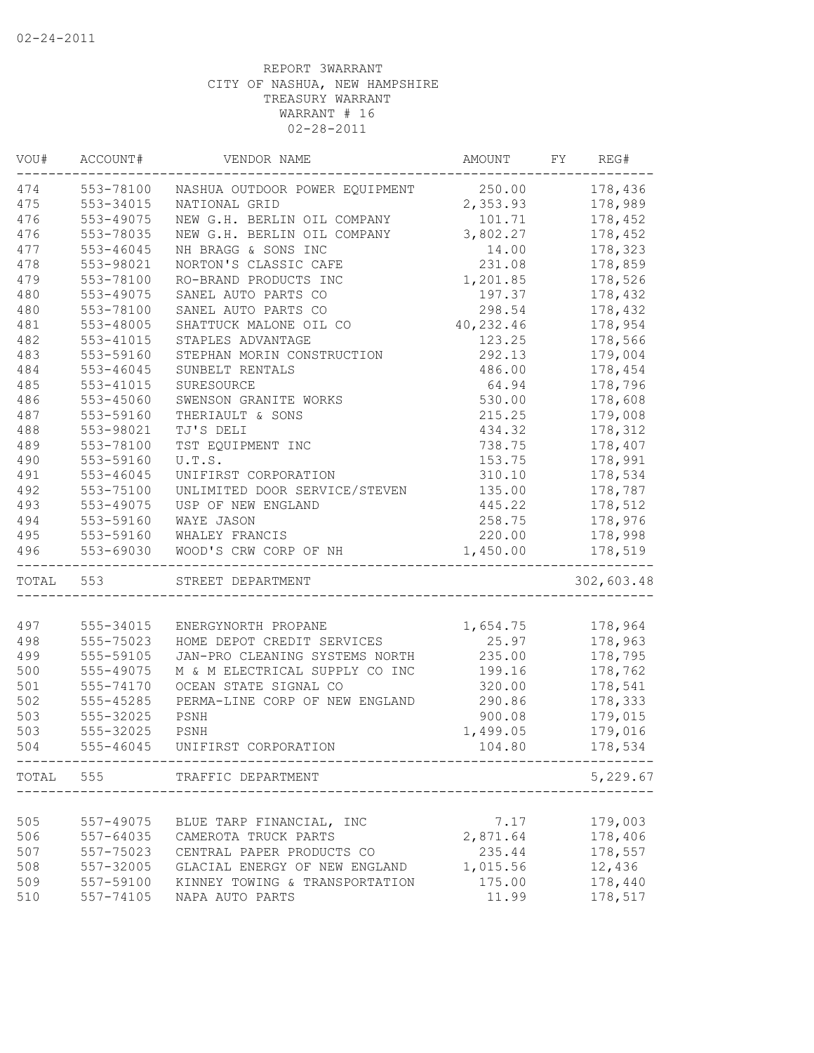02-24-2011

REPORT 3WARRANT
CITY OF NASHUA, NEW HAMPSHIRE
TREASURY WARRANT
WARRANT # 16
02-28-2011

| VOU# | ACCOUNT# | VENDOR NAME | AMOUNT | FY | REG# |
|---|---|---|---|---|---|
| 474 | 553-78100 | NASHUA OUTDOOR POWER EQUIPMENT | 250.00 | | 178,436 |
| 475 | 553-34015 | NATIONAL GRID | 2,353.93 | | 178,989 |
| 476 | 553-49075 | NEW G.H. BERLIN OIL COMPANY | 101.71 | | 178,452 |
| 476 | 553-78035 | NEW G.H. BERLIN OIL COMPANY | 3,802.27 | | 178,452 |
| 477 | 553-46045 | NH BRAGG & SONS INC | 14.00 | | 178,323 |
| 478 | 553-98021 | NORTON'S CLASSIC CAFE | 231.08 | | 178,859 |
| 479 | 553-78100 | RO-BRAND PRODUCTS INC | 1,201.85 | | 178,526 |
| 480 | 553-49075 | SANEL AUTO PARTS CO | 197.37 | | 178,432 |
| 480 | 553-78100 | SANEL AUTO PARTS CO | 298.54 | | 178,432 |
| 481 | 553-48005 | SHATTUCK MALONE OIL CO | 40,232.46 | | 178,954 |
| 482 | 553-41015 | STAPLES ADVANTAGE | 123.25 | | 178,566 |
| 483 | 553-59160 | STEPHAN MORIN CONSTRUCTION | 292.13 | | 179,004 |
| 484 | 553-46045 | SUNBELT RENTALS | 486.00 | | 178,454 |
| 485 | 553-41015 | SURESOURCE | 64.94 | | 178,796 |
| 486 | 553-45060 | SWENSON GRANITE WORKS | 530.00 | | 178,608 |
| 487 | 553-59160 | THERIAULT & SONS | 215.25 | | 179,008 |
| 488 | 553-98021 | TJ'S DELI | 434.32 | | 178,312 |
| 489 | 553-78100 | TST EQUIPMENT INC | 738.75 | | 178,407 |
| 490 | 553-59160 | U.T.S. | 153.75 | | 178,991 |
| 491 | 553-46045 | UNIFIRST CORPORATION | 310.10 | | 178,534 |
| 492 | 553-75100 | UNLIMITED DOOR SERVICE/STEVEN | 135.00 | | 178,787 |
| 493 | 553-49075 | USP OF NEW ENGLAND | 445.22 | | 178,512 |
| 494 | 553-59160 | WAYE JASON | 258.75 | | 178,976 |
| 495 | 553-59160 | WHALEY FRANCIS | 220.00 | | 178,998 |
| 496 | 553-69030 | WOOD'S CRW CORP OF NH | 1,450.00 | | 178,519 |
| TOTAL | 553 | STREET DEPARTMENT | | | 302,603.48 |
| 497 | 555-34015 | ENERGYNORTH PROPANE | 1,654.75 | | 178,964 |
| 498 | 555-75023 | HOME DEPOT CREDIT SERVICES | 25.97 | | 178,963 |
| 499 | 555-59105 | JAN-PRO CLEANING SYSTEMS NORTH | 235.00 | | 178,795 |
| 500 | 555-49075 | M & M ELECTRICAL SUPPLY CO INC | 199.16 | | 178,762 |
| 501 | 555-74170 | OCEAN STATE SIGNAL CO | 320.00 | | 178,541 |
| 502 | 555-45285 | PERMA-LINE CORP OF NEW ENGLAND | 290.86 | | 178,333 |
| 503 | 555-32025 | PSNH | 900.08 | | 179,015 |
| 503 | 555-32025 | PSNH | 1,499.05 | | 179,016 |
| 504 | 555-46045 | UNIFIRST CORPORATION | 104.80 | | 178,534 |
| TOTAL | 555 | TRAFFIC DEPARTMENT | | | 5,229.67 |
| 505 | 557-49075 | BLUE TARP FINANCIAL, INC | 7.17 | | 179,003 |
| 506 | 557-64035 | CAMEROTA TRUCK PARTS | 2,871.64 | | 178,406 |
| 507 | 557-75023 | CENTRAL PAPER PRODUCTS CO | 235.44 | | 178,557 |
| 508 | 557-32005 | GLACIAL ENERGY OF NEW ENGLAND | 1,015.56 | | 12,436 |
| 509 | 557-59100 | KINNEY TOWING & TRANSPORTATION | 175.00 | | 178,440 |
| 510 | 557-74105 | NAPA AUTO PARTS | 11.99 | | 178,517 |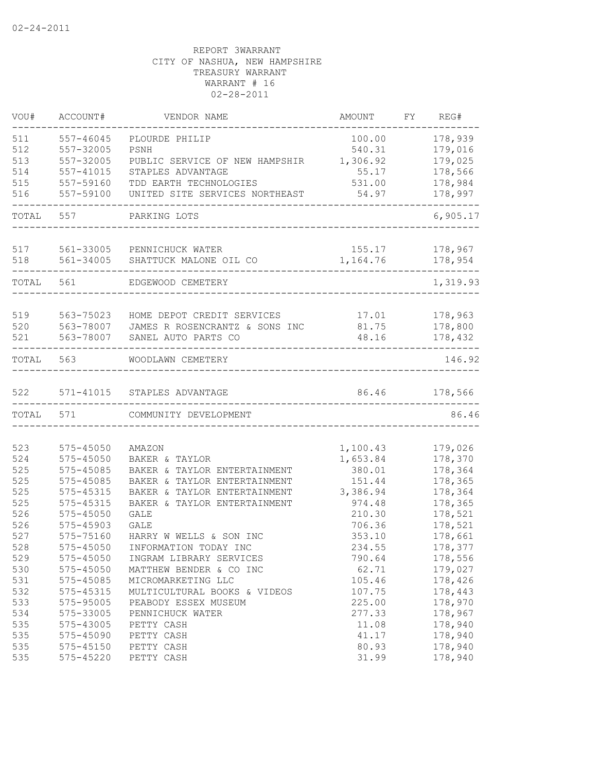02-24-2011

REPORT 3WARRANT
CITY OF NASHUA, NEW HAMPSHIRE
TREASURY WARRANT
WARRANT # 16
02-28-2011

| VOU# | ACCOUNT# | VENDOR NAME | AMOUNT | FY | REG# |
|---|---|---|---|---|---|
| 511 | 557-46045 | PLOURDE PHILIP | 100.00 | | 178,939 |
| 512 | 557-32005 | PSNH | 540.31 | | 179,016 |
| 513 | 557-32005 | PUBLIC SERVICE OF NEW HAMPSHIR | 1,306.92 | | 179,025 |
| 514 | 557-41015 | STAPLES ADVANTAGE | 55.17 | | 178,566 |
| 515 | 557-59160 | TDD EARTH TECHNOLOGIES | 531.00 | | 178,984 |
| 516 | 557-59100 | UNITED SITE SERVICES NORTHEAST | 54.97 | | 178,997 |
| TOTAL | 557 | PARKING LOTS | | | 6,905.17 |
| 517 | 561-33005 | PENNICHUCK WATER | 155.17 | | 178,967 |
| 518 | 561-34005 | SHATTUCK MALONE OIL CO | 1,164.76 | | 178,954 |
| TOTAL | 561 | EDGEWOOD CEMETERY | | | 1,319.93 |
| 519 | 563-75023 | HOME DEPOT CREDIT SERVICES | 17.01 | | 178,963 |
| 520 | 563-78007 | JAMES R ROSENCRANTZ & SONS INC | 81.75 | | 178,800 |
| 521 | 563-78007 | SANEL AUTO PARTS CO | 48.16 | | 178,432 |
| TOTAL | 563 | WOODLAWN CEMETERY | | | 146.92 |
| 522 | 571-41015 | STAPLES ADVANTAGE | 86.46 | | 178,566 |
| TOTAL | 571 | COMMUNITY DEVELOPMENT | | | 86.46 |
| 523 | 575-45050 | AMAZON | 1,100.43 | | 179,026 |
| 524 | 575-45050 | BAKER & TAYLOR | 1,653.84 | | 178,370 |
| 525 | 575-45085 | BAKER & TAYLOR ENTERTAINMENT | 380.01 | | 178,364 |
| 525 | 575-45085 | BAKER & TAYLOR ENTERTAINMENT | 151.44 | | 178,365 |
| 525 | 575-45315 | BAKER & TAYLOR ENTERTAINMENT | 3,386.94 | | 178,364 |
| 525 | 575-45315 | BAKER & TAYLOR ENTERTAINMENT | 974.48 | | 178,365 |
| 526 | 575-45050 | GALE | 210.30 | | 178,521 |
| 526 | 575-45903 | GALE | 706.36 | | 178,521 |
| 527 | 575-75160 | HARRY W WELLS & SON INC | 353.10 | | 178,661 |
| 528 | 575-45050 | INFORMATION TODAY INC | 234.55 | | 178,377 |
| 529 | 575-45050 | INGRAM LIBRARY SERVICES | 790.64 | | 178,556 |
| 530 | 575-45050 | MATTHEW BENDER & CO INC | 62.71 | | 179,027 |
| 531 | 575-45085 | MICROMARKETING LLC | 105.46 | | 178,426 |
| 532 | 575-45315 | MULTICULTURAL BOOKS & VIDEOS | 107.75 | | 178,443 |
| 533 | 575-95005 | PEABODY ESSEX MUSEUM | 225.00 | | 178,970 |
| 534 | 575-33005 | PENNICHUCK WATER | 277.33 | | 178,967 |
| 535 | 575-43005 | PETTY CASH | 11.08 | | 178,940 |
| 535 | 575-45090 | PETTY CASH | 41.17 | | 178,940 |
| 535 | 575-45150 | PETTY CASH | 80.93 | | 178,940 |
| 535 | 575-45220 | PETTY CASH | 31.99 | | 178,940 |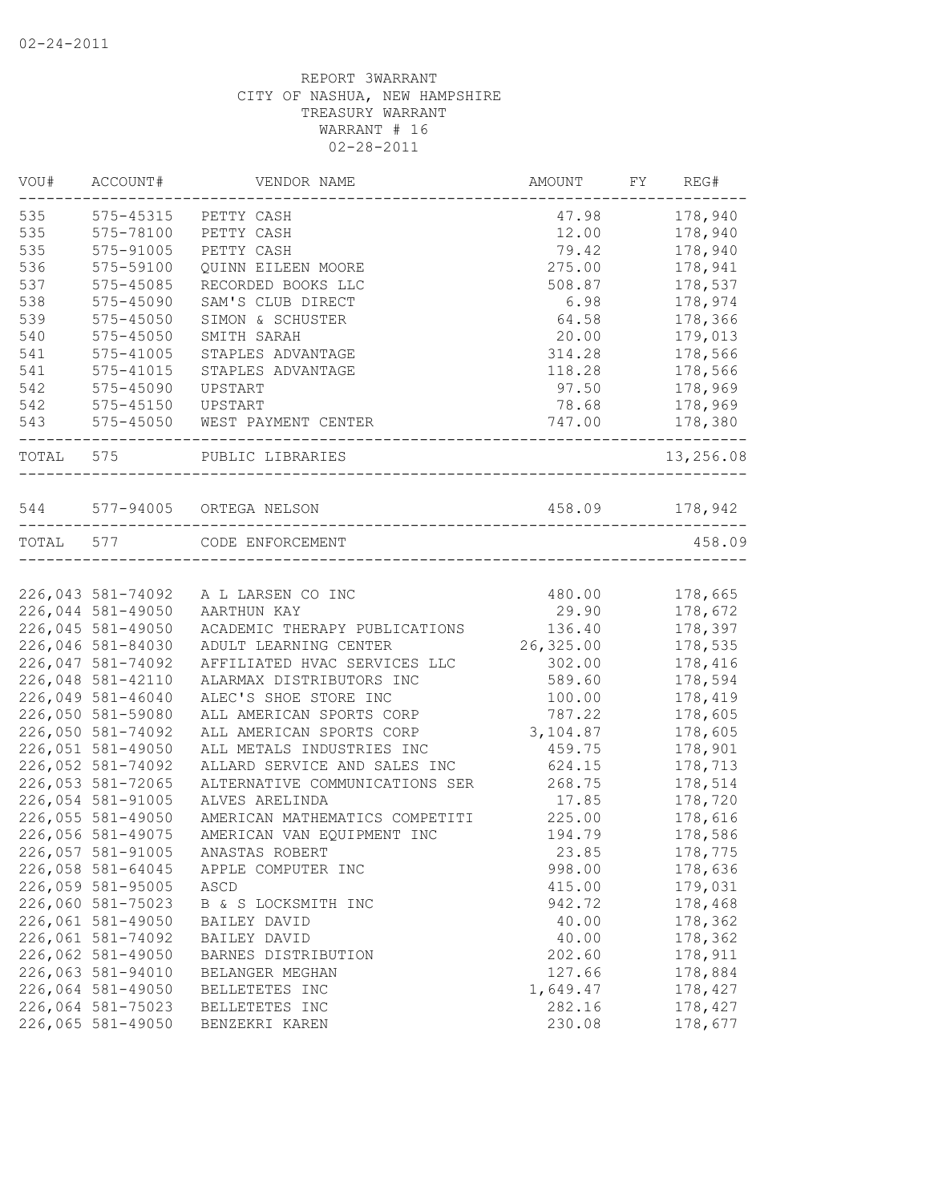02-24-2011

REPORT 3WARRANT
CITY OF NASHUA, NEW HAMPSHIRE
TREASURY WARRANT
WARRANT # 16
02-28-2011

| VOU# | ACCOUNT# | VENDOR NAME | AMOUNT | FY | REG# |
|---|---|---|---|---|---|
| 535 | 575-45315 | PETTY CASH | 47.98 | | 178,940 |
| 535 | 575-78100 | PETTY CASH | 12.00 | | 178,940 |
| 535 | 575-91005 | PETTY CASH | 79.42 | | 178,940 |
| 536 | 575-59100 | QUINN EILEEN MOORE | 275.00 | | 178,941 |
| 537 | 575-45085 | RECORDED BOOKS LLC | 508.87 | | 178,537 |
| 538 | 575-45090 | SAM'S CLUB DIRECT | 6.98 | | 178,974 |
| 539 | 575-45050 | SIMON & SCHUSTER | 64.58 | | 178,366 |
| 540 | 575-45050 | SMITH SARAH | 20.00 | | 179,013 |
| 541 | 575-41005 | STAPLES ADVANTAGE | 314.28 | | 178,566 |
| 541 | 575-41015 | STAPLES ADVANTAGE | 118.28 | | 178,566 |
| 542 | 575-45090 | UPSTART | 97.50 | | 178,969 |
| 542 | 575-45150 | UPSTART | 78.68 | | 178,969 |
| 543 | 575-45050 | WEST PAYMENT CENTER | 747.00 | | 178,380 |
| TOTAL | 575 | PUBLIC LIBRARIES | | | 13,256.08 |
| 544 | 577-94005 | ORTEGA NELSON | 458.09 | | 178,942 |
| TOTAL | 577 | CODE ENFORCEMENT | | | 458.09 |
| 226,043 | 581-74092 | A L LARSEN CO INC | 480.00 | | 178,665 |
| 226,044 | 581-49050 | AARTHUN KAY | 29.90 | | 178,672 |
| 226,045 | 581-49050 | ACADEMIC THERAPY PUBLICATIONS | 136.40 | | 178,397 |
| 226,046 | 581-84030 | ADULT LEARNING CENTER | 26,325.00 | | 178,535 |
| 226,047 | 581-74092 | AFFILIATED HVAC SERVICES LLC | 302.00 | | 178,416 |
| 226,048 | 581-42110 | ALARMAX DISTRIBUTORS INC | 589.60 | | 178,594 |
| 226,049 | 581-46040 | ALEC'S SHOE STORE INC | 100.00 | | 178,419 |
| 226,050 | 581-59080 | ALL AMERICAN SPORTS CORP | 787.22 | | 178,605 |
| 226,050 | 581-74092 | ALL AMERICAN SPORTS CORP | 3,104.87 | | 178,605 |
| 226,051 | 581-49050 | ALL METALS INDUSTRIES INC | 459.75 | | 178,901 |
| 226,052 | 581-74092 | ALLARD SERVICE AND SALES INC | 624.15 | | 178,713 |
| 226,053 | 581-72065 | ALTERNATIVE COMMUNICATIONS SER | 268.75 | | 178,514 |
| 226,054 | 581-91005 | ALVES ARELINDA | 17.85 | | 178,720 |
| 226,055 | 581-49050 | AMERICAN MATHEMATICS COMPETITI | 225.00 | | 178,616 |
| 226,056 | 581-49075 | AMERICAN VAN EQUIPMENT INC | 194.79 | | 178,586 |
| 226,057 | 581-91005 | ANASTAS ROBERT | 23.85 | | 178,775 |
| 226,058 | 581-64045 | APPLE COMPUTER INC | 998.00 | | 178,636 |
| 226,059 | 581-95005 | ASCD | 415.00 | | 179,031 |
| 226,060 | 581-75023 | B & S LOCKSMITH INC | 942.72 | | 178,468 |
| 226,061 | 581-49050 | BAILEY DAVID | 40.00 | | 178,362 |
| 226,061 | 581-74092 | BAILEY DAVID | 40.00 | | 178,362 |
| 226,062 | 581-49050 | BARNES DISTRIBUTION | 202.60 | | 178,911 |
| 226,063 | 581-94010 | BELANGER MEGHAN | 127.66 | | 178,884 |
| 226,064 | 581-49050 | BELLETETES INC | 1,649.47 | | 178,427 |
| 226,064 | 581-75023 | BELLETETES INC | 282.16 | | 178,427 |
| 226,065 | 581-49050 | BENZEKRI KAREN | 230.08 | | 178,677 |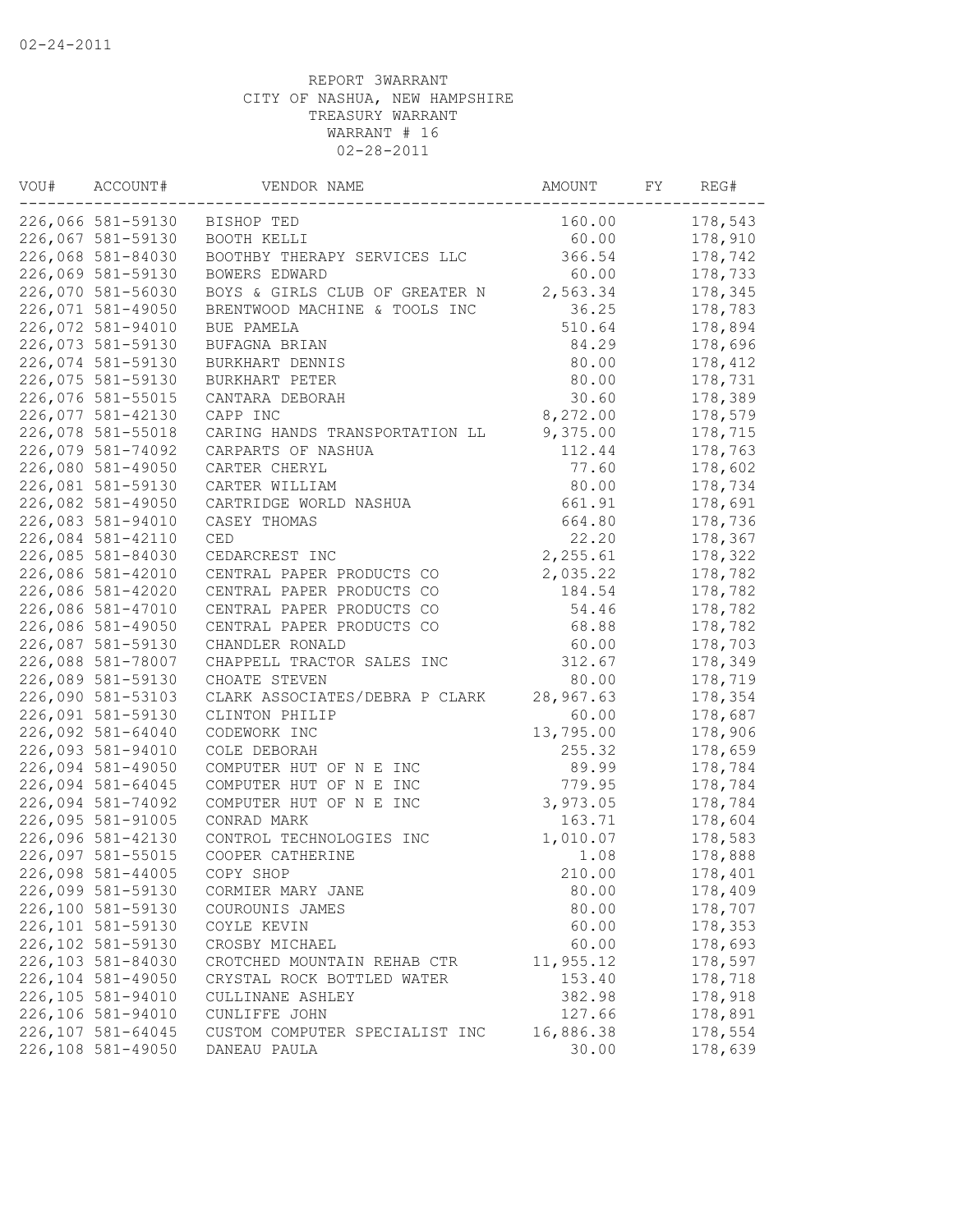02-24-2011

REPORT 3WARRANT
CITY OF NASHUA, NEW HAMPSHIRE
TREASURY WARRANT
WARRANT # 16
02-28-2011

| VOU# | ACCOUNT# | VENDOR NAME | AMOUNT | FY | REG# |
|---|---|---|---|---|---|
| 226,066 | 581-59130 | BISHOP TED | 160.00 | | 178,543 |
| 226,067 | 581-59130 | BOOTH KELLI | 60.00 | | 178,910 |
| 226,068 | 581-84030 | BOOTHBY THERAPY SERVICES LLC | 366.54 | | 178,742 |
| 226,069 | 581-59130 | BOWERS EDWARD | 60.00 | | 178,733 |
| 226,070 | 581-56030 | BOYS & GIRLS CLUB OF GREATER N | 2,563.34 | | 178,345 |
| 226,071 | 581-49050 | BRENTWOOD MACHINE & TOOLS INC | 36.25 | | 178,783 |
| 226,072 | 581-94010 | BUE PAMELA | 510.64 | | 178,894 |
| 226,073 | 581-59130 | BUFAGNA BRIAN | 84.29 | | 178,696 |
| 226,074 | 581-59130 | BURKHART DENNIS | 80.00 | | 178,412 |
| 226,075 | 581-59130 | BURKHART PETER | 80.00 | | 178,731 |
| 226,076 | 581-55015 | CANTARA DEBORAH | 30.60 | | 178,389 |
| 226,077 | 581-42130 | CAPP INC | 8,272.00 | | 178,579 |
| 226,078 | 581-55018 | CARING HANDS TRANSPORTATION LL | 9,375.00 | | 178,715 |
| 226,079 | 581-74092 | CARPARTS OF NASHUA | 112.44 | | 178,763 |
| 226,080 | 581-49050 | CARTER CHERYL | 77.60 | | 178,602 |
| 226,081 | 581-59130 | CARTER WILLIAM | 80.00 | | 178,734 |
| 226,082 | 581-49050 | CARTRIDGE WORLD NASHUA | 661.91 | | 178,691 |
| 226,083 | 581-94010 | CASEY THOMAS | 664.80 | | 178,736 |
| 226,084 | 581-42110 | CED | 22.20 | | 178,367 |
| 226,085 | 581-84030 | CEDARCREST INC | 2,255.61 | | 178,322 |
| 226,086 | 581-42010 | CENTRAL PAPER PRODUCTS CO | 2,035.22 | | 178,782 |
| 226,086 | 581-42020 | CENTRAL PAPER PRODUCTS CO | 184.54 | | 178,782 |
| 226,086 | 581-47010 | CENTRAL PAPER PRODUCTS CO | 54.46 | | 178,782 |
| 226,086 | 581-49050 | CENTRAL PAPER PRODUCTS CO | 68.88 | | 178,782 |
| 226,087 | 581-59130 | CHANDLER RONALD | 60.00 | | 178,703 |
| 226,088 | 581-78007 | CHAPPELL TRACTOR SALES INC | 312.67 | | 178,349 |
| 226,089 | 581-59130 | CHOATE STEVEN | 80.00 | | 178,719 |
| 226,090 | 581-53103 | CLARK ASSOCIATES/DEBRA P CLARK | 28,967.63 | | 178,354 |
| 226,091 | 581-59130 | CLINTON PHILIP | 60.00 | | 178,687 |
| 226,092 | 581-64040 | CODEWORK INC | 13,795.00 | | 178,906 |
| 226,093 | 581-94010 | COLE DEBORAH | 255.32 | | 178,659 |
| 226,094 | 581-49050 | COMPUTER HUT OF N E INC | 89.99 | | 178,784 |
| 226,094 | 581-64045 | COMPUTER HUT OF N E INC | 779.95 | | 178,784 |
| 226,094 | 581-74092 | COMPUTER HUT OF N E INC | 3,973.05 | | 178,784 |
| 226,095 | 581-91005 | CONRAD MARK | 163.71 | | 178,604 |
| 226,096 | 581-42130 | CONTROL TECHNOLOGIES INC | 1,010.07 | | 178,583 |
| 226,097 | 581-55015 | COOPER CATHERINE | 1.08 | | 178,888 |
| 226,098 | 581-44005 | COPY SHOP | 210.00 | | 178,401 |
| 226,099 | 581-59130 | CORMIER MARY JANE | 80.00 | | 178,409 |
| 226,100 | 581-59130 | COUROUNIS JAMES | 80.00 | | 178,707 |
| 226,101 | 581-59130 | COYLE KEVIN | 60.00 | | 178,353 |
| 226,102 | 581-59130 | CROSBY MICHAEL | 60.00 | | 178,693 |
| 226,103 | 581-84030 | CROTCHED MOUNTAIN REHAB CTR | 11,955.12 | | 178,597 |
| 226,104 | 581-49050 | CRYSTAL ROCK BOTTLED WATER | 153.40 | | 178,718 |
| 226,105 | 581-94010 | CULLINANE ASHLEY | 382.98 | | 178,918 |
| 226,106 | 581-94010 | CUNLIFFE JOHN | 127.66 | | 178,891 |
| 226,107 | 581-64045 | CUSTOM COMPUTER SPECIALIST INC | 16,886.38 | | 178,554 |
| 226,108 | 581-49050 | DANEAU PAULA | 30.00 | | 178,639 |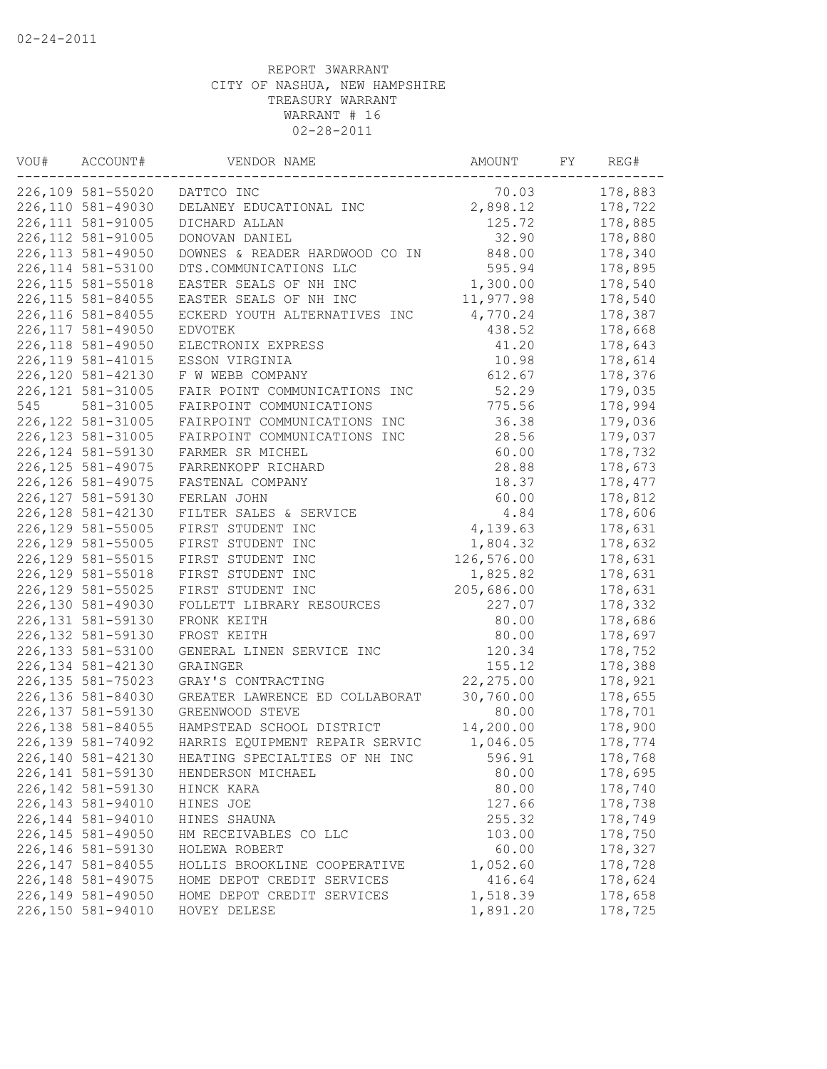02-24-2011

REPORT 3WARRANT
CITY OF NASHUA, NEW HAMPSHIRE
TREASURY WARRANT
WARRANT # 16
02-28-2011

| VOU# | ACCOUNT# | VENDOR NAME | AMOUNT | FY | REG# |
|---|---|---|---|---|---|
| 226,109 | 581-55020 | DATTCO INC | 70.03 | | 178,883 |
| 226,110 | 581-49030 | DELANEY EDUCATIONAL INC | 2,898.12 | | 178,722 |
| 226,111 | 581-91005 | DICHARD ALLAN | 125.72 | | 178,885 |
| 226,112 | 581-91005 | DONOVAN DANIEL | 32.90 | | 178,880 |
| 226,113 | 581-49050 | DOWNES & READER HARDWOOD CO IN | 848.00 | | 178,340 |
| 226,114 | 581-53100 | DTS.COMMUNICATIONS LLC | 595.94 | | 178,895 |
| 226,115 | 581-55018 | EASTER SEALS OF NH INC | 1,300.00 | | 178,540 |
| 226,115 | 581-84055 | EASTER SEALS OF NH INC | 11,977.98 | | 178,540 |
| 226,116 | 581-84055 | ECKERD YOUTH ALTERNATIVES INC | 4,770.24 | | 178,387 |
| 226,117 | 581-49050 | EDVOTEK | 438.52 | | 178,668 |
| 226,118 | 581-49050 | ELECTRONIX EXPRESS | 41.20 | | 178,643 |
| 226,119 | 581-41015 | ESSON VIRGINIA | 10.98 | | 178,614 |
| 226,120 | 581-42130 | F W WEBB COMPANY | 612.67 | | 178,376 |
| 226,121 | 581-31005 | FAIR POINT COMMUNICATIONS INC | 52.29 | | 179,035 |
| 545 | 581-31005 | FAIRPOINT COMMUNICATIONS | 775.56 | | 178,994 |
| 226,122 | 581-31005 | FAIRPOINT COMMUNICATIONS INC | 36.38 | | 179,036 |
| 226,123 | 581-31005 | FAIRPOINT COMMUNICATIONS INC | 28.56 | | 179,037 |
| 226,124 | 581-59130 | FARMER SR MICHEL | 60.00 | | 178,732 |
| 226,125 | 581-49075 | FARRENKOPF RICHARD | 28.88 | | 178,673 |
| 226,126 | 581-49075 | FASTENAL COMPANY | 18.37 | | 178,477 |
| 226,127 | 581-59130 | FERLAN JOHN | 60.00 | | 178,812 |
| 226,128 | 581-42130 | FILTER SALES & SERVICE | 4.84 | | 178,606 |
| 226,129 | 581-55005 | FIRST STUDENT INC | 4,139.63 | | 178,631 |
| 226,129 | 581-55005 | FIRST STUDENT INC | 1,804.32 | | 178,632 |
| 226,129 | 581-55015 | FIRST STUDENT INC | 126,576.00 | | 178,631 |
| 226,129 | 581-55018 | FIRST STUDENT INC | 1,825.82 | | 178,631 |
| 226,129 | 581-55025 | FIRST STUDENT INC | 205,686.00 | | 178,631 |
| 226,130 | 581-49030 | FOLLETT LIBRARY RESOURCES | 227.07 | | 178,332 |
| 226,131 | 581-59130 | FRONK KEITH | 80.00 | | 178,686 |
| 226,132 | 581-59130 | FROST KEITH | 80.00 | | 178,697 |
| 226,133 | 581-53100 | GENERAL LINEN SERVICE INC | 120.34 | | 178,752 |
| 226,134 | 581-42130 | GRAINGER | 155.12 | | 178,388 |
| 226,135 | 581-75023 | GRAY'S CONTRACTING | 22,275.00 | | 178,921 |
| 226,136 | 581-84030 | GREATER LAWRENCE ED COLLABORAT | 30,760.00 | | 178,655 |
| 226,137 | 581-59130 | GREENWOOD STEVE | 80.00 | | 178,701 |
| 226,138 | 581-84055 | HAMPSTEAD SCHOOL DISTRICT | 14,200.00 | | 178,900 |
| 226,139 | 581-74092 | HARRIS EQUIPMENT REPAIR SERVIC | 1,046.05 | | 178,774 |
| 226,140 | 581-42130 | HEATING SPECIALTIES OF NH INC | 596.91 | | 178,768 |
| 226,141 | 581-59130 | HENDERSON MICHAEL | 80.00 | | 178,695 |
| 226,142 | 581-59130 | HINCK KARA | 80.00 | | 178,740 |
| 226,143 | 581-94010 | HINES JOE | 127.66 | | 178,738 |
| 226,144 | 581-94010 | HINES SHAUNA | 255.32 | | 178,749 |
| 226,145 | 581-49050 | HM RECEIVABLES CO LLC | 103.00 | | 178,750 |
| 226,146 | 581-59130 | HOLEWA ROBERT | 60.00 | | 178,327 |
| 226,147 | 581-84055 | HOLLIS BROOKLINE COOPERATIVE | 1,052.60 | | 178,728 |
| 226,148 | 581-49075 | HOME DEPOT CREDIT SERVICES | 416.64 | | 178,624 |
| 226,149 | 581-49050 | HOME DEPOT CREDIT SERVICES | 1,518.39 | | 178,658 |
| 226,150 | 581-94010 | HOVEY DELESE | 1,891.20 | | 178,725 |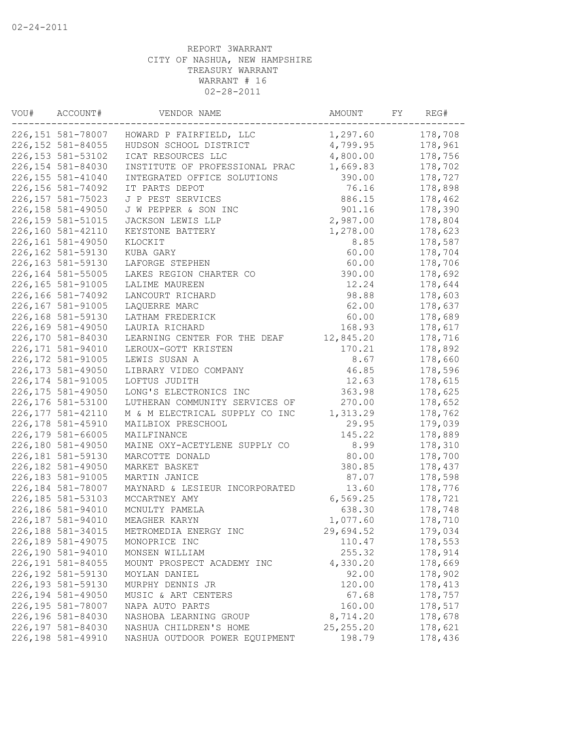02-24-2011

REPORT 3WARRANT
CITY OF NASHUA, NEW HAMPSHIRE
TREASURY WARRANT
WARRANT # 16
02-28-2011

| VOU# | ACCOUNT# | VENDOR NAME | AMOUNT | FY | REG# |
|---|---|---|---|---|---|
| 226,151 | 581-78007 | HOWARD P FAIRFIELD, LLC | 1,297.60 | | 178,708 |
| 226,152 | 581-84055 | HUDSON SCHOOL DISTRICT | 4,799.95 | | 178,961 |
| 226,153 | 581-53102 | ICAT RESOURCES LLC | 4,800.00 | | 178,756 |
| 226,154 | 581-84030 | INSTITUTE OF PROFESSIONAL PRAC | 1,669.83 | | 178,702 |
| 226,155 | 581-41040 | INTEGRATED OFFICE SOLUTIONS | 390.00 | | 178,727 |
| 226,156 | 581-74092 | IT PARTS DEPOT | 76.16 | | 178,898 |
| 226,157 | 581-75023 | J P PEST SERVICES | 886.15 | | 178,462 |
| 226,158 | 581-49050 | J W PEPPER & SON INC | 901.16 | | 178,390 |
| 226,159 | 581-51015 | JACKSON LEWIS LLP | 2,987.00 | | 178,804 |
| 226,160 | 581-42110 | KEYSTONE BATTERY | 1,278.00 | | 178,623 |
| 226,161 | 581-49050 | KLOCKIT | 8.85 | | 178,587 |
| 226,162 | 581-59130 | KUBA GARY | 60.00 | | 178,704 |
| 226,163 | 581-59130 | LAFORGE STEPHEN | 60.00 | | 178,706 |
| 226,164 | 581-55005 | LAKES REGION CHARTER CO | 390.00 | | 178,692 |
| 226,165 | 581-91005 | LALIME MAUREEN | 12.24 | | 178,644 |
| 226,166 | 581-74092 | LANCOURT RICHARD | 98.88 | | 178,603 |
| 226,167 | 581-91005 | LAQUERRE MARC | 62.00 | | 178,637 |
| 226,168 | 581-59130 | LATHAM FREDERICK | 60.00 | | 178,689 |
| 226,169 | 581-49050 | LAURIA RICHARD | 168.93 | | 178,617 |
| 226,170 | 581-84030 | LEARNING CENTER FOR THE DEAF | 12,845.20 | | 178,716 |
| 226,171 | 581-94010 | LEROUX-GOTT KRISTEN | 170.21 | | 178,892 |
| 226,172 | 581-91005 | LEWIS SUSAN A | 8.67 | | 178,660 |
| 226,173 | 581-49050 | LIBRARY VIDEO COMPANY | 46.85 | | 178,596 |
| 226,174 | 581-91005 | LOFTUS JUDITH | 12.63 | | 178,615 |
| 226,175 | 581-49050 | LONG'S ELECTRONICS INC | 363.98 | | 178,625 |
| 226,176 | 581-53100 | LUTHERAN COMMUNITY SERVICES OF | 270.00 | | 178,652 |
| 226,177 | 581-42110 | M & M ELECTRICAL SUPPLY CO INC | 1,313.29 | | 178,762 |
| 226,178 | 581-45910 | MAILBIOX PRESCHOOL | 29.95 | | 179,039 |
| 226,179 | 581-66005 | MAILFINANCE | 145.22 | | 178,889 |
| 226,180 | 581-49050 | MAINE OXY-ACETYLENE SUPPLY CO | 8.99 | | 178,310 |
| 226,181 | 581-59130 | MARCOTTE DONALD | 80.00 | | 178,700 |
| 226,182 | 581-49050 | MARKET BASKET | 380.85 | | 178,437 |
| 226,183 | 581-91005 | MARTIN JANICE | 87.07 | | 178,598 |
| 226,184 | 581-78007 | MAYNARD & LESIEUR INCORPORATED | 13.60 | | 178,776 |
| 226,185 | 581-53103 | MCCARTNEY AMY | 6,569.25 | | 178,721 |
| 226,186 | 581-94010 | MCNULTY PAMELA | 638.30 | | 178,748 |
| 226,187 | 581-94010 | MEAGHER KARYN | 1,077.60 | | 178,710 |
| 226,188 | 581-34015 | METROMEDIA ENERGY INC | 29,694.52 | | 179,034 |
| 226,189 | 581-49075 | MONOPRICE INC | 110.47 | | 178,553 |
| 226,190 | 581-94010 | MONSEN WILLIAM | 255.32 | | 178,914 |
| 226,191 | 581-84055 | MOUNT PROSPECT ACADEMY INC | 4,330.20 | | 178,669 |
| 226,192 | 581-59130 | MOYLAN DANIEL | 92.00 | | 178,902 |
| 226,193 | 581-59130 | MURPHY DENNIS JR | 120.00 | | 178,413 |
| 226,194 | 581-49050 | MUSIC & ART CENTERS | 67.68 | | 178,757 |
| 226,195 | 581-78007 | NAPA AUTO PARTS | 160.00 | | 178,517 |
| 226,196 | 581-84030 | NASHOBA LEARNING GROUP | 8,714.20 | | 178,678 |
| 226,197 | 581-84030 | NASHUA CHILDREN'S HOME | 25,255.20 | | 178,621 |
| 226,198 | 581-49910 | NASHUA OUTDOOR POWER EQUIPMENT | 198.79 | | 178,436 |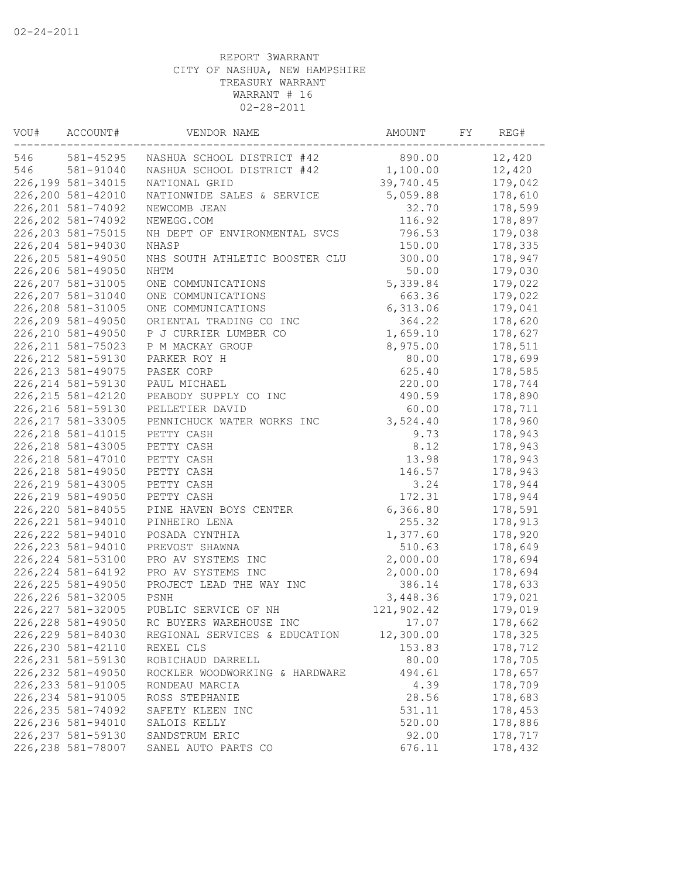02-24-2011

REPORT 3WARRANT
CITY OF NASHUA, NEW HAMPSHIRE
TREASURY WARRANT
WARRANT # 16
02-28-2011

| VOU# | ACCOUNT# | VENDOR NAME | AMOUNT | FY | REG# |
|---|---|---|---|---|---|
| 546 | 581-45295 | NASHUA SCHOOL DISTRICT #42 | 890.00 | | 12,420 |
| 546 | 581-91040 | NASHUA SCHOOL DISTRICT #42 | 1,100.00 | | 12,420 |
| 226,199 | 581-34015 | NATIONAL GRID | 39,740.45 | | 179,042 |
| 226,200 | 581-42010 | NATIONWIDE SALES & SERVICE | 5,059.88 | | 178,610 |
| 226,201 | 581-74092 | NEWCOMB JEAN | 32.70 | | 178,599 |
| 226,202 | 581-74092 | NEWEGG.COM | 116.92 | | 178,897 |
| 226,203 | 581-75015 | NH DEPT OF ENVIRONMENTAL SVCS | 796.53 | | 179,038 |
| 226,204 | 581-94030 | NHASP | 150.00 | | 178,335 |
| 226,205 | 581-49050 | NHS SOUTH ATHLETIC BOOSTER CLU | 300.00 | | 178,947 |
| 226,206 | 581-49050 | NHTM | 50.00 | | 179,030 |
| 226,207 | 581-31005 | ONE COMMUNICATIONS | 5,339.84 | | 179,022 |
| 226,207 | 581-31040 | ONE COMMUNICATIONS | 663.36 | | 179,022 |
| 226,208 | 581-31005 | ONE COMMUNICATIONS | 6,313.06 | | 179,041 |
| 226,209 | 581-49050 | ORIENTAL TRADING CO INC | 364.22 | | 178,620 |
| 226,210 | 581-49050 | P J CURRIER LUMBER CO | 1,659.10 | | 178,627 |
| 226,211 | 581-75023 | P M MACKAY GROUP | 8,975.00 | | 178,511 |
| 226,212 | 581-59130 | PARKER ROY H | 80.00 | | 178,699 |
| 226,213 | 581-49075 | PASEK CORP | 625.40 | | 178,585 |
| 226,214 | 581-59130 | PAUL MICHAEL | 220.00 | | 178,744 |
| 226,215 | 581-42120 | PEABODY SUPPLY CO INC | 490.59 | | 178,890 |
| 226,216 | 581-59130 | PELLETIER DAVID | 60.00 | | 178,711 |
| 226,217 | 581-33005 | PENNICHUCK WATER WORKS INC | 3,524.40 | | 178,960 |
| 226,218 | 581-41015 | PETTY CASH | 9.73 | | 178,943 |
| 226,218 | 581-43005 | PETTY CASH | 8.12 | | 178,943 |
| 226,218 | 581-47010 | PETTY CASH | 13.98 | | 178,943 |
| 226,218 | 581-49050 | PETTY CASH | 146.57 | | 178,943 |
| 226,219 | 581-43005 | PETTY CASH | 3.24 | | 178,944 |
| 226,219 | 581-49050 | PETTY CASH | 172.31 | | 178,944 |
| 226,220 | 581-84055 | PINE HAVEN BOYS CENTER | 6,366.80 | | 178,591 |
| 226,221 | 581-94010 | PINHEIRO LENA | 255.32 | | 178,913 |
| 226,222 | 581-94010 | POSADA CYNTHIA | 1,377.60 | | 178,920 |
| 226,223 | 581-94010 | PREVOST SHAWNA | 510.63 | | 178,649 |
| 226,224 | 581-53100 | PRO AV SYSTEMS INC | 2,000.00 | | 178,694 |
| 226,224 | 581-64192 | PRO AV SYSTEMS INC | 2,000.00 | | 178,694 |
| 226,225 | 581-49050 | PROJECT LEAD THE WAY INC | 386.14 | | 178,633 |
| 226,226 | 581-32005 | PSNH | 3,448.36 | | 179,021 |
| 226,227 | 581-32005 | PUBLIC SERVICE OF NH | 121,902.42 | | 179,019 |
| 226,228 | 581-49050 | RC BUYERS WAREHOUSE INC | 17.07 | | 178,662 |
| 226,229 | 581-84030 | REGIONAL SERVICES & EDUCATION | 12,300.00 | | 178,325 |
| 226,230 | 581-42110 | REXEL CLS | 153.83 | | 178,712 |
| 226,231 | 581-59130 | ROBICHAUD DARRELL | 80.00 | | 178,705 |
| 226,232 | 581-49050 | ROCKLER WOODWORKING & HARDWARE | 494.61 | | 178,657 |
| 226,233 | 581-91005 | RONDEAU MARCIA | 4.39 | | 178,709 |
| 226,234 | 581-91005 | ROSS STEPHANIE | 28.56 | | 178,683 |
| 226,235 | 581-74092 | SAFETY KLEEN INC | 531.11 | | 178,453 |
| 226,236 | 581-94010 | SALOIS KELLY | 520.00 | | 178,886 |
| 226,237 | 581-59130 | SANDSTRUM ERIC | 92.00 | | 178,717 |
| 226,238 | 581-78007 | SANEL AUTO PARTS CO | 676.11 | | 178,432 |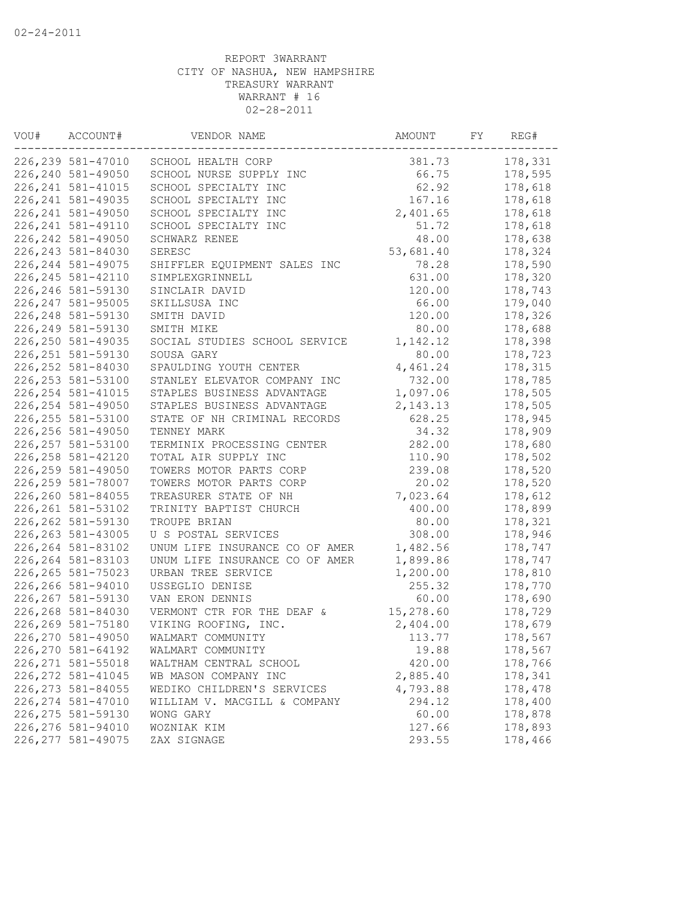02-24-2011

REPORT 3WARRANT
CITY OF NASHUA, NEW HAMPSHIRE
TREASURY WARRANT
WARRANT # 16
02-28-2011

| VOU# | ACCOUNT# | VENDOR NAME | AMOUNT | FY | REG# |
|---|---|---|---|---|---|
| 226,239 | 581-47010 | SCHOOL HEALTH CORP | 381.73 | | 178,331 |
| 226,240 | 581-49050 | SCHOOL NURSE SUPPLY INC | 66.75 | | 178,595 |
| 226,241 | 581-41015 | SCHOOL SPECIALTY INC | 62.92 | | 178,618 |
| 226,241 | 581-49035 | SCHOOL SPECIALTY INC | 167.16 | | 178,618 |
| 226,241 | 581-49050 | SCHOOL SPECIALTY INC | 2,401.65 | | 178,618 |
| 226,241 | 581-49110 | SCHOOL SPECIALTY INC | 51.72 | | 178,618 |
| 226,242 | 581-49050 | SCHWARZ RENEE | 48.00 | | 178,638 |
| 226,243 | 581-84030 | SERESC | 53,681.40 | | 178,324 |
| 226,244 | 581-49075 | SHIFFLER EQUIPMENT SALES INC | 78.28 | | 178,590 |
| 226,245 | 581-42110 | SIMPLEXGRINNELL | 631.00 | | 178,320 |
| 226,246 | 581-59130 | SINCLAIR DAVID | 120.00 | | 178,743 |
| 226,247 | 581-95005 | SKILLSUSA INC | 66.00 | | 179,040 |
| 226,248 | 581-59130 | SMITH DAVID | 120.00 | | 178,326 |
| 226,249 | 581-59130 | SMITH MIKE | 80.00 | | 178,688 |
| 226,250 | 581-49035 | SOCIAL STUDIES SCHOOL SERVICE | 1,142.12 | | 178,398 |
| 226,251 | 581-59130 | SOUSA GARY | 80.00 | | 178,723 |
| 226,252 | 581-84030 | SPAULDING YOUTH CENTER | 4,461.24 | | 178,315 |
| 226,253 | 581-53100 | STANLEY ELEVATOR COMPANY INC | 732.00 | | 178,785 |
| 226,254 | 581-41015 | STAPLES BUSINESS ADVANTAGE | 1,097.06 | | 178,505 |
| 226,254 | 581-49050 | STAPLES BUSINESS ADVANTAGE | 2,143.13 | | 178,505 |
| 226,255 | 581-53100 | STATE OF NH CRIMINAL RECORDS | 628.25 | | 178,945 |
| 226,256 | 581-49050 | TENNEY MARK | 34.32 | | 178,909 |
| 226,257 | 581-53100 | TERMINIX PROCESSING CENTER | 282.00 | | 178,680 |
| 226,258 | 581-42120 | TOTAL AIR SUPPLY INC | 110.90 | | 178,502 |
| 226,259 | 581-49050 | TOWERS MOTOR PARTS CORP | 239.08 | | 178,520 |
| 226,259 | 581-78007 | TOWERS MOTOR PARTS CORP | 20.02 | | 178,520 |
| 226,260 | 581-84055 | TREASURER STATE OF NH | 7,023.64 | | 178,612 |
| 226,261 | 581-53102 | TRINITY BAPTIST CHURCH | 400.00 | | 178,899 |
| 226,262 | 581-59130 | TROUPE BRIAN | 80.00 | | 178,321 |
| 226,263 | 581-43005 | U S POSTAL SERVICES | 308.00 | | 178,946 |
| 226,264 | 581-83102 | UNUM LIFE INSURANCE CO OF AMER | 1,482.56 | | 178,747 |
| 226,264 | 581-83103 | UNUM LIFE INSURANCE CO OF AMER | 1,899.86 | | 178,747 |
| 226,265 | 581-75023 | URBAN TREE SERVICE | 1,200.00 | | 178,810 |
| 226,266 | 581-94010 | USSEGLIO DENISE | 255.32 | | 178,770 |
| 226,267 | 581-59130 | VAN ERON DENNIS | 60.00 | | 178,690 |
| 226,268 | 581-84030 | VERMONT CTR FOR THE DEAF & | 15,278.60 | | 178,729 |
| 226,269 | 581-75180 | VIKING ROOFING, INC. | 2,404.00 | | 178,679 |
| 226,270 | 581-49050 | WALMART COMMUNITY | 113.77 | | 178,567 |
| 226,270 | 581-64192 | WALMART COMMUNITY | 19.88 | | 178,567 |
| 226,271 | 581-55018 | WALTHAM CENTRAL SCHOOL | 420.00 | | 178,766 |
| 226,272 | 581-41045 | WB MASON COMPANY INC | 2,885.40 | | 178,341 |
| 226,273 | 581-84055 | WEDIKO CHILDREN'S SERVICES | 4,793.88 | | 178,478 |
| 226,274 | 581-47010 | WILLIAM V. MACGILL & COMPANY | 294.12 | | 178,400 |
| 226,275 | 581-59130 | WONG GARY | 60.00 | | 178,878 |
| 226,276 | 581-94010 | WOZNIAK KIM | 127.66 | | 178,893 |
| 226,277 | 581-49075 | ZAX SIGNAGE | 293.55 | | 178,466 |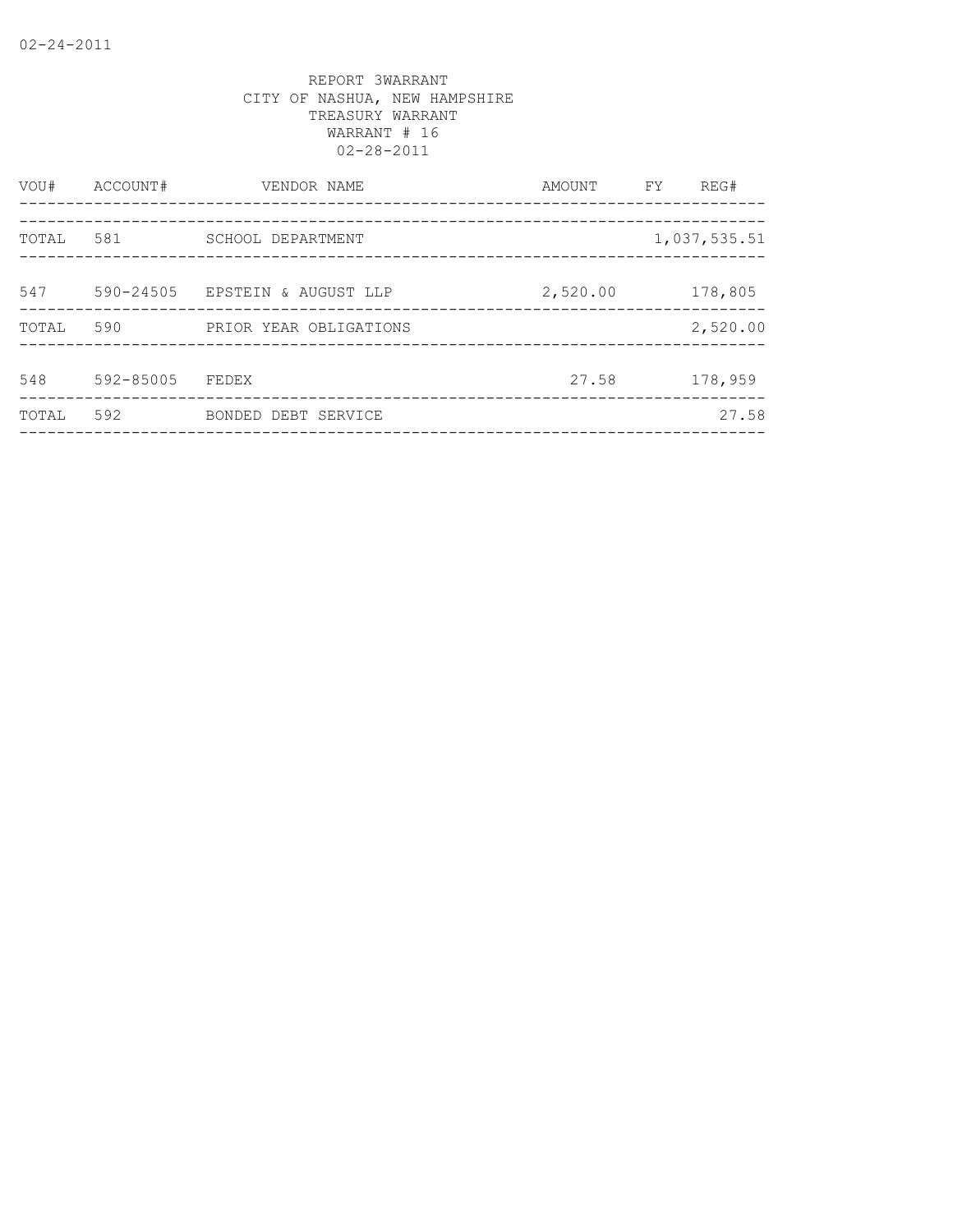REPORT 3WARRANT
CITY OF NASHUA, NEW HAMPSHIRE
TREASURY WARRANT
WARRANT # 16
02-28-2011

| VOU# | ACCOUNT# | VENDOR NAME | AMOUNT | FY | REG# |
|---|---|---|---|---|---|
| TOTAL | 581 | SCHOOL DEPARTMENT | | | 1,037,535.51 |
| 547 | 590-24505 | EPSTEIN & AUGUST LLP | 2,520.00 | | 178,805 |
| TOTAL | 590 | PRIOR YEAR OBLIGATIONS | | | 2,520.00 |
| 548 | 592-85005 | FEDEX | 27.58 | | 178,959 |
| TOTAL | 592 | BONDED DEBT SERVICE | | | 27.58 |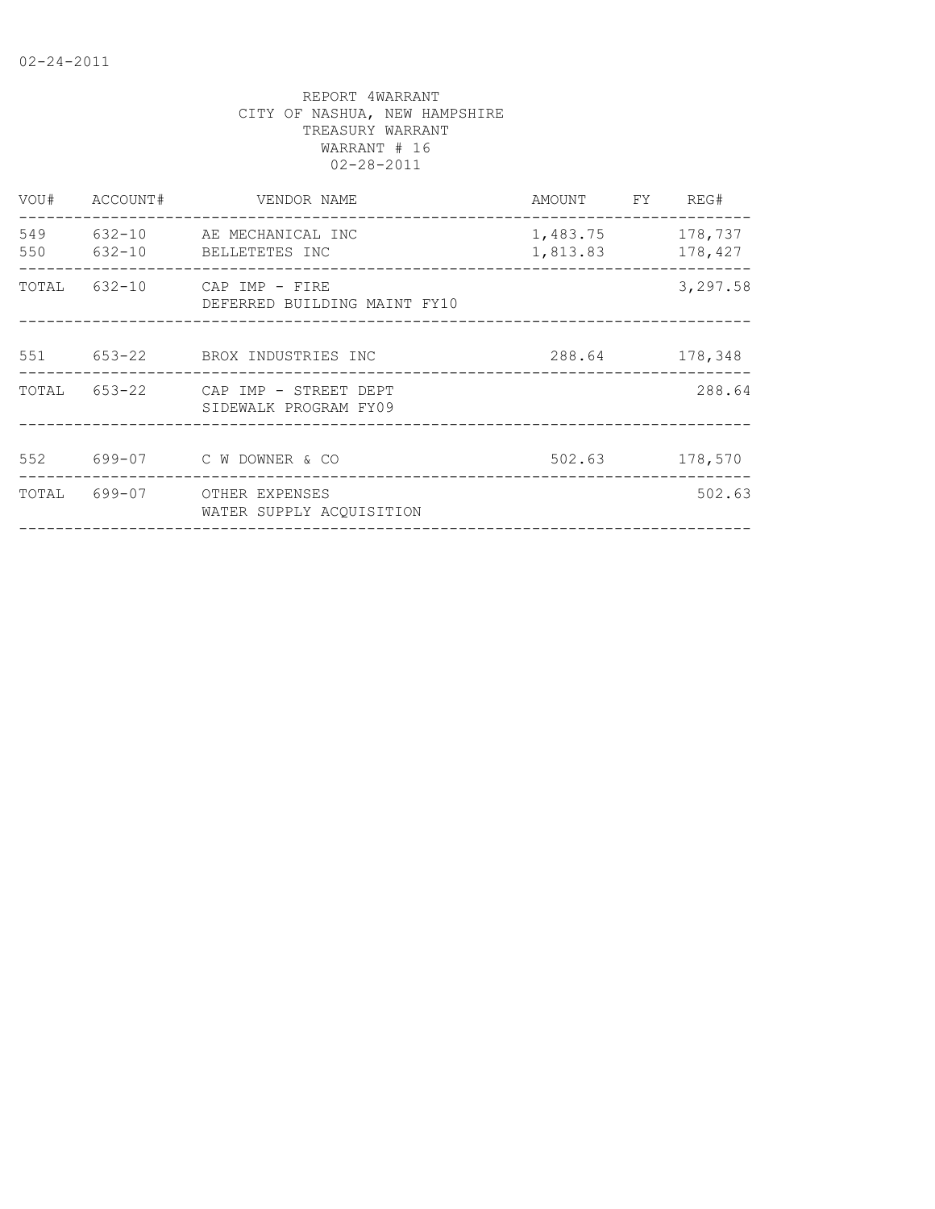02-24-2011

REPORT 4WARRANT
CITY OF NASHUA, NEW HAMPSHIRE
TREASURY WARRANT
WARRANT # 16
02-28-2011

| VOU# | ACCOUNT# | VENDOR NAME | AMOUNT | FY | REG# |
|---|---|---|---|---|---|
| 549 | 632-10 | AE MECHANICAL INC | 1,483.75 | | 178,737 |
| 550 | 632-10 | BELLETETES INC | 1,813.83 | | 178,427 |
| TOTAL | 632-10 | CAP IMP - FIRE<br>DEFERRED BUILDING MAINT FY10 | | | 3,297.58 |
| 551 | 653-22 | BROX INDUSTRIES INC | 288.64 | | 178,348 |
| TOTAL | 653-22 | CAP IMP - STREET DEPT<br>SIDEWALK PROGRAM FY09 | | | 288.64 |
| 552 | 699-07 | C W DOWNER & CO | 502.63 | | 178,570 |
| TOTAL | 699-07 | OTHER EXPENSES<br>WATER SUPPLY ACQUISITION | | | 502.63 |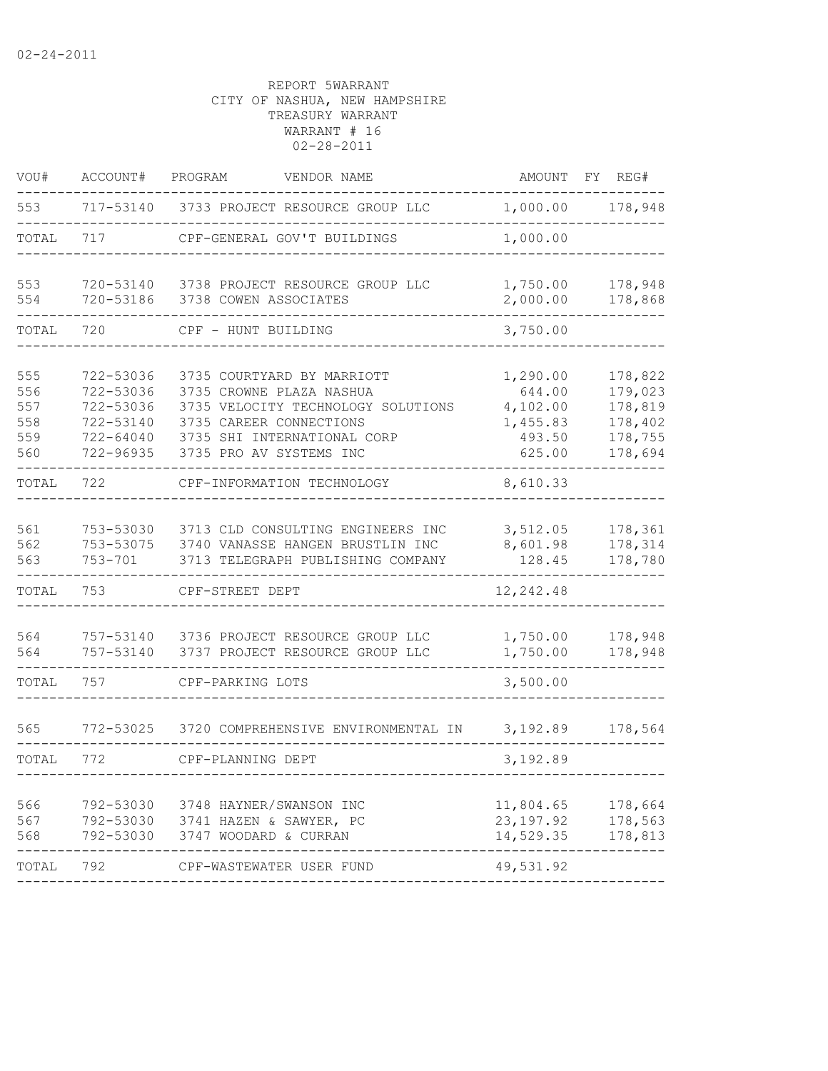02-24-2011

REPORT 5WARRANT
CITY OF NASHUA, NEW HAMPSHIRE
TREASURY WARRANT
WARRANT # 16
02-28-2011

| VOU# | ACCOUNT# | PROGRAM | VENDOR NAME | AMOUNT | FY | REG# |
|---|---|---|---|---|---|---|
| 553 | 717-53140 | 3733 | PROJECT RESOURCE GROUP LLC | 1,000.00 | | 178,948 |
| TOTAL | 717 | | CPF-GENERAL GOV'T BUILDINGS | 1,000.00 | | |
| 553 | 720-53140 | 3738 | PROJECT RESOURCE GROUP LLC | 1,750.00 | | 178,948 |
| 554 | 720-53186 | 3738 | COWEN ASSOCIATES | 2,000.00 | | 178,868 |
| TOTAL | 720 | | CPF - HUNT BUILDING | 3,750.00 | | |
| 555 | 722-53036 | 3735 | COURTYARD BY MARRIOTT | 1,290.00 | | 178,822 |
| 556 | 722-53036 | 3735 | CROWNE PLAZA NASHUA | 644.00 | | 179,023 |
| 557 | 722-53036 | 3735 | VELOCITY TECHNOLOGY SOLUTIONS | 4,102.00 | | 178,819 |
| 558 | 722-53140 | 3735 | CAREER CONNECTIONS | 1,455.83 | | 178,402 |
| 559 | 722-64040 | 3735 | SHI INTERNATIONAL CORP | 493.50 | | 178,755 |
| 560 | 722-96935 | 3735 | PRO AV SYSTEMS INC | 625.00 | | 178,694 |
| TOTAL | 722 | | CPF-INFORMATION TECHNOLOGY | 8,610.33 | | |
| 561 | 753-53030 | 3713 | CLD CONSULTING ENGINEERS INC | 3,512.05 | | 178,361 |
| 562 | 753-53075 | 3740 | VANASSE HANGEN BRUSTLIN INC | 8,601.98 | | 178,314 |
| 563 | 753-701 | 3713 | TELEGRAPH PUBLISHING COMPANY | 128.45 | | 178,780 |
| TOTAL | 753 | | CPF-STREET DEPT | 12,242.48 | | |
| 564 | 757-53140 | 3736 | PROJECT RESOURCE GROUP LLC | 1,750.00 | | 178,948 |
| 564 | 757-53140 | 3737 | PROJECT RESOURCE GROUP LLC | 1,750.00 | | 178,948 |
| TOTAL | 757 | | CPF-PARKING LOTS | 3,500.00 | | |
| 565 | 772-53025 | 3720 | COMPREHENSIVE ENVIRONMENTAL IN | 3,192.89 | | 178,564 |
| TOTAL | 772 | | CPF-PLANNING DEPT | 3,192.89 | | |
| 566 | 792-53030 | 3748 | HAYNER/SWANSON INC | 11,804.65 | | 178,664 |
| 567 | 792-53030 | 3741 | HAZEN & SAWYER, PC | 23,197.92 | | 178,563 |
| 568 | 792-53030 | 3747 | WOODARD & CURRAN | 14,529.35 | | 178,813 |
| TOTAL | 792 | | CPF-WASTEWATER USER FUND | 49,531.92 | | |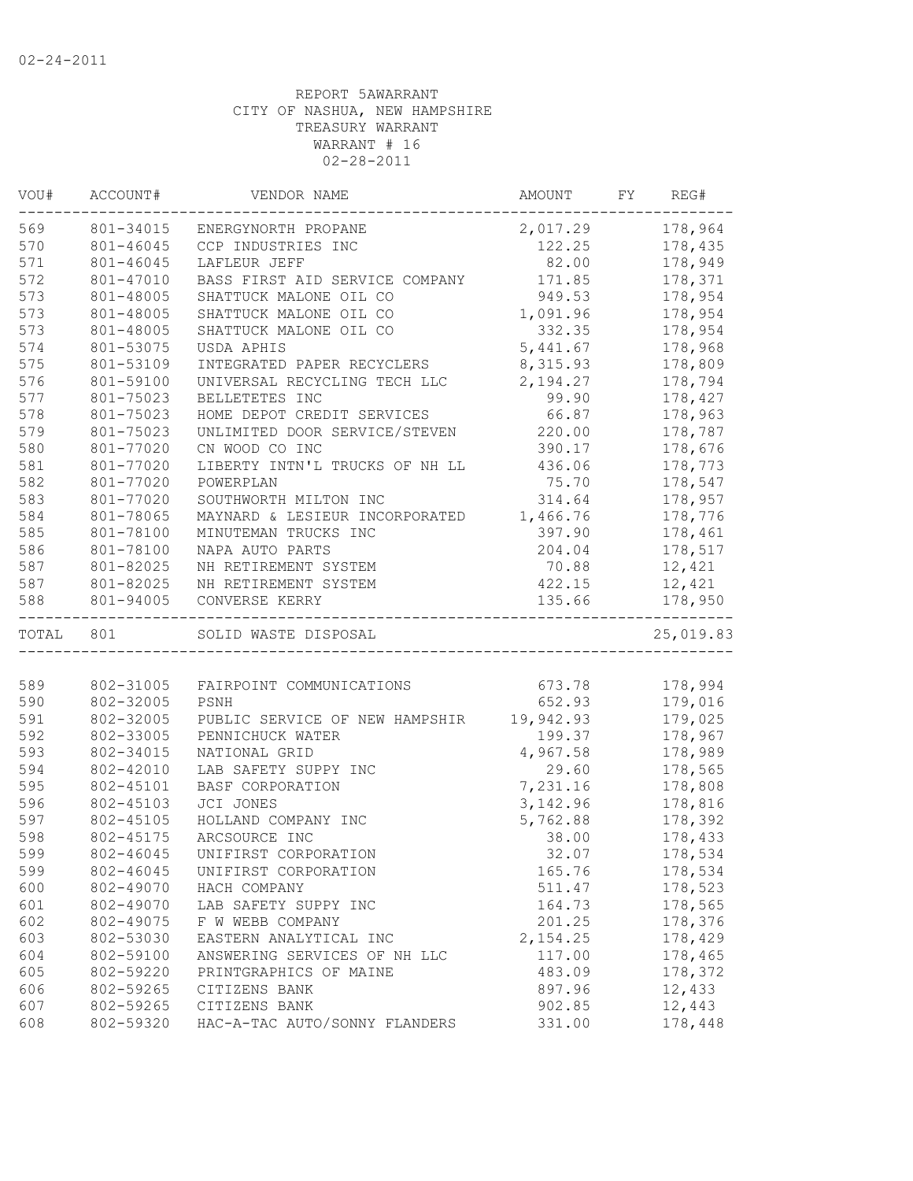02-24-2011

REPORT 5AWARRANT
CITY OF NASHUA, NEW HAMPSHIRE
TREASURY WARRANT
WARRANT # 16
02-28-2011

| VOU# | ACCOUNT# | VENDOR NAME | AMOUNT | FY | REG# |
|---|---|---|---|---|---|
| 569 | 801-34015 | ENERGYNORTH PROPANE | 2,017.29 | | 178,964 |
| 570 | 801-46045 | CCP INDUSTRIES INC | 122.25 | | 178,435 |
| 571 | 801-46045 | LAFLEUR JEFF | 82.00 | | 178,949 |
| 572 | 801-47010 | BASS FIRST AID SERVICE COMPANY | 171.85 | | 178,371 |
| 573 | 801-48005 | SHATTUCK MALONE OIL CO | 949.53 | | 178,954 |
| 573 | 801-48005 | SHATTUCK MALONE OIL CO | 1,091.96 | | 178,954 |
| 573 | 801-48005 | SHATTUCK MALONE OIL CO | 332.35 | | 178,954 |
| 574 | 801-53075 | USDA APHIS | 5,441.67 | | 178,968 |
| 575 | 801-53109 | INTEGRATED PAPER RECYCLERS | 8,315.93 | | 178,809 |
| 576 | 801-59100 | UNIVERSAL RECYCLING TECH LLC | 2,194.27 | | 178,794 |
| 577 | 801-75023 | BELLETETES INC | 99.90 | | 178,427 |
| 578 | 801-75023 | HOME DEPOT CREDIT SERVICES | 66.87 | | 178,963 |
| 579 | 801-75023 | UNLIMITED DOOR SERVICE/STEVEN | 220.00 | | 178,787 |
| 580 | 801-77020 | CN WOOD CO INC | 390.17 | | 178,676 |
| 581 | 801-77020 | LIBERTY INTN'L TRUCKS OF NH LL | 436.06 | | 178,773 |
| 582 | 801-77020 | POWERPLAN | 75.70 | | 178,547 |
| 583 | 801-77020 | SOUTHWORTH MILTON INC | 314.64 | | 178,957 |
| 584 | 801-78065 | MAYNARD & LESIEUR INCORPORATED | 1,466.76 | | 178,776 |
| 585 | 801-78100 | MINUTEMAN TRUCKS INC | 397.90 | | 178,461 |
| 586 | 801-78100 | NAPA AUTO PARTS | 204.04 | | 178,517 |
| 587 | 801-82025 | NH RETIREMENT SYSTEM | 70.88 | | 12,421 |
| 587 | 801-82025 | NH RETIREMENT SYSTEM | 422.15 | | 12,421 |
| 588 | 801-94005 | CONVERSE KERRY | 135.66 | | 178,950 |
| TOTAL | 801 | SOLID WASTE DISPOSAL | | | 25,019.83 |
| 589 | 802-31005 | FAIRPOINT COMMUNICATIONS | 673.78 | | 178,994 |
| 590 | 802-32005 | PSNH | 652.93 | | 179,016 |
| 591 | 802-32005 | PUBLIC SERVICE OF NEW HAMPSHIR | 19,942.93 | | 179,025 |
| 592 | 802-33005 | PENNICHUCK WATER | 199.37 | | 178,967 |
| 593 | 802-34015 | NATIONAL GRID | 4,967.58 | | 178,989 |
| 594 | 802-42010 | LAB SAFETY SUPPY INC | 29.60 | | 178,565 |
| 595 | 802-45101 | BASF CORPORATION | 7,231.16 | | 178,808 |
| 596 | 802-45103 | JCI JONES | 3,142.96 | | 178,816 |
| 597 | 802-45105 | HOLLAND COMPANY INC | 5,762.88 | | 178,392 |
| 598 | 802-45175 | ARCSOURCE INC | 38.00 | | 178,433 |
| 599 | 802-46045 | UNIFIRST CORPORATION | 32.07 | | 178,534 |
| 599 | 802-46045 | UNIFIRST CORPORATION | 165.76 | | 178,534 |
| 600 | 802-49070 | HACH COMPANY | 511.47 | | 178,523 |
| 601 | 802-49070 | LAB SAFETY SUPPY INC | 164.73 | | 178,565 |
| 602 | 802-49075 | F W WEBB COMPANY | 201.25 | | 178,376 |
| 603 | 802-53030 | EASTERN ANALYTICAL INC | 2,154.25 | | 178,429 |
| 604 | 802-59100 | ANSWERING SERVICES OF NH LLC | 117.00 | | 178,465 |
| 605 | 802-59220 | PRINTGRAPHICS OF MAINE | 483.09 | | 178,372 |
| 606 | 802-59265 | CITIZENS BANK | 897.96 | | 12,433 |
| 607 | 802-59265 | CITIZENS BANK | 902.85 | | 12,443 |
| 608 | 802-59320 | HAC-A-TAC AUTO/SONNY FLANDERS | 331.00 | | 178,448 |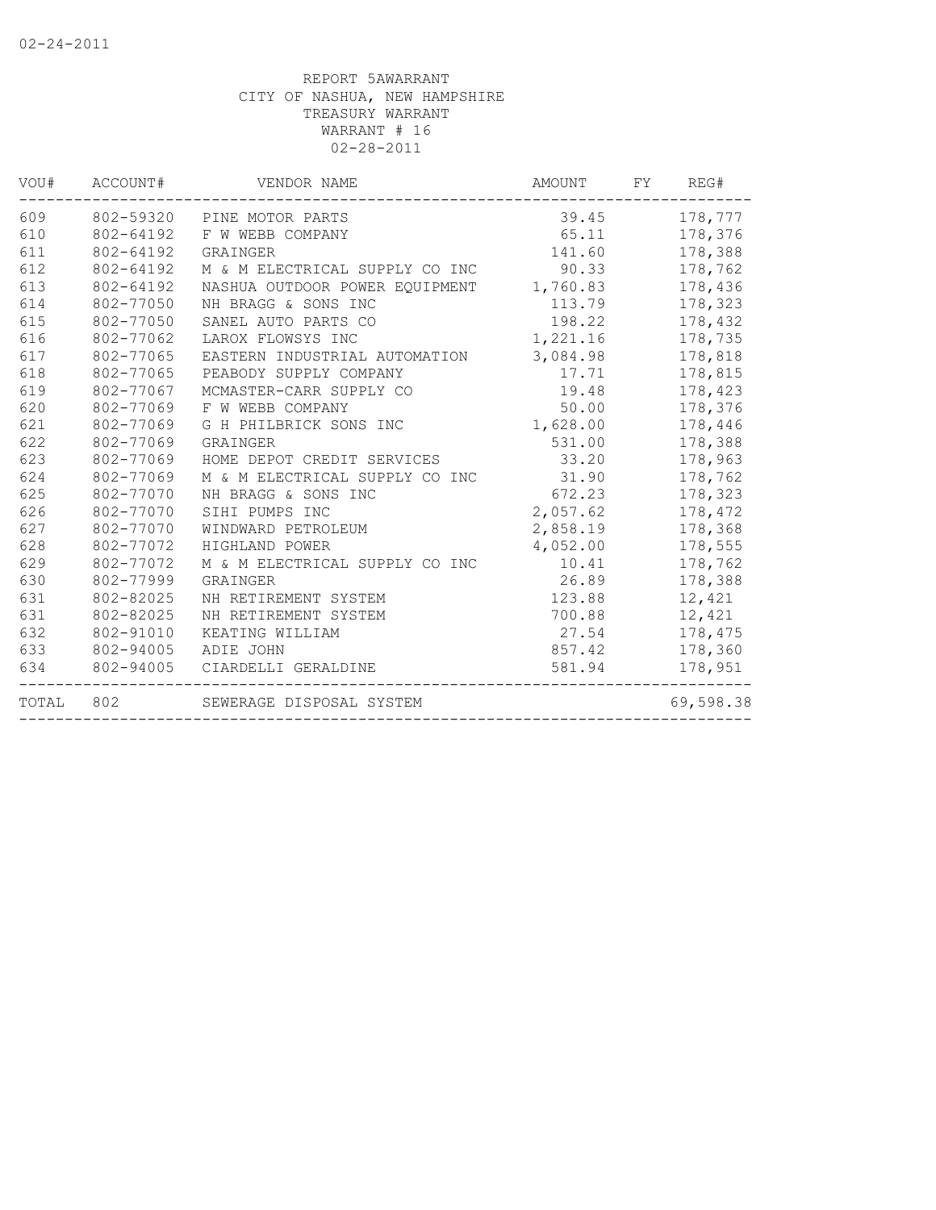02-24-2011

REPORT 5AWARRANT
CITY OF NASHUA, NEW HAMPSHIRE
TREASURY WARRANT
WARRANT # 16
02-28-2011

| VOU# | ACCOUNT# | VENDOR NAME | AMOUNT | FY | REG# |
|---|---|---|---|---|---|
| 609 | 802-59320 | PINE MOTOR PARTS | 39.45 | | 178,777 |
| 610 | 802-64192 | F W WEBB COMPANY | 65.11 | | 178,376 |
| 611 | 802-64192 | GRAINGER | 141.60 | | 178,388 |
| 612 | 802-64192 | M & M ELECTRICAL SUPPLY CO INC | 90.33 | | 178,762 |
| 613 | 802-64192 | NASHUA OUTDOOR POWER EQUIPMENT | 1,760.83 | | 178,436 |
| 614 | 802-77050 | NH BRAGG & SONS INC | 113.79 | | 178,323 |
| 615 | 802-77050 | SANEL AUTO PARTS CO | 198.22 | | 178,432 |
| 616 | 802-77062 | LAROX FLOWSYS INC | 1,221.16 | | 178,735 |
| 617 | 802-77065 | EASTERN INDUSTRIAL AUTOMATION | 3,084.98 | | 178,818 |
| 618 | 802-77065 | PEABODY SUPPLY COMPANY | 17.71 | | 178,815 |
| 619 | 802-77067 | MCMASTER-CARR SUPPLY CO | 19.48 | | 178,423 |
| 620 | 802-77069 | F W WEBB COMPANY | 50.00 | | 178,376 |
| 621 | 802-77069 | G H PHILBRICK SONS INC | 1,628.00 | | 178,446 |
| 622 | 802-77069 | GRAINGER | 531.00 | | 178,388 |
| 623 | 802-77069 | HOME DEPOT CREDIT SERVICES | 33.20 | | 178,963 |
| 624 | 802-77069 | M & M ELECTRICAL SUPPLY CO INC | 31.90 | | 178,762 |
| 625 | 802-77070 | NH BRAGG & SONS INC | 672.23 | | 178,323 |
| 626 | 802-77070 | SIHI PUMPS INC | 2,057.62 | | 178,472 |
| 627 | 802-77070 | WINDWARD PETROLEUM | 2,858.19 | | 178,368 |
| 628 | 802-77072 | HIGHLAND POWER | 4,052.00 | | 178,555 |
| 629 | 802-77072 | M & M ELECTRICAL SUPPLY CO INC | 10.41 | | 178,762 |
| 630 | 802-77999 | GRAINGER | 26.89 | | 178,388 |
| 631 | 802-82025 | NH RETIREMENT SYSTEM | 123.88 | | 12,421 |
| 631 | 802-82025 | NH RETIREMENT SYSTEM | 700.88 | | 12,421 |
| 632 | 802-91010 | KEATING WILLIAM | 27.54 | | 178,475 |
| 633 | 802-94005 | ADIE JOHN | 857.42 | | 178,360 |
| 634 | 802-94005 | CIARDELLI GERALDINE | 581.94 | | 178,951 |
| TOTAL | 802 | SEWERAGE DISPOSAL SYSTEM | | | 69,598.38 |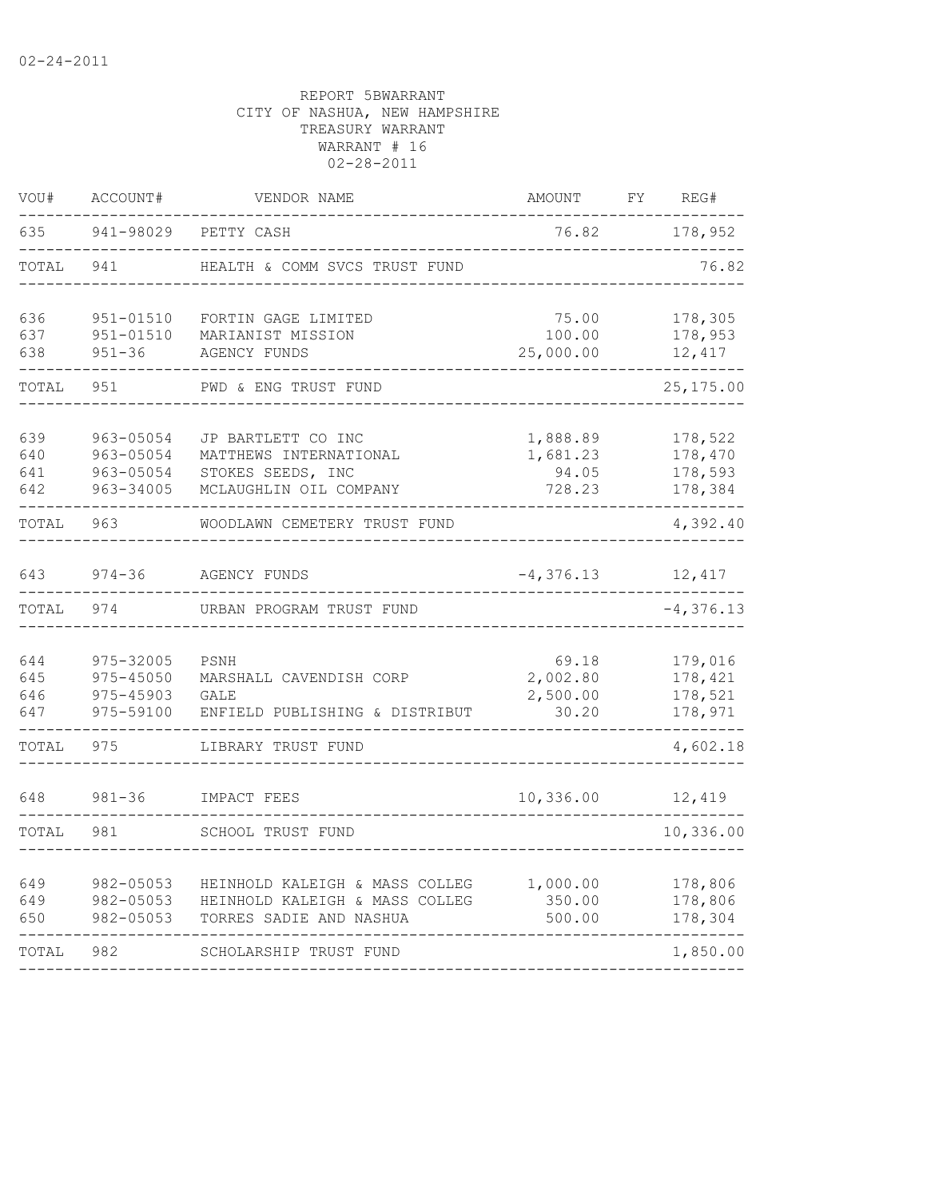02-24-2011

REPORT 5BWARRANT
CITY OF NASHUA, NEW HAMPSHIRE
TREASURY WARRANT
WARRANT # 16
02-28-2011

| VOU# | ACCOUNT# | VENDOR NAME | AMOUNT | FY | REG# |
|---|---|---|---|---|---|
| 635 | 941-98029 | PETTY CASH | 76.82 | | 178,952 |
| TOTAL | 941 | HEALTH & COMM SVCS TRUST FUND | | | 76.82 |
| 636 | 951-01510 | FORTIN GAGE LIMITED | 75.00 | | 178,305 |
| 637 | 951-01510 | MARIANIST MISSION | 100.00 | | 178,953 |
| 638 | 951-36 | AGENCY FUNDS | 25,000.00 | | 12,417 |
| TOTAL | 951 | PWD & ENG TRUST FUND | | | 25,175.00 |
| 639 | 963-05054 | JP BARTLETT CO INC | 1,888.89 | | 178,522 |
| 640 | 963-05054 | MATTHEWS INTERNATIONAL | 1,681.23 | | 178,470 |
| 641 | 963-05054 | STOKES SEEDS, INC | 94.05 | | 178,593 |
| 642 | 963-34005 | MCLAUGHLIN OIL COMPANY | 728.23 | | 178,384 |
| TOTAL | 963 | WOODLAWN CEMETERY TRUST FUND | | | 4,392.40 |
| 643 | 974-36 | AGENCY FUNDS | -4,376.13 | | 12,417 |
| TOTAL | 974 | URBAN PROGRAM TRUST FUND | | | -4,376.13 |
| 644 | 975-32005 | PSNH | 69.18 | | 179,016 |
| 645 | 975-45050 | MARSHALL CAVENDISH CORP | 2,002.80 | | 178,421 |
| 646 | 975-45903 | GALE | 2,500.00 | | 178,521 |
| 647 | 975-59100 | ENFIELD PUBLISHING & DISTRIBUT | 30.20 | | 178,971 |
| TOTAL | 975 | LIBRARY TRUST FUND | | | 4,602.18 |
| 648 | 981-36 | IMPACT FEES | 10,336.00 | | 12,419 |
| TOTAL | 981 | SCHOOL TRUST FUND | | | 10,336.00 |
| 649 | 982-05053 | HEINHOLD KALEIGH & MASS COLLEG | 1,000.00 | | 178,806 |
| 649 | 982-05053 | HEINHOLD KALEIGH & MASS COLLEG | 350.00 | | 178,806 |
| 650 | 982-05053 | TORRES SADIE AND NASHUA | 500.00 | | 178,304 |
| TOTAL | 982 | SCHOLARSHIP TRUST FUND | | | 1,850.00 |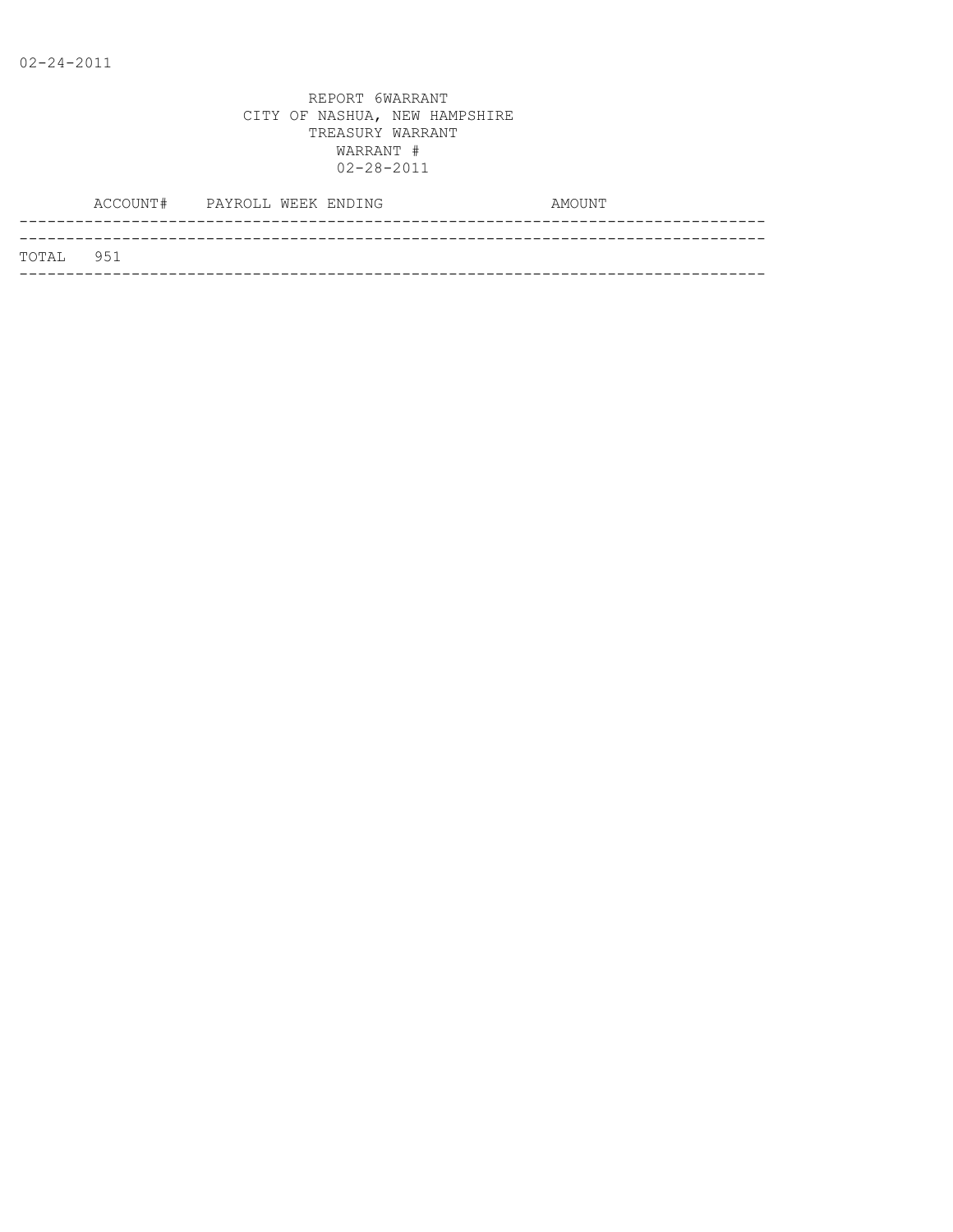02-24-2011

REPORT 6WARRANT
CITY OF NASHUA, NEW HAMPSHIRE
TREASURY WARRANT
WARRANT #
02-28-2011

| ACCOUNT# | PAYROLL WEEK ENDING | AMOUNT |
|---|---|---|
| TOTAL 951 | | |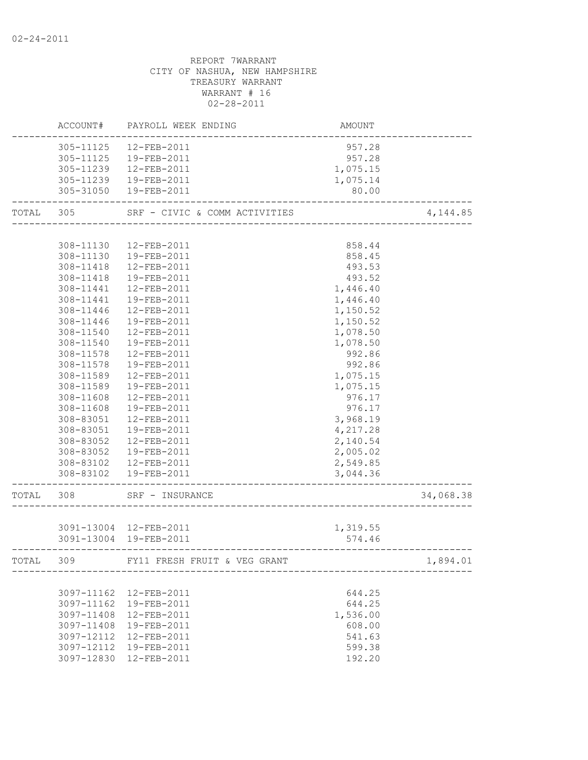02-24-2011

REPORT 7WARRANT
CITY OF NASHUA, NEW HAMPSHIRE
TREASURY WARRANT
WARRANT # 16
02-28-2011

| | ACCOUNT# | PAYROLL WEEK ENDING | AMOUNT | |
|---|---|---|---|---|
| | 305-11125 | 12-FEB-2011 | 957.28 | |
| | 305-11125 | 19-FEB-2011 | 957.28 | |
| | 305-11239 | 12-FEB-2011 | 1,075.15 | |
| | 305-11239 | 19-FEB-2011 | 1,075.14 | |
| | 305-31050 | 19-FEB-2011 | 80.00 | |
| TOTAL | 305 | SRF - CIVIC & COMM ACTIVITIES | | 4,144.85 |
| | 308-11130 | 12-FEB-2011 | 858.44 | |
| | 308-11130 | 19-FEB-2011 | 858.45 | |
| | 308-11418 | 12-FEB-2011 | 493.53 | |
| | 308-11418 | 19-FEB-2011 | 493.52 | |
| | 308-11441 | 12-FEB-2011 | 1,446.40 | |
| | 308-11441 | 19-FEB-2011 | 1,446.40 | |
| | 308-11446 | 12-FEB-2011 | 1,150.52 | |
| | 308-11446 | 19-FEB-2011 | 1,150.52 | |
| | 308-11540 | 12-FEB-2011 | 1,078.50 | |
| | 308-11540 | 19-FEB-2011 | 1,078.50 | |
| | 308-11578 | 12-FEB-2011 | 992.86 | |
| | 308-11578 | 19-FEB-2011 | 992.86 | |
| | 308-11589 | 12-FEB-2011 | 1,075.15 | |
| | 308-11589 | 19-FEB-2011 | 1,075.15 | |
| | 308-11608 | 12-FEB-2011 | 976.17 | |
| | 308-11608 | 19-FEB-2011 | 976.17 | |
| | 308-83051 | 12-FEB-2011 | 3,968.19 | |
| | 308-83051 | 19-FEB-2011 | 4,217.28 | |
| | 308-83052 | 12-FEB-2011 | 2,140.54 | |
| | 308-83052 | 19-FEB-2011 | 2,005.02 | |
| | 308-83102 | 12-FEB-2011 | 2,549.85 | |
| | 308-83102 | 19-FEB-2011 | 3,044.36 | |
| TOTAL | 308 | SRF - INSURANCE | | 34,068.38 |
| | 3091-13004 | 12-FEB-2011 | 1,319.55 | |
| | 3091-13004 | 19-FEB-2011 | 574.46 | |
| TOTAL | 309 | FY11 FRESH FRUIT & VEG GRANT | | 1,894.01 |
| | 3097-11162 | 12-FEB-2011 | 644.25 | |
| | 3097-11162 | 19-FEB-2011 | 644.25 | |
| | 3097-11408 | 12-FEB-2011 | 1,536.00 | |
| | 3097-11408 | 19-FEB-2011 | 608.00 | |
| | 3097-12112 | 12-FEB-2011 | 541.63 | |
| | 3097-12112 | 19-FEB-2011 | 599.38 | |
| | 3097-12830 | 12-FEB-2011 | 192.20 | |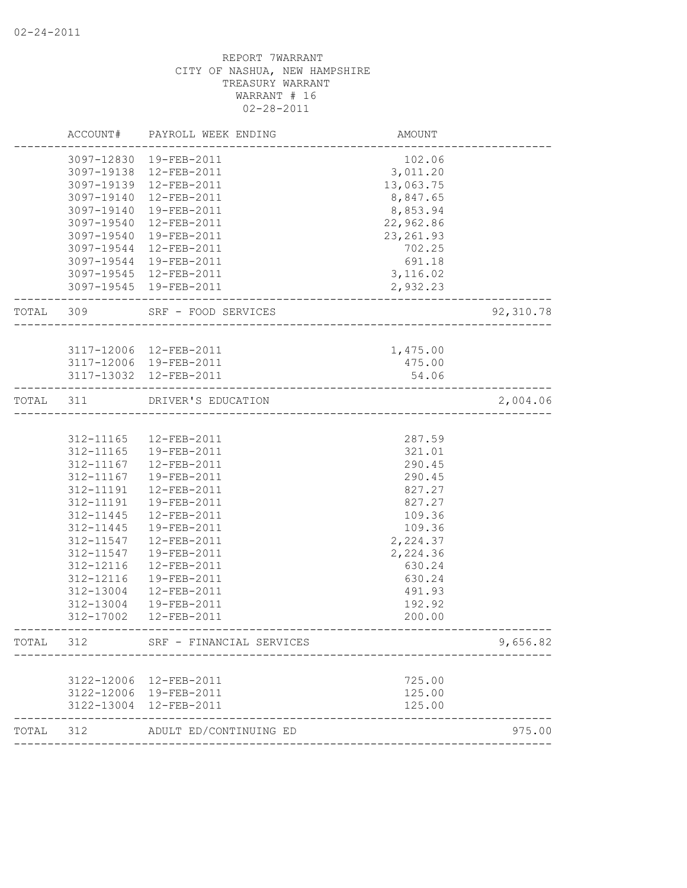02-24-2011

REPORT 7WARRANT
CITY OF NASHUA, NEW HAMPSHIRE
TREASURY WARRANT
WARRANT # 16
02-28-2011

| | ACCOUNT# | PAYROLL WEEK ENDING | AMOUNT | |
|---|---|---|---|---|
| | 3097-12830 | 19-FEB-2011 | 102.06 | |
| | 3097-19138 | 12-FEB-2011 | 3,011.20 | |
| | 3097-19139 | 12-FEB-2011 | 13,063.75 | |
| | 3097-19140 | 12-FEB-2011 | 8,847.65 | |
| | 3097-19140 | 19-FEB-2011 | 8,853.94 | |
| | 3097-19540 | 12-FEB-2011 | 22,962.86 | |
| | 3097-19540 | 19-FEB-2011 | 23,261.93 | |
| | 3097-19544 | 12-FEB-2011 | 702.25 | |
| | 3097-19544 | 19-FEB-2011 | 691.18 | |
| | 3097-19545 | 12-FEB-2011 | 3,116.02 | |
| | 3097-19545 | 19-FEB-2011 | 2,932.23 | |
| TOTAL | 309 | SRF - FOOD SERVICES | | 92,310.78 |
| | 3117-12006 | 12-FEB-2011 | 1,475.00 | |
| | 3117-12006 | 19-FEB-2011 | 475.00 | |
| | 3117-13032 | 12-FEB-2011 | 54.06 | |
| TOTAL | 311 | DRIVER'S EDUCATION | | 2,004.06 |
| | 312-11165 | 12-FEB-2011 | 287.59 | |
| | 312-11165 | 19-FEB-2011 | 321.01 | |
| | 312-11167 | 12-FEB-2011 | 290.45 | |
| | 312-11167 | 19-FEB-2011 | 290.45 | |
| | 312-11191 | 12-FEB-2011 | 827.27 | |
| | 312-11191 | 19-FEB-2011 | 827.27 | |
| | 312-11445 | 12-FEB-2011 | 109.36 | |
| | 312-11445 | 19-FEB-2011 | 109.36 | |
| | 312-11547 | 12-FEB-2011 | 2,224.37 | |
| | 312-11547 | 19-FEB-2011 | 2,224.36 | |
| | 312-12116 | 12-FEB-2011 | 630.24 | |
| | 312-12116 | 19-FEB-2011 | 630.24 | |
| | 312-13004 | 12-FEB-2011 | 491.93 | |
| | 312-13004 | 19-FEB-2011 | 192.92 | |
| | 312-17002 | 12-FEB-2011 | 200.00 | |
| TOTAL | 312 | SRF - FINANCIAL SERVICES | | 9,656.82 |
| | 3122-12006 | 12-FEB-2011 | 725.00 | |
| | 3122-12006 | 19-FEB-2011 | 125.00 | |
| | 3122-13004 | 12-FEB-2011 | 125.00 | |
| TOTAL | 312 | ADULT ED/CONTINUING ED | | 975.00 |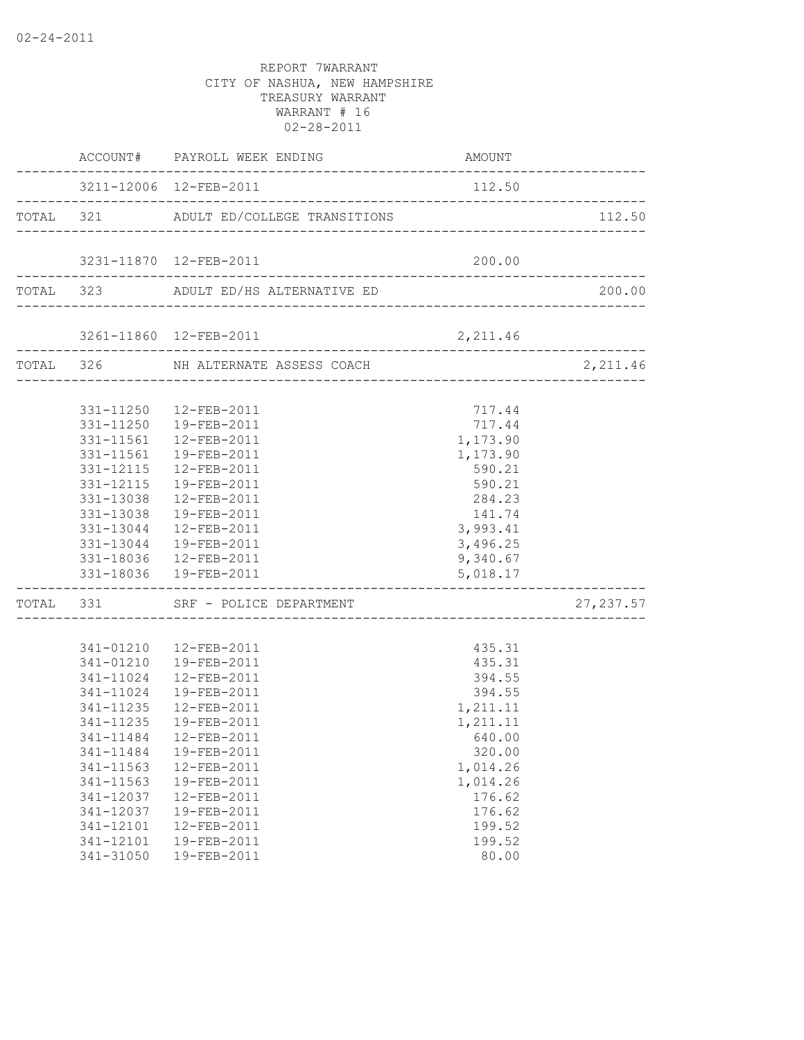02-24-2011

REPORT 7WARRANT
CITY OF NASHUA, NEW HAMPSHIRE
TREASURY WARRANT
WARRANT # 16
02-28-2011

| | ACCOUNT# | PAYROLL WEEK ENDING | AMOUNT | |
|---|---|---|---|---|
| | 3211-12006 | 12-FEB-2011 | 112.50 | |
| TOTAL | 321 | ADULT ED/COLLEGE TRANSITIONS | | 112.50 |
| | 3231-11870 | 12-FEB-2011 | 200.00 | |
| TOTAL | 323 | ADULT ED/HS ALTERNATIVE ED | | 200.00 |
| | 3261-11860 | 12-FEB-2011 | 2,211.46 | |
| TOTAL | 326 | NH ALTERNATE ASSESS COACH | | 2,211.46 |
| | 331-11250 | 12-FEB-2011 | 717.44 | |
| | 331-11250 | 19-FEB-2011 | 717.44 | |
| | 331-11561 | 12-FEB-2011 | 1,173.90 | |
| | 331-11561 | 19-FEB-2011 | 1,173.90 | |
| | 331-12115 | 12-FEB-2011 | 590.21 | |
| | 331-12115 | 19-FEB-2011 | 590.21 | |
| | 331-13038 | 12-FEB-2011 | 284.23 | |
| | 331-13038 | 19-FEB-2011 | 141.74 | |
| | 331-13044 | 12-FEB-2011 | 3,993.41 | |
| | 331-13044 | 19-FEB-2011 | 3,496.25 | |
| | 331-18036 | 12-FEB-2011 | 9,340.67 | |
| | 331-18036 | 19-FEB-2011 | 5,018.17 | |
| TOTAL | 331 | SRF - POLICE DEPARTMENT | | 27,237.57 |
| | 341-01210 | 12-FEB-2011 | 435.31 | |
| | 341-01210 | 19-FEB-2011 | 435.31 | |
| | 341-11024 | 12-FEB-2011 | 394.55 | |
| | 341-11024 | 19-FEB-2011 | 394.55 | |
| | 341-11235 | 12-FEB-2011 | 1,211.11 | |
| | 341-11235 | 19-FEB-2011 | 1,211.11 | |
| | 341-11484 | 12-FEB-2011 | 640.00 | |
| | 341-11484 | 19-FEB-2011 | 320.00 | |
| | 341-11563 | 12-FEB-2011 | 1,014.26 | |
| | 341-11563 | 19-FEB-2011 | 1,014.26 | |
| | 341-12037 | 12-FEB-2011 | 176.62 | |
| | 341-12037 | 19-FEB-2011 | 176.62 | |
| | 341-12101 | 12-FEB-2011 | 199.52 | |
| | 341-12101 | 19-FEB-2011 | 199.52 | |
| | 341-31050 | 19-FEB-2011 | 80.00 | |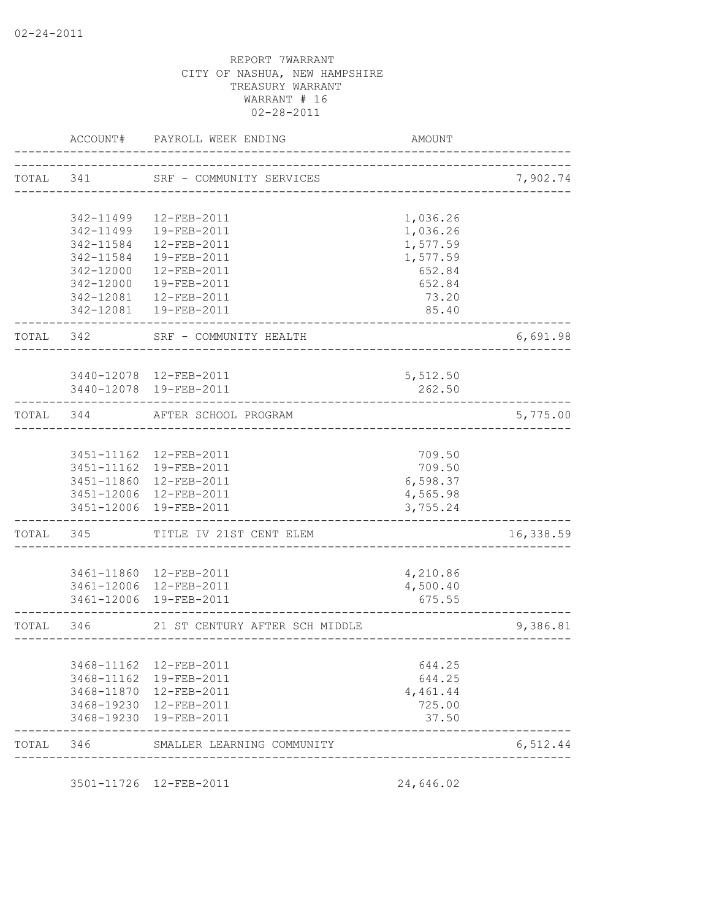02-24-2011

REPORT 7WARRANT
CITY OF NASHUA, NEW HAMPSHIRE
TREASURY WARRANT
WARRANT # 16
02-28-2011

| | ACCOUNT# | PAYROLL WEEK ENDING | AMOUNT | |
|---|---|---|---|---|
| TOTAL | 341 | SRF - COMMUNITY SERVICES | | 7,902.74 |
| | 342-11499 | 12-FEB-2011 | 1,036.26 | |
| | 342-11499 | 19-FEB-2011 | 1,036.26 | |
| | 342-11584 | 12-FEB-2011 | 1,577.59 | |
| | 342-11584 | 19-FEB-2011 | 1,577.59 | |
| | 342-12000 | 12-FEB-2011 | 652.84 | |
| | 342-12000 | 19-FEB-2011 | 652.84 | |
| | 342-12081 | 12-FEB-2011 | 73.20 | |
| | 342-12081 | 19-FEB-2011 | 85.40 | |
| TOTAL | 342 | SRF - COMMUNITY HEALTH | | 6,691.98 |
| | 3440-12078 | 12-FEB-2011 | 5,512.50 | |
| | 3440-12078 | 19-FEB-2011 | 262.50 | |
| TOTAL | 344 | AFTER SCHOOL PROGRAM | | 5,775.00 |
| | 3451-11162 | 12-FEB-2011 | 709.50 | |
| | 3451-11162 | 19-FEB-2011 | 709.50 | |
| | 3451-11860 | 12-FEB-2011 | 6,598.37 | |
| | 3451-12006 | 12-FEB-2011 | 4,565.98 | |
| | 3451-12006 | 19-FEB-2011 | 3,755.24 | |
| TOTAL | 345 | TITLE IV 21ST CENT ELEM | | 16,338.59 |
| | 3461-11860 | 12-FEB-2011 | 4,210.86 | |
| | 3461-12006 | 12-FEB-2011 | 4,500.40 | |
| | 3461-12006 | 19-FEB-2011 | 675.55 | |
| TOTAL | 346 | 21 ST CENTURY AFTER SCH MIDDLE | | 9,386.81 |
| | 3468-11162 | 12-FEB-2011 | 644.25 | |
| | 3468-11162 | 19-FEB-2011 | 644.25 | |
| | 3468-11870 | 12-FEB-2011 | 4,461.44 | |
| | 3468-19230 | 12-FEB-2011 | 725.00 | |
| | 3468-19230 | 19-FEB-2011 | 37.50 | |
| TOTAL | 346 | SMALLER LEARNING COMMUNITY | | 6,512.44 |
| | 3501-11726 | 12-FEB-2011 | 24,646.02 | |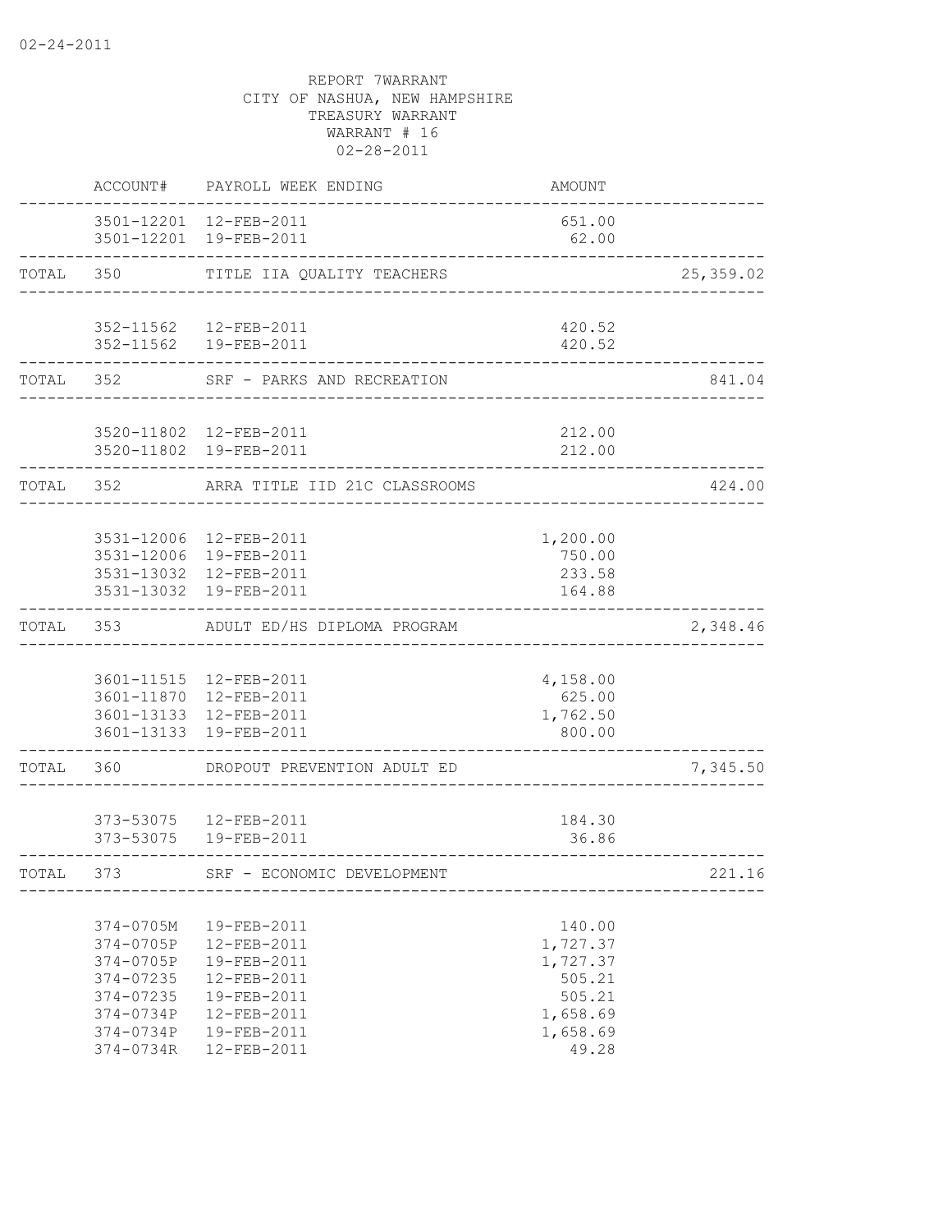02-24-2011

REPORT 7WARRANT
CITY OF NASHUA, NEW HAMPSHIRE
TREASURY WARRANT
WARRANT # 16
02-28-2011

| | ACCOUNT# | PAYROLL WEEK ENDING | AMOUNT | |
|---|---|---|---|---|
| | 3501-12201 | 12-FEB-2011 | 651.00 | |
| | 3501-12201 | 19-FEB-2011 | 62.00 | |
| TOTAL | 350 | TITLE IIA QUALITY TEACHERS | | 25,359.02 |
| | 352-11562 | 12-FEB-2011 | 420.52 | |
| | 352-11562 | 19-FEB-2011 | 420.52 | |
| TOTAL | 352 | SRF - PARKS AND RECREATION | | 841.04 |
| | 3520-11802 | 12-FEB-2011 | 212.00 | |
| | 3520-11802 | 19-FEB-2011 | 212.00 | |
| TOTAL | 352 | ARRA TITLE IID 21C CLASSROOMS | | 424.00 |
| | 3531-12006 | 12-FEB-2011 | 1,200.00 | |
| | 3531-12006 | 19-FEB-2011 | 750.00 | |
| | 3531-13032 | 12-FEB-2011 | 233.58 | |
| | 3531-13032 | 19-FEB-2011 | 164.88 | |
| TOTAL | 353 | ADULT ED/HS DIPLOMA PROGRAM | | 2,348.46 |
| | 3601-11515 | 12-FEB-2011 | 4,158.00 | |
| | 3601-11870 | 12-FEB-2011 | 625.00 | |
| | 3601-13133 | 12-FEB-2011 | 1,762.50 | |
| | 3601-13133 | 19-FEB-2011 | 800.00 | |
| TOTAL | 360 | DROPOUT PREVENTION ADULT ED | | 7,345.50 |
| | 373-53075 | 12-FEB-2011 | 184.30 | |
| | 373-53075 | 19-FEB-2011 | 36.86 | |
| TOTAL | 373 | SRF - ECONOMIC DEVELOPMENT | | 221.16 |
| | 374-0705M | 19-FEB-2011 | 140.00 | |
| | 374-0705P | 12-FEB-2011 | 1,727.37 | |
| | 374-0705P | 19-FEB-2011 | 1,727.37 | |
| | 374-07235 | 12-FEB-2011 | 505.21 | |
| | 374-07235 | 19-FEB-2011 | 505.21 | |
| | 374-0734P | 12-FEB-2011 | 1,658.69 | |
| | 374-0734P | 19-FEB-2011 | 1,658.69 | |
| | 374-0734R | 12-FEB-2011 | 49.28 | |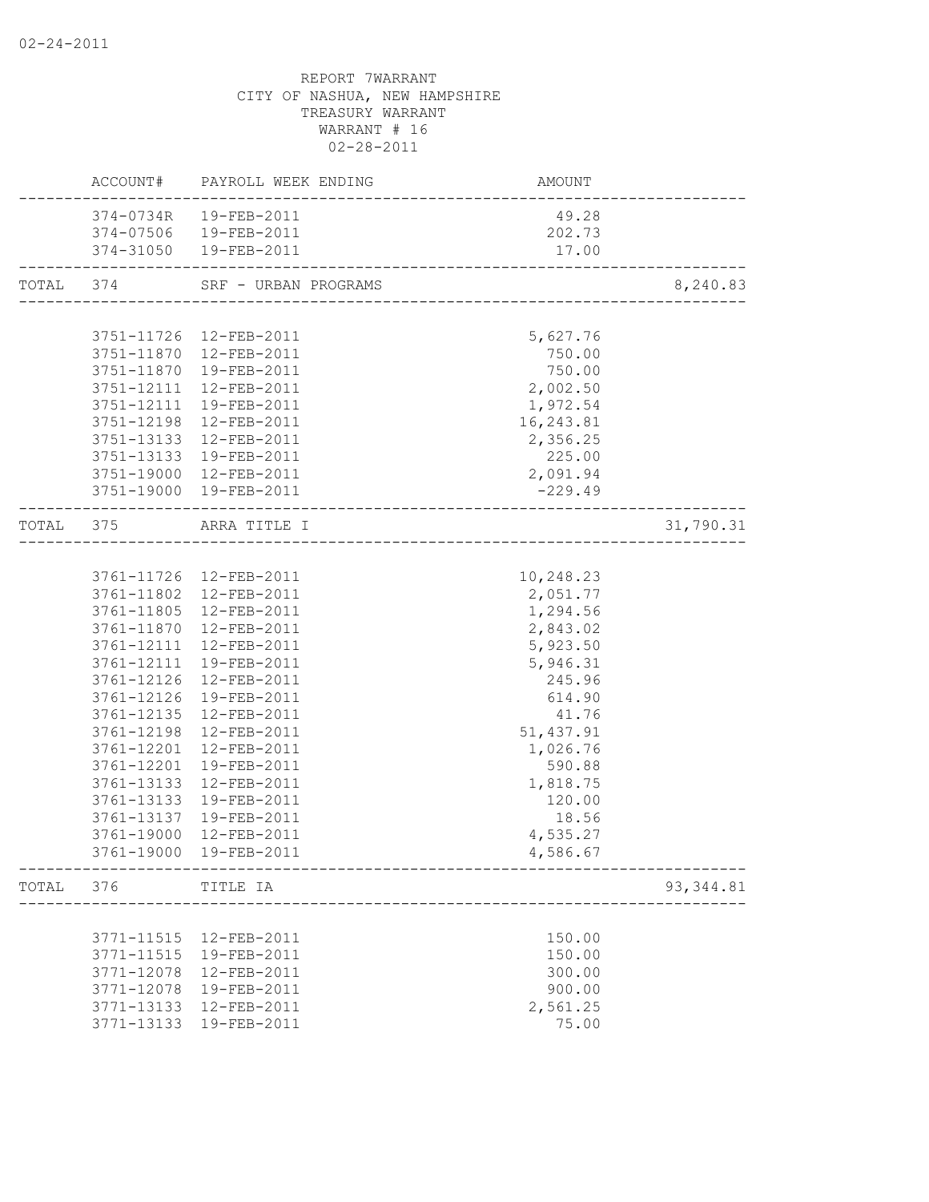02-24-2011

REPORT 7WARRANT
CITY OF NASHUA, NEW HAMPSHIRE
TREASURY WARRANT
WARRANT # 16
02-28-2011

| | ACCOUNT# | PAYROLL WEEK ENDING | AMOUNT | |
|---|---|---|---|---|
| | 374-0734R | 19-FEB-2011 | 49.28 | |
| | 374-07506 | 19-FEB-2011 | 202.73 | |
| | 374-31050 | 19-FEB-2011 | 17.00 | |
| TOTAL | 374 | SRF - URBAN PROGRAMS | | 8,240.83 |
| | 3751-11726 | 12-FEB-2011 | 5,627.76 | |
| | 3751-11870 | 12-FEB-2011 | 750.00 | |
| | 3751-11870 | 19-FEB-2011 | 750.00 | |
| | 3751-12111 | 12-FEB-2011 | 2,002.50 | |
| | 3751-12111 | 19-FEB-2011 | 1,972.54 | |
| | 3751-12198 | 12-FEB-2011 | 16,243.81 | |
| | 3751-13133 | 12-FEB-2011 | 2,356.25 | |
| | 3751-13133 | 19-FEB-2011 | 225.00 | |
| | 3751-19000 | 12-FEB-2011 | 2,091.94 | |
| | 3751-19000 | 19-FEB-2011 | -229.49 | |
| TOTAL | 375 | ARRA TITLE I | | 31,790.31 |
| | 3761-11726 | 12-FEB-2011 | 10,248.23 | |
| | 3761-11802 | 12-FEB-2011 | 2,051.77 | |
| | 3761-11805 | 12-FEB-2011 | 1,294.56 | |
| | 3761-11870 | 12-FEB-2011 | 2,843.02 | |
| | 3761-12111 | 12-FEB-2011 | 5,923.50 | |
| | 3761-12111 | 19-FEB-2011 | 5,946.31 | |
| | 3761-12126 | 12-FEB-2011 | 245.96 | |
| | 3761-12126 | 19-FEB-2011 | 614.90 | |
| | 3761-12135 | 12-FEB-2011 | 41.76 | |
| | 3761-12198 | 12-FEB-2011 | 51,437.91 | |
| | 3761-12201 | 12-FEB-2011 | 1,026.76 | |
| | 3761-12201 | 19-FEB-2011 | 590.88 | |
| | 3761-13133 | 12-FEB-2011 | 1,818.75 | |
| | 3761-13133 | 19-FEB-2011 | 120.00 | |
| | 3761-13137 | 19-FEB-2011 | 18.56 | |
| | 3761-19000 | 12-FEB-2011 | 4,535.27 | |
| | 3761-19000 | 19-FEB-2011 | 4,586.67 | |
| TOTAL | 376 | TITLE IA | | 93,344.81 |
| | 3771-11515 | 12-FEB-2011 | 150.00 | |
| | 3771-11515 | 19-FEB-2011 | 150.00 | |
| | 3771-12078 | 12-FEB-2011 | 300.00 | |
| | 3771-12078 | 19-FEB-2011 | 900.00 | |
| | 3771-13133 | 12-FEB-2011 | 2,561.25 | |
| | 3771-13133 | 19-FEB-2011 | 75.00 | |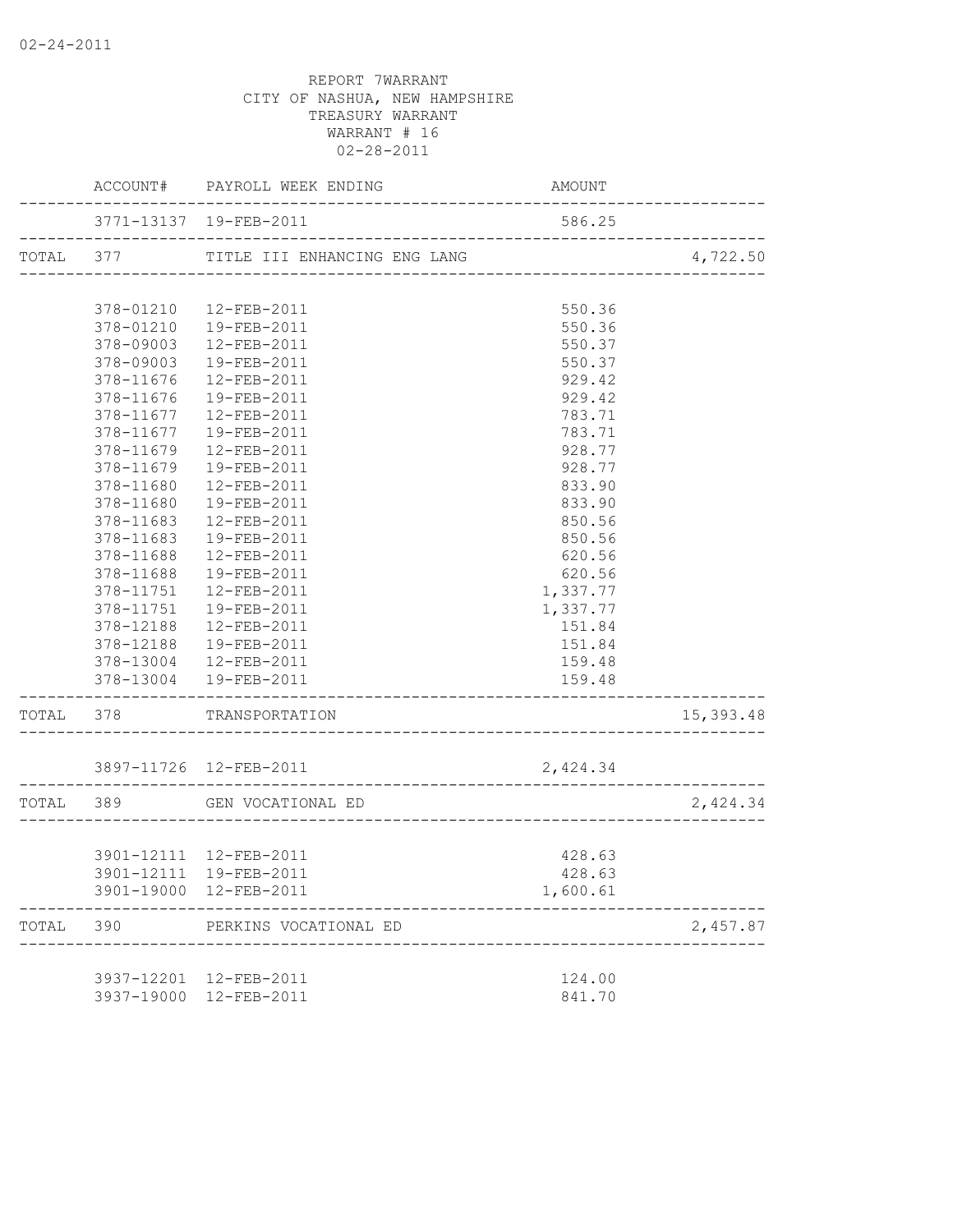02-24-2011

REPORT 7WARRANT
CITY OF NASHUA, NEW HAMPSHIRE
TREASURY WARRANT
WARRANT # 16
02-28-2011

| | ACCOUNT# | PAYROLL WEEK ENDING | AMOUNT | |
|---|---|---|---|---|
| | 3771-13137 | 19-FEB-2011 | 586.25 | |
| TOTAL | 377 | TITLE III ENHANCING ENG LANG | | 4,722.50 |
| | 378-01210 | 12-FEB-2011 | 550.36 | |
| | 378-01210 | 19-FEB-2011 | 550.36 | |
| | 378-09003 | 12-FEB-2011 | 550.37 | |
| | 378-09003 | 19-FEB-2011 | 550.37 | |
| | 378-11676 | 12-FEB-2011 | 929.42 | |
| | 378-11676 | 19-FEB-2011 | 929.42 | |
| | 378-11677 | 12-FEB-2011 | 783.71 | |
| | 378-11677 | 19-FEB-2011 | 783.71 | |
| | 378-11679 | 12-FEB-2011 | 928.77 | |
| | 378-11679 | 19-FEB-2011 | 928.77 | |
| | 378-11680 | 12-FEB-2011 | 833.90 | |
| | 378-11680 | 19-FEB-2011 | 833.90 | |
| | 378-11683 | 12-FEB-2011 | 850.56 | |
| | 378-11683 | 19-FEB-2011 | 850.56 | |
| | 378-11688 | 12-FEB-2011 | 620.56 | |
| | 378-11688 | 19-FEB-2011 | 620.56 | |
| | 378-11751 | 12-FEB-2011 | 1,337.77 | |
| | 378-11751 | 19-FEB-2011 | 1,337.77 | |
| | 378-12188 | 12-FEB-2011 | 151.84 | |
| | 378-12188 | 19-FEB-2011 | 151.84 | |
| | 378-13004 | 12-FEB-2011 | 159.48 | |
| | 378-13004 | 19-FEB-2011 | 159.48 | |
| TOTAL | 378 | TRANSPORTATION | | 15,393.48 |
| | 3897-11726 | 12-FEB-2011 | 2,424.34 | |
| TOTAL | 389 | GEN VOCATIONAL ED | | 2,424.34 |
| | 3901-12111 | 12-FEB-2011 | 428.63 | |
| | 3901-12111 | 19-FEB-2011 | 428.63 | |
| | 3901-19000 | 12-FEB-2011 | 1,600.61 | |
| TOTAL | 390 | PERKINS VOCATIONAL ED | | 2,457.87 |
| | 3937-12201 | 12-FEB-2011 | 124.00 | |
| | 3937-19000 | 12-FEB-2011 | 841.70 | |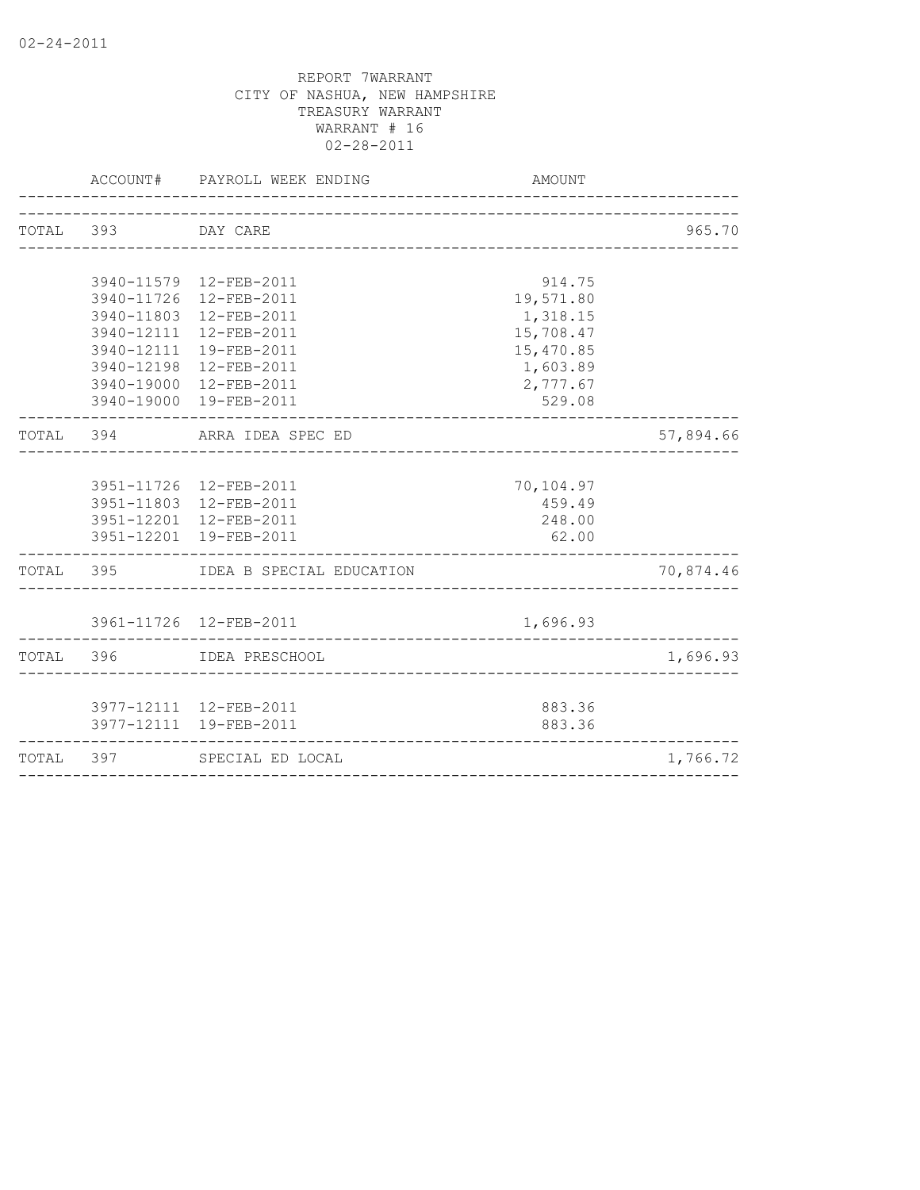REPORT 7WARRANT
CITY OF NASHUA, NEW HAMPSHIRE
TREASURY WARRANT
WARRANT # 16
02-28-2011

| ACCOUNT# | PAYROLL WEEK ENDING | AMOUNT | |
|---|---|---|---|
| TOTAL 393 | DAY CARE | | 965.70 |
| 3940-11579 | 12-FEB-2011 | 914.75 | |
| 3940-11726 | 12-FEB-2011 | 19,571.80 | |
| 3940-11803 | 12-FEB-2011 | 1,318.15 | |
| 3940-12111 | 12-FEB-2011 | 15,708.47 | |
| 3940-12111 | 19-FEB-2011 | 15,470.85 | |
| 3940-12198 | 12-FEB-2011 | 1,603.89 | |
| 3940-19000 | 12-FEB-2011 | 2,777.67 | |
| 3940-19000 | 19-FEB-2011 | 529.08 | |
| TOTAL 394 | ARRA IDEA SPEC ED | | 57,894.66 |
| 3951-11726 | 12-FEB-2011 | 70,104.97 | |
| 3951-11803 | 12-FEB-2011 | 459.49 | |
| 3951-12201 | 12-FEB-2011 | 248.00 | |
| 3951-12201 | 19-FEB-2011 | 62.00 | |
| TOTAL 395 | IDEA B SPECIAL EDUCATION | | 70,874.46 |
| 3961-11726 | 12-FEB-2011 | 1,696.93 | |
| TOTAL 396 | IDEA PRESCHOOL | | 1,696.93 |
| 3977-12111 | 12-FEB-2011 | 883.36 | |
| 3977-12111 | 19-FEB-2011 | 883.36 | |
| TOTAL 397 | SPECIAL ED LOCAL | | 1,766.72 |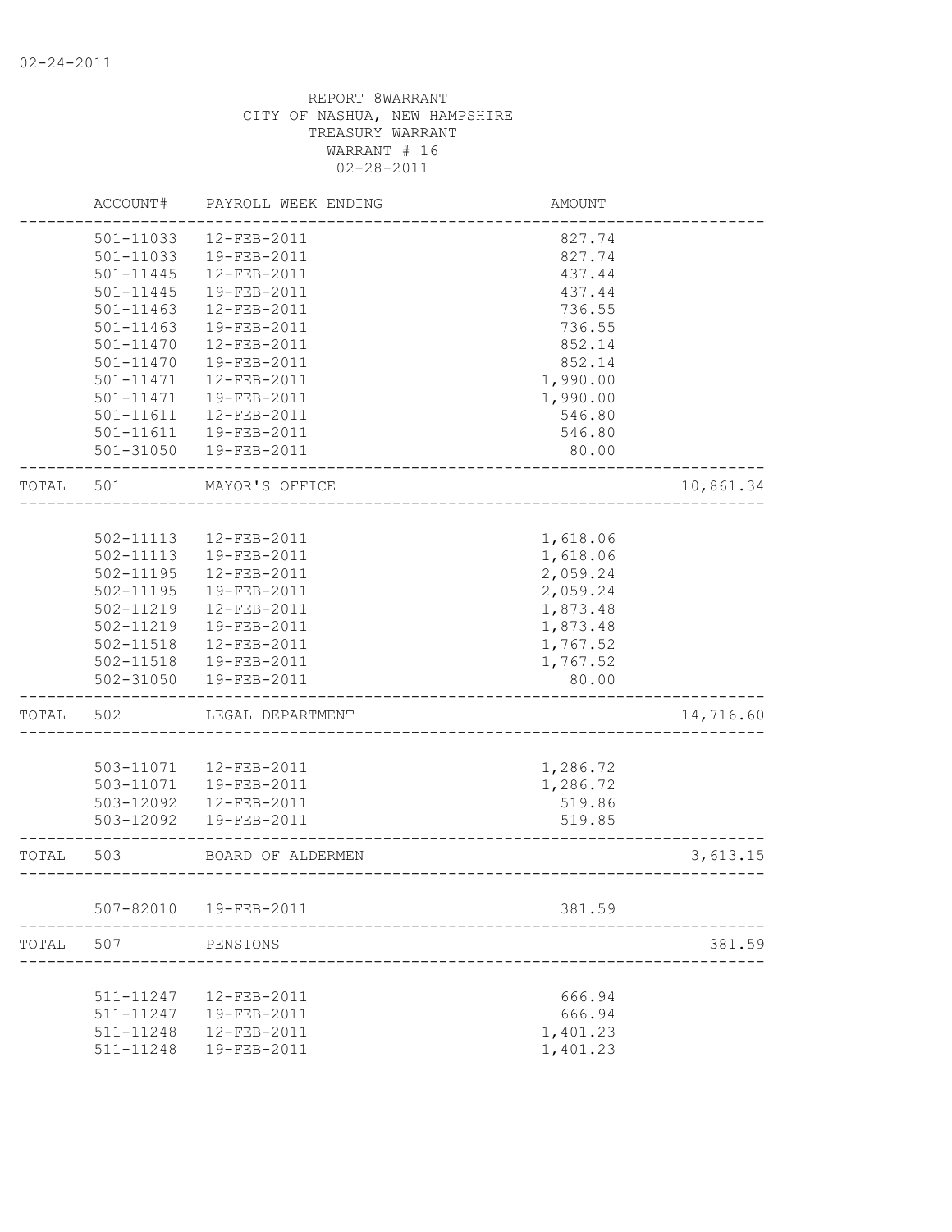02-24-2011

REPORT 8WARRANT
CITY OF NASHUA, NEW HAMPSHIRE
TREASURY WARRANT
WARRANT # 16
02-28-2011

| | ACCOUNT# | PAYROLL WEEK ENDING | AMOUNT | |
|---|---|---|---|---|
| | 501-11033 | 12-FEB-2011 | 827.74 | |
| | 501-11033 | 19-FEB-2011 | 827.74 | |
| | 501-11445 | 12-FEB-2011 | 437.44 | |
| | 501-11445 | 19-FEB-2011 | 437.44 | |
| | 501-11463 | 12-FEB-2011 | 736.55 | |
| | 501-11463 | 19-FEB-2011 | 736.55 | |
| | 501-11470 | 12-FEB-2011 | 852.14 | |
| | 501-11470 | 19-FEB-2011 | 852.14 | |
| | 501-11471 | 12-FEB-2011 | 1,990.00 | |
| | 501-11471 | 19-FEB-2011 | 1,990.00 | |
| | 501-11611 | 12-FEB-2011 | 546.80 | |
| | 501-11611 | 19-FEB-2011 | 546.80 | |
| | 501-31050 | 19-FEB-2011 | 80.00 | |
| TOTAL | 501 | MAYOR'S OFFICE | | 10,861.34 |
| | 502-11113 | 12-FEB-2011 | 1,618.06 | |
| | 502-11113 | 19-FEB-2011 | 1,618.06 | |
| | 502-11195 | 12-FEB-2011 | 2,059.24 | |
| | 502-11195 | 19-FEB-2011 | 2,059.24 | |
| | 502-11219 | 12-FEB-2011 | 1,873.48 | |
| | 502-11219 | 19-FEB-2011 | 1,873.48 | |
| | 502-11518 | 12-FEB-2011 | 1,767.52 | |
| | 502-11518 | 19-FEB-2011 | 1,767.52 | |
| | 502-31050 | 19-FEB-2011 | 80.00 | |
| TOTAL | 502 | LEGAL DEPARTMENT | | 14,716.60 |
| | 503-11071 | 12-FEB-2011 | 1,286.72 | |
| | 503-11071 | 19-FEB-2011 | 1,286.72 | |
| | 503-12092 | 12-FEB-2011 | 519.86 | |
| | 503-12092 | 19-FEB-2011 | 519.85 | |
| TOTAL | 503 | BOARD OF ALDERMEN | | 3,613.15 |
| | 507-82010 | 19-FEB-2011 | 381.59 | |
| TOTAL | 507 | PENSIONS | | 381.59 |
| | 511-11247 | 12-FEB-2011 | 666.94 | |
| | 511-11247 | 19-FEB-2011 | 666.94 | |
| | 511-11248 | 12-FEB-2011 | 1,401.23 | |
| | 511-11248 | 19-FEB-2011 | 1,401.23 | |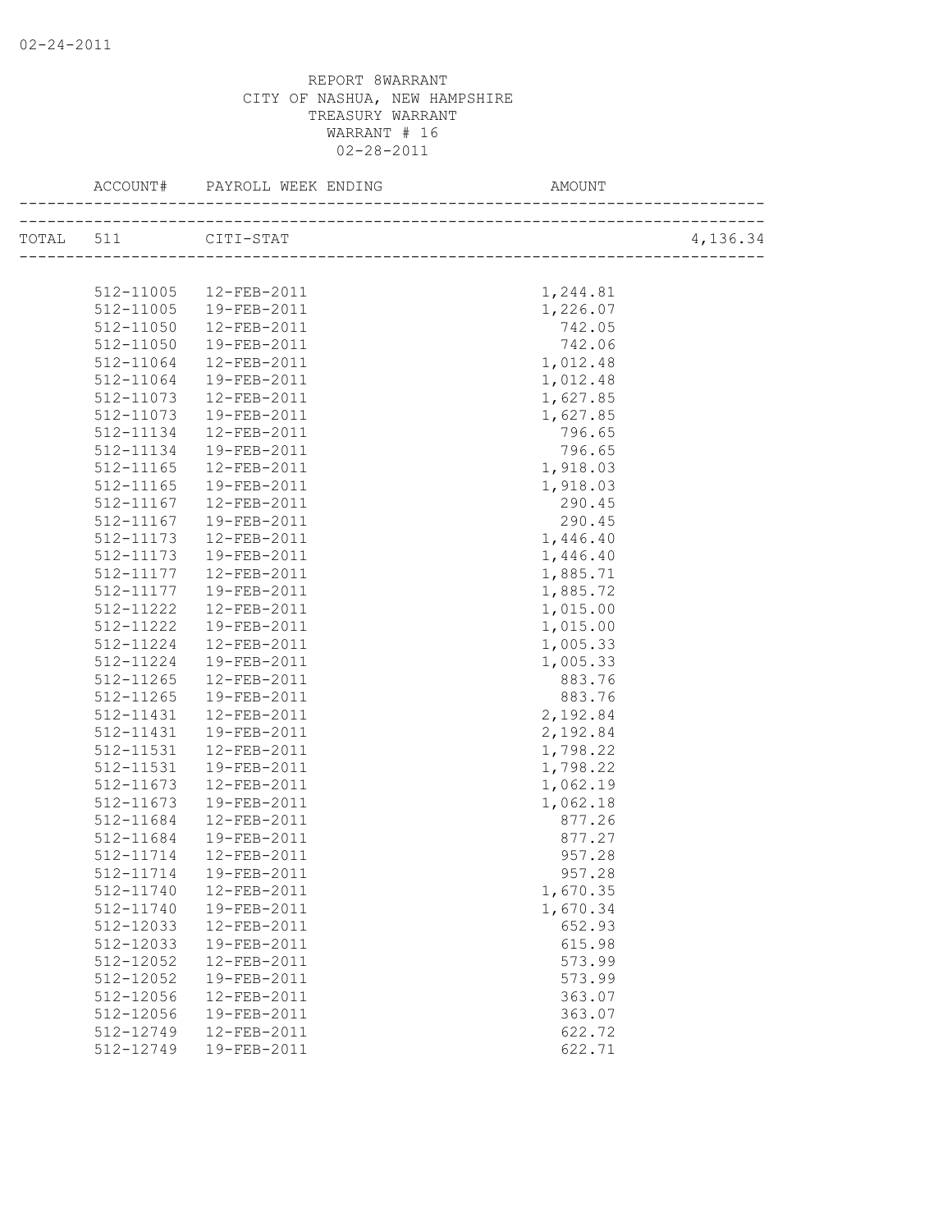REPORT 8WARRANT
CITY OF NASHUA, NEW HAMPSHIRE
TREASURY WARRANT
WARRANT # 16
02-28-2011

| ACCOUNT# | PAYROLL WEEK ENDING | AMOUNT | |
|---|---|---|---|
| TOTAL 511 | CITI-STAT | | 4,136.34 |
| 512-11005 | 12-FEB-2011 | 1,244.81 | |
| 512-11005 | 19-FEB-2011 | 1,226.07 | |
| 512-11050 | 12-FEB-2011 | 742.05 | |
| 512-11050 | 19-FEB-2011 | 742.06 | |
| 512-11064 | 12-FEB-2011 | 1,012.48 | |
| 512-11064 | 19-FEB-2011 | 1,012.48 | |
| 512-11073 | 12-FEB-2011 | 1,627.85 | |
| 512-11073 | 19-FEB-2011 | 1,627.85 | |
| 512-11134 | 12-FEB-2011 | 796.65 | |
| 512-11134 | 19-FEB-2011 | 796.65 | |
| 512-11165 | 12-FEB-2011 | 1,918.03 | |
| 512-11165 | 19-FEB-2011 | 1,918.03 | |
| 512-11167 | 12-FEB-2011 | 290.45 | |
| 512-11167 | 19-FEB-2011 | 290.45 | |
| 512-11173 | 12-FEB-2011 | 1,446.40 | |
| 512-11173 | 19-FEB-2011 | 1,446.40 | |
| 512-11177 | 12-FEB-2011 | 1,885.71 | |
| 512-11177 | 19-FEB-2011 | 1,885.72 | |
| 512-11222 | 12-FEB-2011 | 1,015.00 | |
| 512-11222 | 19-FEB-2011 | 1,015.00 | |
| 512-11224 | 12-FEB-2011 | 1,005.33 | |
| 512-11224 | 19-FEB-2011 | 1,005.33 | |
| 512-11265 | 12-FEB-2011 | 883.76 | |
| 512-11265 | 19-FEB-2011 | 883.76 | |
| 512-11431 | 12-FEB-2011 | 2,192.84 | |
| 512-11431 | 19-FEB-2011 | 2,192.84 | |
| 512-11531 | 12-FEB-2011 | 1,798.22 | |
| 512-11531 | 19-FEB-2011 | 1,798.22 | |
| 512-11673 | 12-FEB-2011 | 1,062.19 | |
| 512-11673 | 19-FEB-2011 | 1,062.18 | |
| 512-11684 | 12-FEB-2011 | 877.26 | |
| 512-11684 | 19-FEB-2011 | 877.27 | |
| 512-11714 | 12-FEB-2011 | 957.28 | |
| 512-11714 | 19-FEB-2011 | 957.28 | |
| 512-11740 | 12-FEB-2011 | 1,670.35 | |
| 512-11740 | 19-FEB-2011 | 1,670.34 | |
| 512-12033 | 12-FEB-2011 | 652.93 | |
| 512-12033 | 19-FEB-2011 | 615.98 | |
| 512-12052 | 12-FEB-2011 | 573.99 | |
| 512-12052 | 19-FEB-2011 | 573.99 | |
| 512-12056 | 12-FEB-2011 | 363.07 | |
| 512-12056 | 19-FEB-2011 | 363.07 | |
| 512-12749 | 12-FEB-2011 | 622.72 | |
| 512-12749 | 19-FEB-2011 | 622.71 | |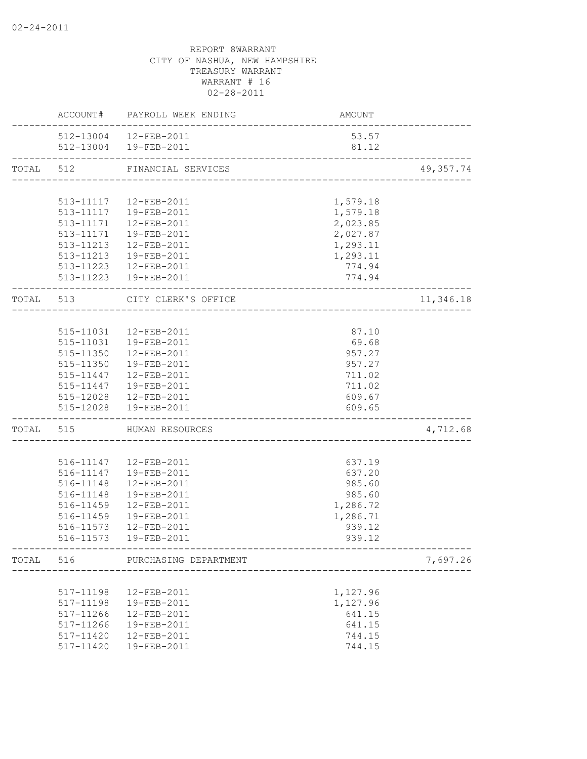02-24-2011

REPORT 8WARRANT
CITY OF NASHUA, NEW HAMPSHIRE
TREASURY WARRANT
WARRANT # 16
02-28-2011

| | ACCOUNT# | PAYROLL WEEK ENDING | AMOUNT | |
|---|---|---|---|---|
| | 512-13004 | 12-FEB-2011 | 53.57 | |
| | 512-13004 | 19-FEB-2011 | 81.12 | |
| TOTAL | 512 | FINANCIAL SERVICES | | 49,357.74 |
| | 513-11117 | 12-FEB-2011 | 1,579.18 | |
| | 513-11117 | 19-FEB-2011 | 1,579.18 | |
| | 513-11171 | 12-FEB-2011 | 2,023.85 | |
| | 513-11171 | 19-FEB-2011 | 2,027.87 | |
| | 513-11213 | 12-FEB-2011 | 1,293.11 | |
| | 513-11213 | 19-FEB-2011 | 1,293.11 | |
| | 513-11223 | 12-FEB-2011 | 774.94 | |
| | 513-11223 | 19-FEB-2011 | 774.94 | |
| TOTAL | 513 | CITY CLERK'S OFFICE | | 11,346.18 |
| | 515-11031 | 12-FEB-2011 | 87.10 | |
| | 515-11031 | 19-FEB-2011 | 69.68 | |
| | 515-11350 | 12-FEB-2011 | 957.27 | |
| | 515-11350 | 19-FEB-2011 | 957.27 | |
| | 515-11447 | 12-FEB-2011 | 711.02 | |
| | 515-11447 | 19-FEB-2011 | 711.02 | |
| | 515-12028 | 12-FEB-2011 | 609.67 | |
| | 515-12028 | 19-FEB-2011 | 609.65 | |
| TOTAL | 515 | HUMAN RESOURCES | | 4,712.68 |
| | 516-11147 | 12-FEB-2011 | 637.19 | |
| | 516-11147 | 19-FEB-2011 | 637.20 | |
| | 516-11148 | 12-FEB-2011 | 985.60 | |
| | 516-11148 | 19-FEB-2011 | 985.60 | |
| | 516-11459 | 12-FEB-2011 | 1,286.72 | |
| | 516-11459 | 19-FEB-2011 | 1,286.71 | |
| | 516-11573 | 12-FEB-2011 | 939.12 | |
| | 516-11573 | 19-FEB-2011 | 939.12 | |
| TOTAL | 516 | PURCHASING DEPARTMENT | | 7,697.26 |
| | 517-11198 | 12-FEB-2011 | 1,127.96 | |
| | 517-11198 | 19-FEB-2011 | 1,127.96 | |
| | 517-11266 | 12-FEB-2011 | 641.15 | |
| | 517-11266 | 19-FEB-2011 | 641.15 | |
| | 517-11420 | 12-FEB-2011 | 744.15 | |
| | 517-11420 | 19-FEB-2011 | 744.15 | |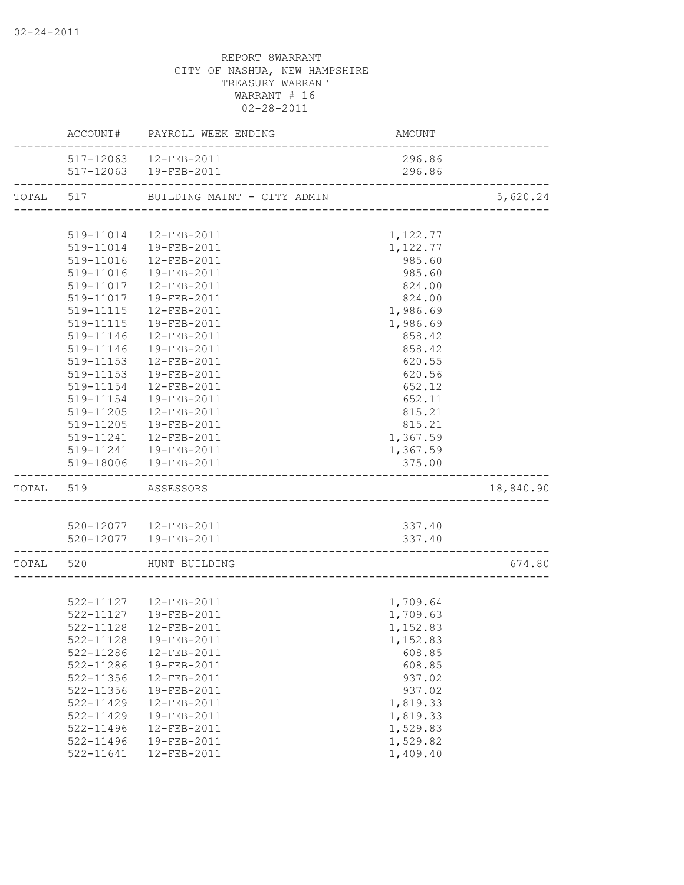REPORT 8WARRANT
CITY OF NASHUA, NEW HAMPSHIRE
TREASURY WARRANT
WARRANT # 16
02-28-2011

| | ACCOUNT# | PAYROLL WEEK ENDING | AMOUNT | |
|---|---|---|---|---|
| | 517-12063 | 12-FEB-2011 | 296.86 | |
| | 517-12063 | 19-FEB-2011 | 296.86 | |
| TOTAL | 517 | BUILDING MAINT - CITY ADMIN | | 5,620.24 |
| | 519-11014 | 12-FEB-2011 | 1,122.77 | |
| | 519-11014 | 19-FEB-2011 | 1,122.77 | |
| | 519-11016 | 12-FEB-2011 | 985.60 | |
| | 519-11016 | 19-FEB-2011 | 985.60 | |
| | 519-11017 | 12-FEB-2011 | 824.00 | |
| | 519-11017 | 19-FEB-2011 | 824.00 | |
| | 519-11115 | 12-FEB-2011 | 1,986.69 | |
| | 519-11115 | 19-FEB-2011 | 1,986.69 | |
| | 519-11146 | 12-FEB-2011 | 858.42 | |
| | 519-11146 | 19-FEB-2011 | 858.42 | |
| | 519-11153 | 12-FEB-2011 | 620.55 | |
| | 519-11153 | 19-FEB-2011 | 620.56 | |
| | 519-11154 | 12-FEB-2011 | 652.12 | |
| | 519-11154 | 19-FEB-2011 | 652.11 | |
| | 519-11205 | 12-FEB-2011 | 815.21 | |
| | 519-11205 | 19-FEB-2011 | 815.21 | |
| | 519-11241 | 12-FEB-2011 | 1,367.59 | |
| | 519-11241 | 19-FEB-2011 | 1,367.59 | |
| | 519-18006 | 19-FEB-2011 | 375.00 | |
| TOTAL | 519 | ASSESSORS | | 18,840.90 |
| | 520-12077 | 12-FEB-2011 | 337.40 | |
| | 520-12077 | 19-FEB-2011 | 337.40 | |
| TOTAL | 520 | HUNT BUILDING | | 674.80 |
| | 522-11127 | 12-FEB-2011 | 1,709.64 | |
| | 522-11127 | 19-FEB-2011 | 1,709.63 | |
| | 522-11128 | 12-FEB-2011 | 1,152.83 | |
| | 522-11128 | 19-FEB-2011 | 1,152.83 | |
| | 522-11286 | 12-FEB-2011 | 608.85 | |
| | 522-11286 | 19-FEB-2011 | 608.85 | |
| | 522-11356 | 12-FEB-2011 | 937.02 | |
| | 522-11356 | 19-FEB-2011 | 937.02 | |
| | 522-11429 | 12-FEB-2011 | 1,819.33 | |
| | 522-11429 | 19-FEB-2011 | 1,819.33 | |
| | 522-11496 | 12-FEB-2011 | 1,529.83 | |
| | 522-11496 | 19-FEB-2011 | 1,529.82 | |
| | 522-11641 | 12-FEB-2011 | 1,409.40 | |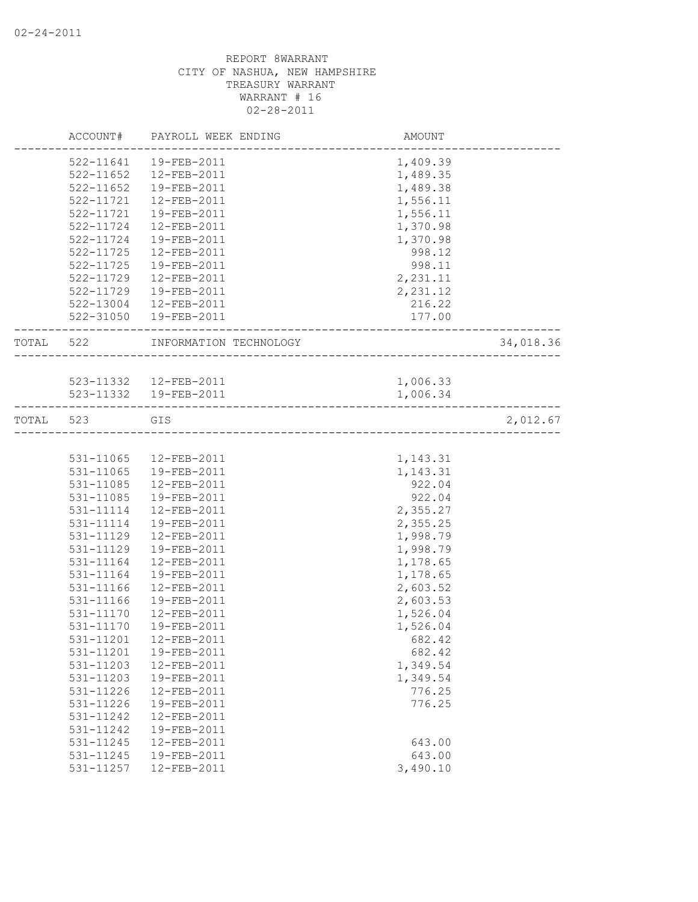REPORT 8WARRANT
CITY OF NASHUA, NEW HAMPSHIRE
TREASURY WARRANT
WARRANT # 16
02-28-2011

| | ACCOUNT# | PAYROLL WEEK ENDING | AMOUNT | |
|---|---|---|---|---|
| | 522-11641 | 19-FEB-2011 | 1,409.39 | |
| | 522-11652 | 12-FEB-2011 | 1,489.35 | |
| | 522-11652 | 19-FEB-2011 | 1,489.38 | |
| | 522-11721 | 12-FEB-2011 | 1,556.11 | |
| | 522-11721 | 19-FEB-2011 | 1,556.11 | |
| | 522-11724 | 12-FEB-2011 | 1,370.98 | |
| | 522-11724 | 19-FEB-2011 | 1,370.98 | |
| | 522-11725 | 12-FEB-2011 | 998.12 | |
| | 522-11725 | 19-FEB-2011 | 998.11 | |
| | 522-11729 | 12-FEB-2011 | 2,231.11 | |
| | 522-11729 | 19-FEB-2011 | 2,231.12 | |
| | 522-13004 | 12-FEB-2011 | 216.22 | |
| | 522-31050 | 19-FEB-2011 | 177.00 | |
| TOTAL | 522 | INFORMATION TECHNOLOGY | | 34,018.36 |
| | 523-11332 | 12-FEB-2011 | 1,006.33 | |
| | 523-11332 | 19-FEB-2011 | 1,006.34 | |
| TOTAL | 523 | GIS | | 2,012.67 |
| | 531-11065 | 12-FEB-2011 | 1,143.31 | |
| | 531-11065 | 19-FEB-2011 | 1,143.31 | |
| | 531-11085 | 12-FEB-2011 | 922.04 | |
| | 531-11085 | 19-FEB-2011 | 922.04 | |
| | 531-11114 | 12-FEB-2011 | 2,355.27 | |
| | 531-11114 | 19-FEB-2011 | 2,355.25 | |
| | 531-11129 | 12-FEB-2011 | 1,998.79 | |
| | 531-11129 | 19-FEB-2011 | 1,998.79 | |
| | 531-11164 | 12-FEB-2011 | 1,178.65 | |
| | 531-11164 | 19-FEB-2011 | 1,178.65 | |
| | 531-11166 | 12-FEB-2011 | 2,603.52 | |
| | 531-11166 | 19-FEB-2011 | 2,603.53 | |
| | 531-11170 | 12-FEB-2011 | 1,526.04 | |
| | 531-11170 | 19-FEB-2011 | 1,526.04 | |
| | 531-11201 | 12-FEB-2011 | 682.42 | |
| | 531-11201 | 19-FEB-2011 | 682.42 | |
| | 531-11203 | 12-FEB-2011 | 1,349.54 | |
| | 531-11203 | 19-FEB-2011 | 1,349.54 | |
| | 531-11226 | 12-FEB-2011 | 776.25 | |
| | 531-11226 | 19-FEB-2011 | 776.25 | |
| | 531-11242 | 12-FEB-2011 | | |
| | 531-11242 | 19-FEB-2011 | | |
| | 531-11245 | 12-FEB-2011 | 643.00 | |
| | 531-11245 | 19-FEB-2011 | 643.00 | |
| | 531-11257 | 12-FEB-2011 | 3,490.10 | |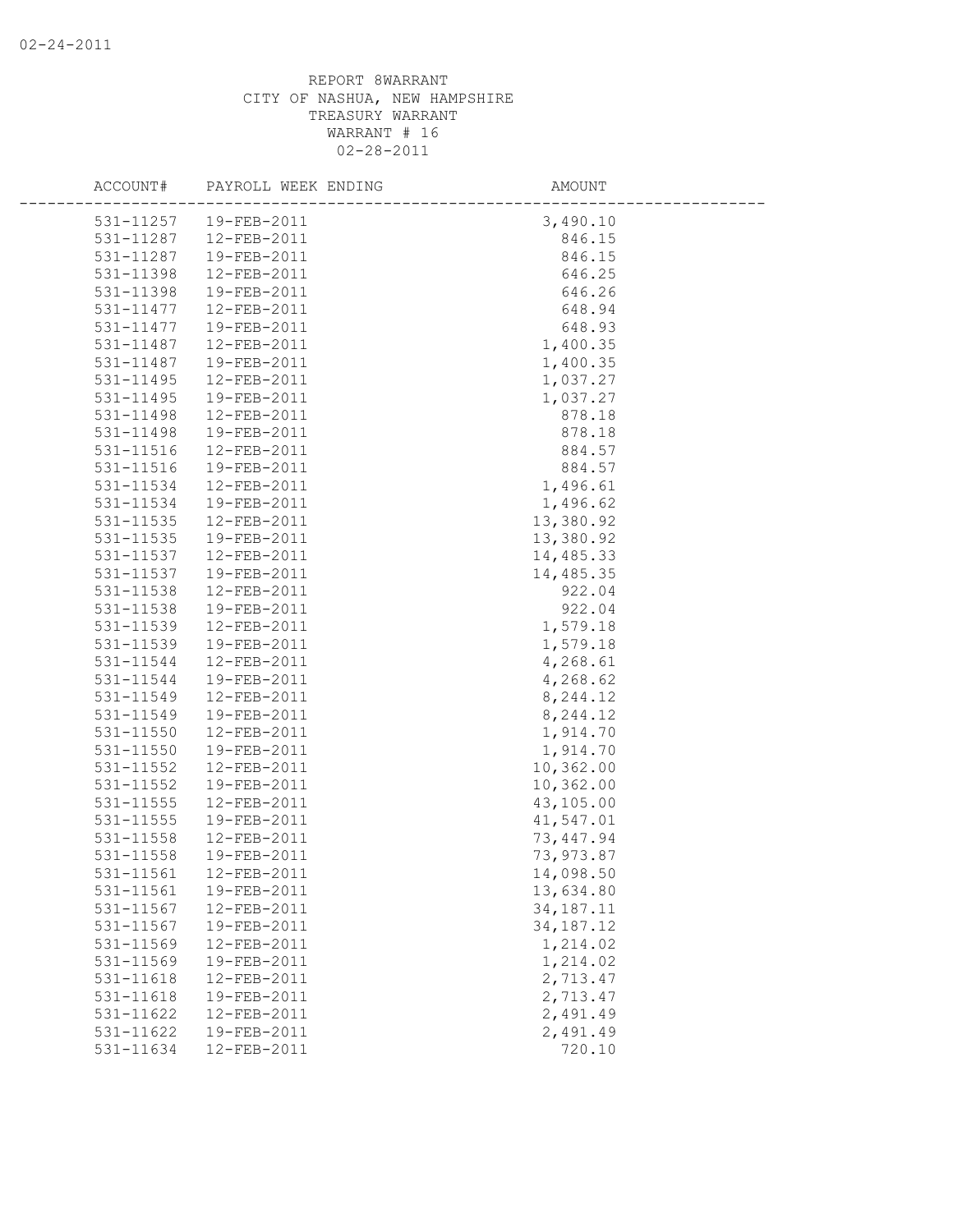REPORT 8WARRANT
CITY OF NASHUA, NEW HAMPSHIRE
TREASURY WARRANT
WARRANT # 16
02-28-2011

| ACCOUNT# | PAYROLL WEEK ENDING | AMOUNT |
|---|---|---|
| 531-11257 | 19-FEB-2011 | 3,490.10 |
| 531-11287 | 12-FEB-2011 | 846.15 |
| 531-11287 | 19-FEB-2011 | 846.15 |
| 531-11398 | 12-FEB-2011 | 646.25 |
| 531-11398 | 19-FEB-2011 | 646.26 |
| 531-11477 | 12-FEB-2011 | 648.94 |
| 531-11477 | 19-FEB-2011 | 648.93 |
| 531-11487 | 12-FEB-2011 | 1,400.35 |
| 531-11487 | 19-FEB-2011 | 1,400.35 |
| 531-11495 | 12-FEB-2011 | 1,037.27 |
| 531-11495 | 19-FEB-2011 | 1,037.27 |
| 531-11498 | 12-FEB-2011 | 878.18 |
| 531-11498 | 19-FEB-2011 | 878.18 |
| 531-11516 | 12-FEB-2011 | 884.57 |
| 531-11516 | 19-FEB-2011 | 884.57 |
| 531-11534 | 12-FEB-2011 | 1,496.61 |
| 531-11534 | 19-FEB-2011 | 1,496.62 |
| 531-11535 | 12-FEB-2011 | 13,380.92 |
| 531-11535 | 19-FEB-2011 | 13,380.92 |
| 531-11537 | 12-FEB-2011 | 14,485.33 |
| 531-11537 | 19-FEB-2011 | 14,485.35 |
| 531-11538 | 12-FEB-2011 | 922.04 |
| 531-11538 | 19-FEB-2011 | 922.04 |
| 531-11539 | 12-FEB-2011 | 1,579.18 |
| 531-11539 | 19-FEB-2011 | 1,579.18 |
| 531-11544 | 12-FEB-2011 | 4,268.61 |
| 531-11544 | 19-FEB-2011 | 4,268.62 |
| 531-11549 | 12-FEB-2011 | 8,244.12 |
| 531-11549 | 19-FEB-2011 | 8,244.12 |
| 531-11550 | 12-FEB-2011 | 1,914.70 |
| 531-11550 | 19-FEB-2011 | 1,914.70 |
| 531-11552 | 12-FEB-2011 | 10,362.00 |
| 531-11552 | 19-FEB-2011 | 10,362.00 |
| 531-11555 | 12-FEB-2011 | 43,105.00 |
| 531-11555 | 19-FEB-2011 | 41,547.01 |
| 531-11558 | 12-FEB-2011 | 73,447.94 |
| 531-11558 | 19-FEB-2011 | 73,973.87 |
| 531-11561 | 12-FEB-2011 | 14,098.50 |
| 531-11561 | 19-FEB-2011 | 13,634.80 |
| 531-11567 | 12-FEB-2011 | 34,187.11 |
| 531-11567 | 19-FEB-2011 | 34,187.12 |
| 531-11569 | 12-FEB-2011 | 1,214.02 |
| 531-11569 | 19-FEB-2011 | 1,214.02 |
| 531-11618 | 12-FEB-2011 | 2,713.47 |
| 531-11618 | 19-FEB-2011 | 2,713.47 |
| 531-11622 | 12-FEB-2011 | 2,491.49 |
| 531-11622 | 19-FEB-2011 | 2,491.49 |
| 531-11634 | 12-FEB-2011 | 720.10 |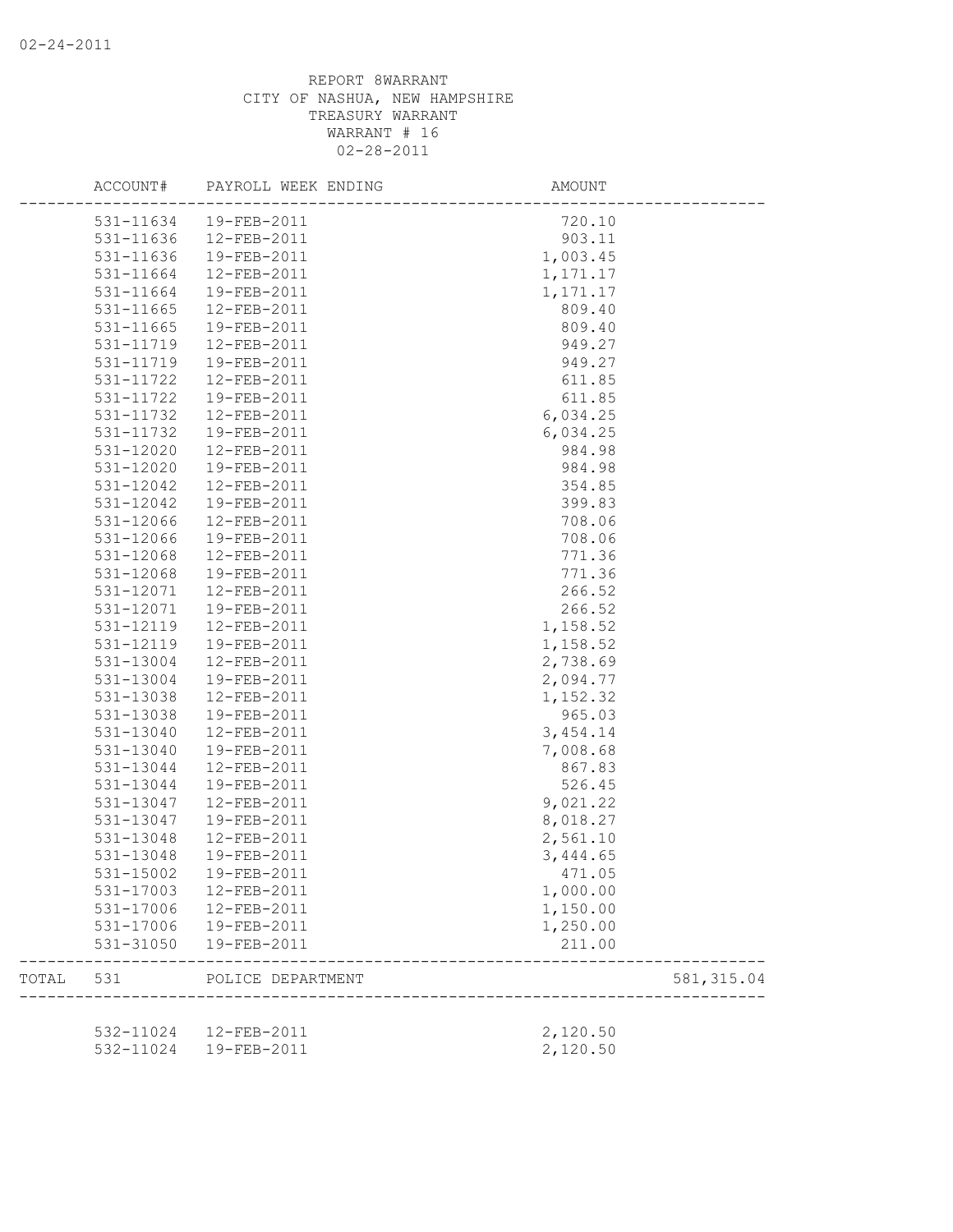REPORT 8WARRANT
CITY OF NASHUA, NEW HAMPSHIRE
TREASURY WARRANT
WARRANT # 16
02-28-2011

| ACCOUNT# | PAYROLL WEEK ENDING | AMOUNT | |
|---|---|---|---|
| 531-11634 | 19-FEB-2011 | 720.10 | |
| 531-11636 | 12-FEB-2011 | 903.11 | |
| 531-11636 | 19-FEB-2011 | 1,003.45 | |
| 531-11664 | 12-FEB-2011 | 1,171.17 | |
| 531-11664 | 19-FEB-2011 | 1,171.17 | |
| 531-11665 | 12-FEB-2011 | 809.40 | |
| 531-11665 | 19-FEB-2011 | 809.40 | |
| 531-11719 | 12-FEB-2011 | 949.27 | |
| 531-11719 | 19-FEB-2011 | 949.27 | |
| 531-11722 | 12-FEB-2011 | 611.85 | |
| 531-11722 | 19-FEB-2011 | 611.85 | |
| 531-11732 | 12-FEB-2011 | 6,034.25 | |
| 531-11732 | 19-FEB-2011 | 6,034.25 | |
| 531-12020 | 12-FEB-2011 | 984.98 | |
| 531-12020 | 19-FEB-2011 | 984.98 | |
| 531-12042 | 12-FEB-2011 | 354.85 | |
| 531-12042 | 19-FEB-2011 | 399.83 | |
| 531-12066 | 12-FEB-2011 | 708.06 | |
| 531-12066 | 19-FEB-2011 | 708.06 | |
| 531-12068 | 12-FEB-2011 | 771.36 | |
| 531-12068 | 19-FEB-2011 | 771.36 | |
| 531-12071 | 12-FEB-2011 | 266.52 | |
| 531-12071 | 19-FEB-2011 | 266.52 | |
| 531-12119 | 12-FEB-2011 | 1,158.52 | |
| 531-12119 | 19-FEB-2011 | 1,158.52 | |
| 531-13004 | 12-FEB-2011 | 2,738.69 | |
| 531-13004 | 19-FEB-2011 | 2,094.77 | |
| 531-13038 | 12-FEB-2011 | 1,152.32 | |
| 531-13038 | 19-FEB-2011 | 965.03 | |
| 531-13040 | 12-FEB-2011 | 3,454.14 | |
| 531-13040 | 19-FEB-2011 | 7,008.68 | |
| 531-13044 | 12-FEB-2011 | 867.83 | |
| 531-13044 | 19-FEB-2011 | 526.45 | |
| 531-13047 | 12-FEB-2011 | 9,021.22 | |
| 531-13047 | 19-FEB-2011 | 8,018.27 | |
| 531-13048 | 12-FEB-2011 | 2,561.10 | |
| 531-13048 | 19-FEB-2011 | 3,444.65 | |
| 531-15002 | 19-FEB-2011 | 471.05 | |
| 531-17003 | 12-FEB-2011 | 1,000.00 | |
| 531-17006 | 12-FEB-2011 | 1,150.00 | |
| 531-17006 | 19-FEB-2011 | 1,250.00 | |
| 531-31050 | 19-FEB-2011 | 211.00 | |
| TOTAL 531 | POLICE DEPARTMENT | | 581,315.04 |
| 532-11024 | 12-FEB-2011 | 2,120.50 | |
| 532-11024 | 19-FEB-2011 | 2,120.50 | |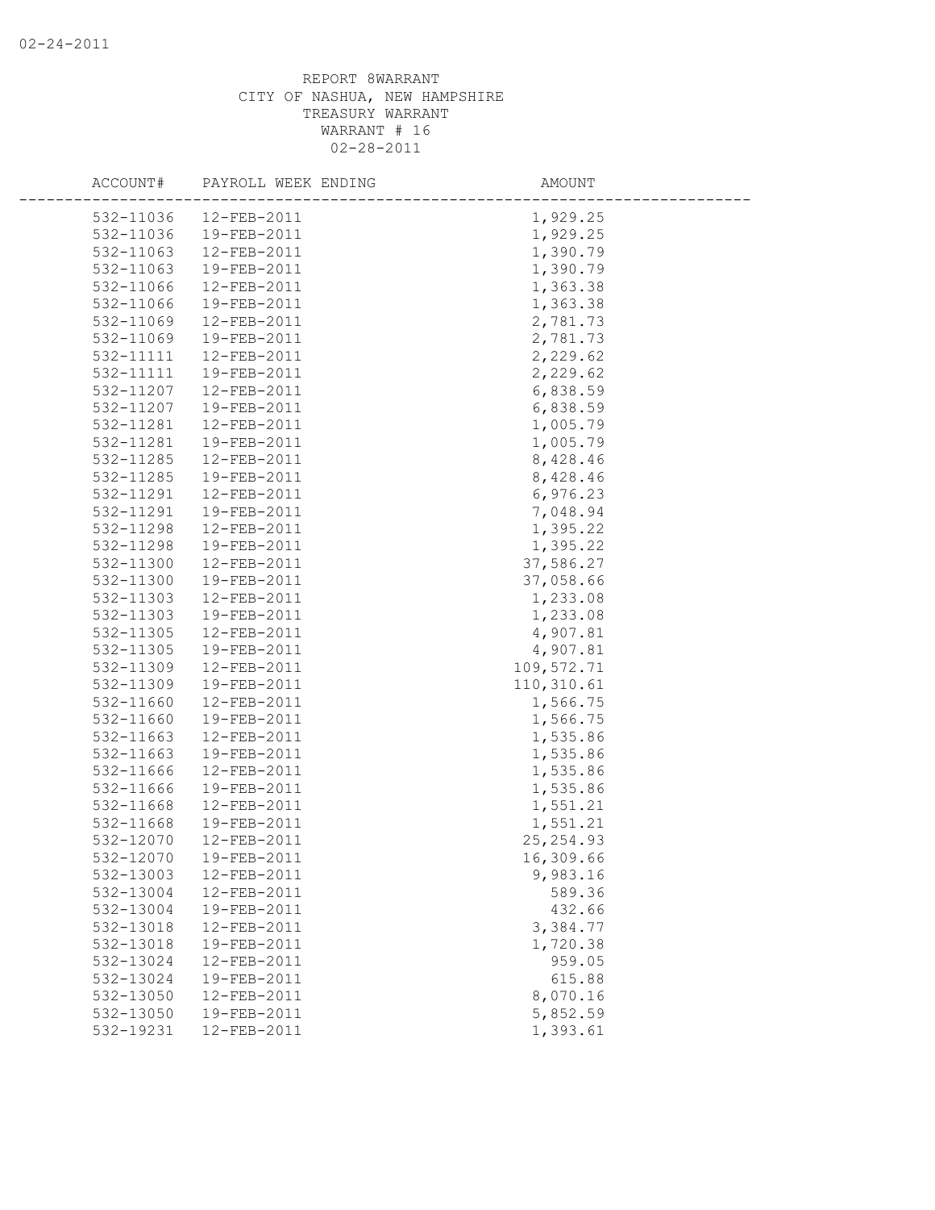REPORT 8WARRANT
CITY OF NASHUA, NEW HAMPSHIRE
TREASURY WARRANT
WARRANT # 16
02-28-2011

| ACCOUNT# | PAYROLL WEEK ENDING | AMOUNT |
|---|---|---|
| 532-11036 | 12-FEB-2011 | 1,929.25 |
| 532-11036 | 19-FEB-2011 | 1,929.25 |
| 532-11063 | 12-FEB-2011 | 1,390.79 |
| 532-11063 | 19-FEB-2011 | 1,390.79 |
| 532-11066 | 12-FEB-2011 | 1,363.38 |
| 532-11066 | 19-FEB-2011 | 1,363.38 |
| 532-11069 | 12-FEB-2011 | 2,781.73 |
| 532-11069 | 19-FEB-2011 | 2,781.73 |
| 532-11111 | 12-FEB-2011 | 2,229.62 |
| 532-11111 | 19-FEB-2011 | 2,229.62 |
| 532-11207 | 12-FEB-2011 | 6,838.59 |
| 532-11207 | 19-FEB-2011 | 6,838.59 |
| 532-11281 | 12-FEB-2011 | 1,005.79 |
| 532-11281 | 19-FEB-2011 | 1,005.79 |
| 532-11285 | 12-FEB-2011 | 8,428.46 |
| 532-11285 | 19-FEB-2011 | 8,428.46 |
| 532-11291 | 12-FEB-2011 | 6,976.23 |
| 532-11291 | 19-FEB-2011 | 7,048.94 |
| 532-11298 | 12-FEB-2011 | 1,395.22 |
| 532-11298 | 19-FEB-2011 | 1,395.22 |
| 532-11300 | 12-FEB-2011 | 37,586.27 |
| 532-11300 | 19-FEB-2011 | 37,058.66 |
| 532-11303 | 12-FEB-2011 | 1,233.08 |
| 532-11303 | 19-FEB-2011 | 1,233.08 |
| 532-11305 | 12-FEB-2011 | 4,907.81 |
| 532-11305 | 19-FEB-2011 | 4,907.81 |
| 532-11309 | 12-FEB-2011 | 109,572.71 |
| 532-11309 | 19-FEB-2011 | 110,310.61 |
| 532-11660 | 12-FEB-2011 | 1,566.75 |
| 532-11660 | 19-FEB-2011 | 1,566.75 |
| 532-11663 | 12-FEB-2011 | 1,535.86 |
| 532-11663 | 19-FEB-2011 | 1,535.86 |
| 532-11666 | 12-FEB-2011 | 1,535.86 |
| 532-11666 | 19-FEB-2011 | 1,535.86 |
| 532-11668 | 12-FEB-2011 | 1,551.21 |
| 532-11668 | 19-FEB-2011 | 1,551.21 |
| 532-12070 | 12-FEB-2011 | 25,254.93 |
| 532-12070 | 19-FEB-2011 | 16,309.66 |
| 532-13003 | 12-FEB-2011 | 9,983.16 |
| 532-13004 | 12-FEB-2011 | 589.36 |
| 532-13004 | 19-FEB-2011 | 432.66 |
| 532-13018 | 12-FEB-2011 | 3,384.77 |
| 532-13018 | 19-FEB-2011 | 1,720.38 |
| 532-13024 | 12-FEB-2011 | 959.05 |
| 532-13024 | 19-FEB-2011 | 615.88 |
| 532-13050 | 12-FEB-2011 | 8,070.16 |
| 532-13050 | 19-FEB-2011 | 5,852.59 |
| 532-19231 | 12-FEB-2011 | 1,393.61 |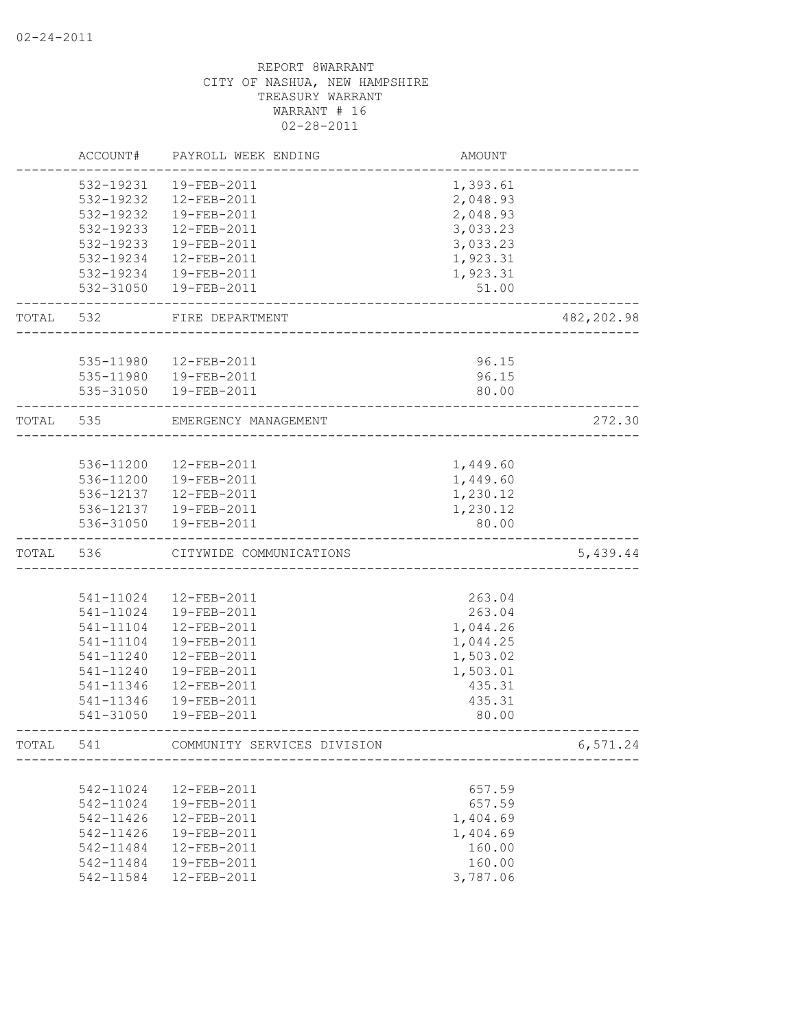02-24-2011

REPORT 8WARRANT
CITY OF NASHUA, NEW HAMPSHIRE
TREASURY WARRANT
WARRANT # 16
02-28-2011

| | ACCOUNT# | PAYROLL WEEK ENDING | AMOUNT | |
|---|---|---|---|---|
| | 532-19231 | 19-FEB-2011 | 1,393.61 | |
| | 532-19232 | 12-FEB-2011 | 2,048.93 | |
| | 532-19232 | 19-FEB-2011 | 2,048.93 | |
| | 532-19233 | 12-FEB-2011 | 3,033.23 | |
| | 532-19233 | 19-FEB-2011 | 3,033.23 | |
| | 532-19234 | 12-FEB-2011 | 1,923.31 | |
| | 532-19234 | 19-FEB-2011 | 1,923.31 | |
| | 532-31050 | 19-FEB-2011 | 51.00 | |
| TOTAL | 532 | FIRE DEPARTMENT | | 482,202.98 |
| | 535-11980 | 12-FEB-2011 | 96.15 | |
| | 535-11980 | 19-FEB-2011 | 96.15 | |
| | 535-31050 | 19-FEB-2011 | 80.00 | |
| TOTAL | 535 | EMERGENCY MANAGEMENT | | 272.30 |
| | 536-11200 | 12-FEB-2011 | 1,449.60 | |
| | 536-11200 | 19-FEB-2011 | 1,449.60 | |
| | 536-12137 | 12-FEB-2011 | 1,230.12 | |
| | 536-12137 | 19-FEB-2011 | 1,230.12 | |
| | 536-31050 | 19-FEB-2011 | 80.00 | |
| TOTAL | 536 | CITYWIDE COMMUNICATIONS | | 5,439.44 |
| | 541-11024 | 12-FEB-2011 | 263.04 | |
| | 541-11024 | 19-FEB-2011 | 263.04 | |
| | 541-11104 | 12-FEB-2011 | 1,044.26 | |
| | 541-11104 | 19-FEB-2011 | 1,044.25 | |
| | 541-11240 | 12-FEB-2011 | 1,503.02 | |
| | 541-11240 | 19-FEB-2011 | 1,503.01 | |
| | 541-11346 | 12-FEB-2011 | 435.31 | |
| | 541-11346 | 19-FEB-2011 | 435.31 | |
| | 541-31050 | 19-FEB-2011 | 80.00 | |
| TOTAL | 541 | COMMUNITY SERVICES DIVISION | | 6,571.24 |
| | 542-11024 | 12-FEB-2011 | 657.59 | |
| | 542-11024 | 19-FEB-2011 | 657.59 | |
| | 542-11426 | 12-FEB-2011 | 1,404.69 | |
| | 542-11426 | 19-FEB-2011 | 1,404.69 | |
| | 542-11484 | 12-FEB-2011 | 160.00 | |
| | 542-11484 | 19-FEB-2011 | 160.00 | |
| | 542-11584 | 12-FEB-2011 | 3,787.06 | |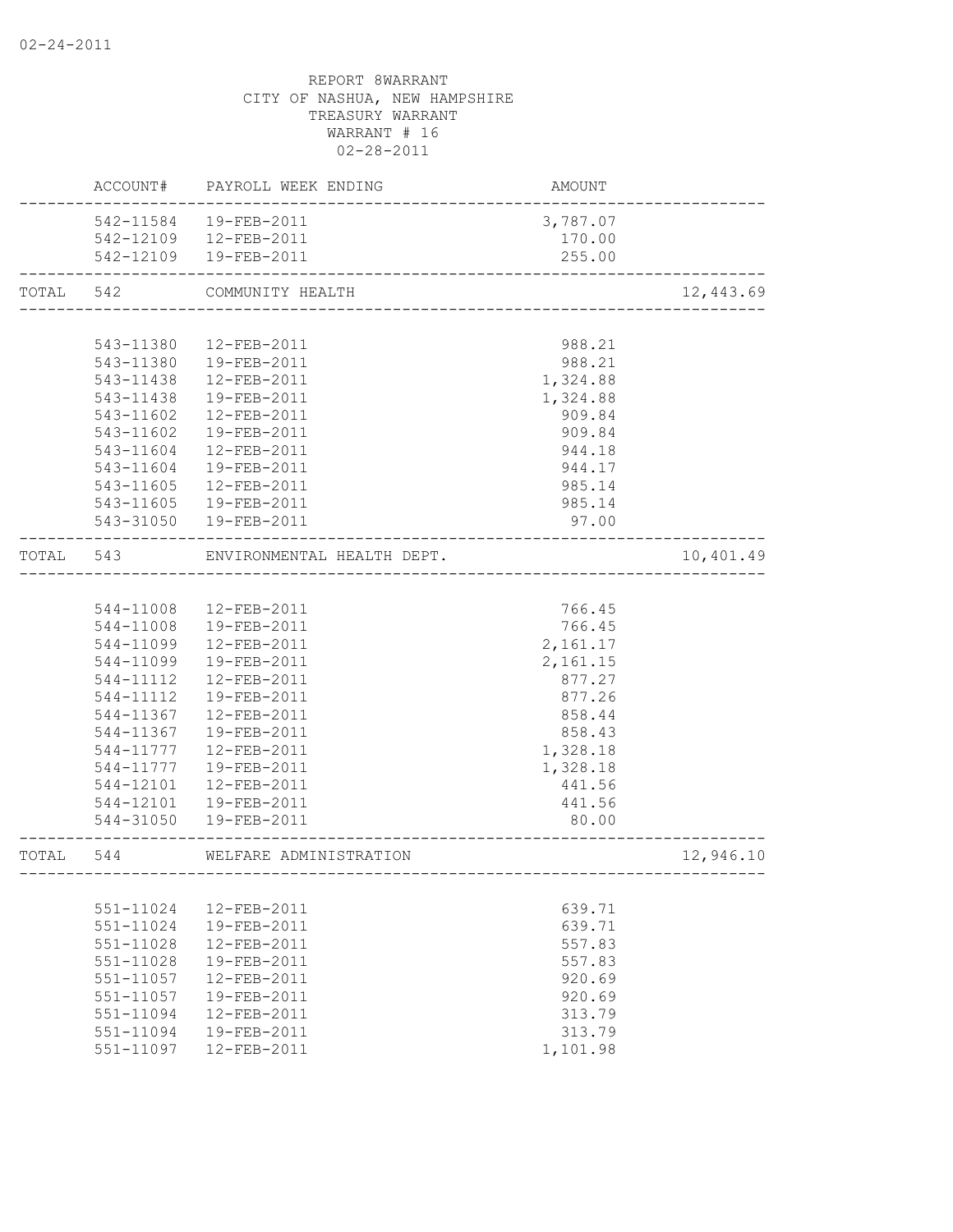REPORT 8WARRANT
CITY OF NASHUA, NEW HAMPSHIRE
TREASURY WARRANT
WARRANT # 16
02-28-2011

| | ACCOUNT# | PAYROLL WEEK ENDING | AMOUNT | |
|---|---|---|---|---|
| | 542-11584 | 19-FEB-2011 | 3,787.07 | |
| | 542-12109 | 12-FEB-2011 | 170.00 | |
| | 542-12109 | 19-FEB-2011 | 255.00 | |
| TOTAL | 542 | COMMUNITY HEALTH | | 12,443.69 |
| | 543-11380 | 12-FEB-2011 | 988.21 | |
| | 543-11380 | 19-FEB-2011 | 988.21 | |
| | 543-11438 | 12-FEB-2011 | 1,324.88 | |
| | 543-11438 | 19-FEB-2011 | 1,324.88 | |
| | 543-11602 | 12-FEB-2011 | 909.84 | |
| | 543-11602 | 19-FEB-2011 | 909.84 | |
| | 543-11604 | 12-FEB-2011 | 944.18 | |
| | 543-11604 | 19-FEB-2011 | 944.17 | |
| | 543-11605 | 12-FEB-2011 | 985.14 | |
| | 543-11605 | 19-FEB-2011 | 985.14 | |
| | 543-31050 | 19-FEB-2011 | 97.00 | |
| TOTAL | 543 | ENVIRONMENTAL HEALTH DEPT. | | 10,401.49 |
| | 544-11008 | 12-FEB-2011 | 766.45 | |
| | 544-11008 | 19-FEB-2011 | 766.45 | |
| | 544-11099 | 12-FEB-2011 | 2,161.17 | |
| | 544-11099 | 19-FEB-2011 | 2,161.15 | |
| | 544-11112 | 12-FEB-2011 | 877.27 | |
| | 544-11112 | 19-FEB-2011 | 877.26 | |
| | 544-11367 | 12-FEB-2011 | 858.44 | |
| | 544-11367 | 19-FEB-2011 | 858.43 | |
| | 544-11777 | 12-FEB-2011 | 1,328.18 | |
| | 544-11777 | 19-FEB-2011 | 1,328.18 | |
| | 544-12101 | 12-FEB-2011 | 441.56 | |
| | 544-12101 | 19-FEB-2011 | 441.56 | |
| | 544-31050 | 19-FEB-2011 | 80.00 | |
| TOTAL | 544 | WELFARE ADMINISTRATION | | 12,946.10 |
| | 551-11024 | 12-FEB-2011 | 639.71 | |
| | 551-11024 | 19-FEB-2011 | 639.71 | |
| | 551-11028 | 12-FEB-2011 | 557.83 | |
| | 551-11028 | 19-FEB-2011 | 557.83 | |
| | 551-11057 | 12-FEB-2011 | 920.69 | |
| | 551-11057 | 19-FEB-2011 | 920.69 | |
| | 551-11094 | 12-FEB-2011 | 313.79 | |
| | 551-11094 | 19-FEB-2011 | 313.79 | |
| | 551-11097 | 12-FEB-2011 | 1,101.98 | |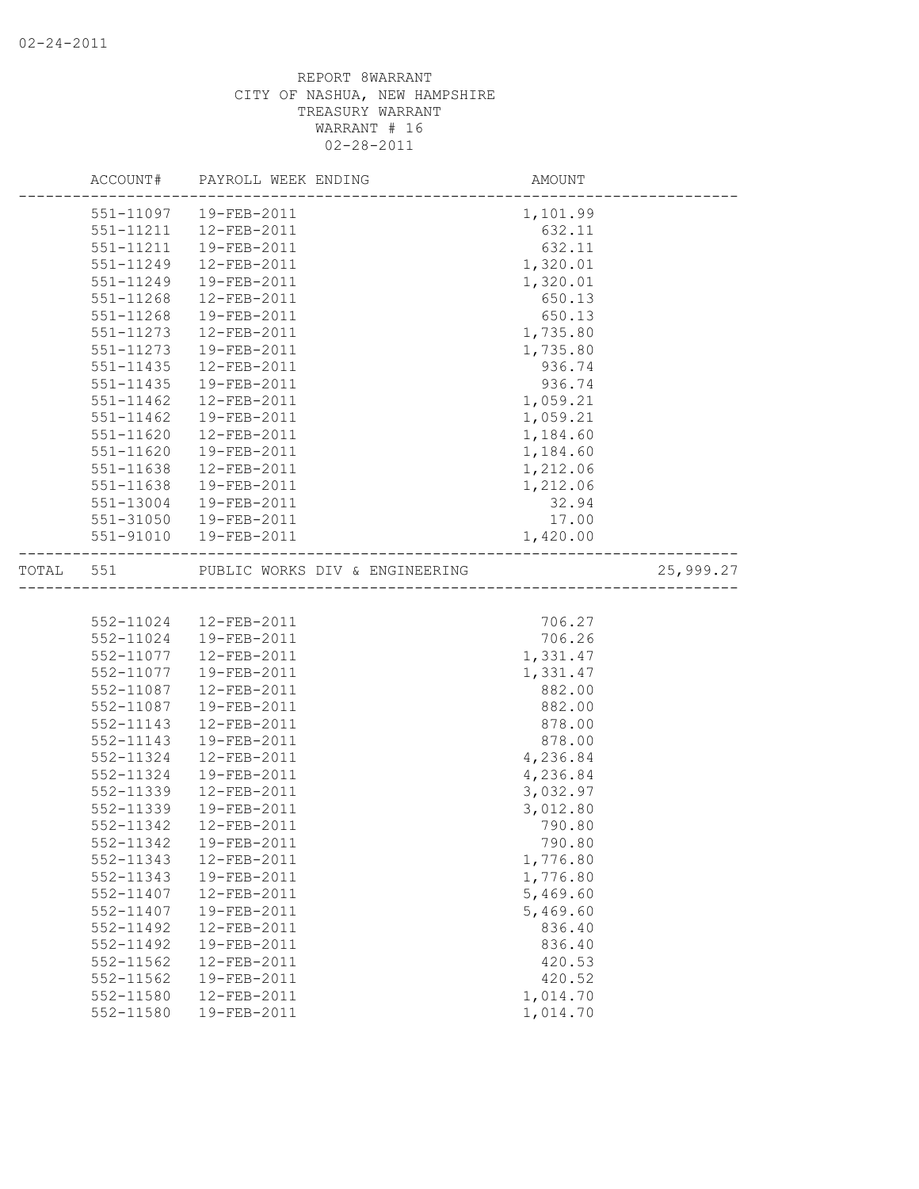REPORT 8WARRANT
CITY OF NASHUA, NEW HAMPSHIRE
TREASURY WARRANT
WARRANT # 16
02-28-2011

| ACCOUNT# | PAYROLL WEEK ENDING | AMOUNT | |
|---|---|---|---|
| 551-11097 | 19-FEB-2011 | 1,101.99 | |
| 551-11211 | 12-FEB-2011 | 632.11 | |
| 551-11211 | 19-FEB-2011 | 632.11 | |
| 551-11249 | 12-FEB-2011 | 1,320.01 | |
| 551-11249 | 19-FEB-2011 | 1,320.01 | |
| 551-11268 | 12-FEB-2011 | 650.13 | |
| 551-11268 | 19-FEB-2011 | 650.13 | |
| 551-11273 | 12-FEB-2011 | 1,735.80 | |
| 551-11273 | 19-FEB-2011 | 1,735.80 | |
| 551-11435 | 12-FEB-2011 | 936.74 | |
| 551-11435 | 19-FEB-2011 | 936.74 | |
| 551-11462 | 12-FEB-2011 | 1,059.21 | |
| 551-11462 | 19-FEB-2011 | 1,059.21 | |
| 551-11620 | 12-FEB-2011 | 1,184.60 | |
| 551-11620 | 19-FEB-2011 | 1,184.60 | |
| 551-11638 | 12-FEB-2011 | 1,212.06 | |
| 551-11638 | 19-FEB-2011 | 1,212.06 | |
| 551-13004 | 19-FEB-2011 | 32.94 | |
| 551-31050 | 19-FEB-2011 | 17.00 | |
| 551-91010 | 19-FEB-2011 | 1,420.00 | |
| TOTAL 551 | PUBLIC WORKS DIV & ENGINEERING | | 25,999.27 |
| 552-11024 | 12-FEB-2011 | 706.27 | |
| 552-11024 | 19-FEB-2011 | 706.26 | |
| 552-11077 | 12-FEB-2011 | 1,331.47 | |
| 552-11077 | 19-FEB-2011 | 1,331.47 | |
| 552-11087 | 12-FEB-2011 | 882.00 | |
| 552-11087 | 19-FEB-2011 | 882.00 | |
| 552-11143 | 12-FEB-2011 | 878.00 | |
| 552-11143 | 19-FEB-2011 | 878.00 | |
| 552-11324 | 12-FEB-2011 | 4,236.84 | |
| 552-11324 | 19-FEB-2011 | 4,236.84 | |
| 552-11339 | 12-FEB-2011 | 3,032.97 | |
| 552-11339 | 19-FEB-2011 | 3,012.80 | |
| 552-11342 | 12-FEB-2011 | 790.80 | |
| 552-11342 | 19-FEB-2011 | 790.80 | |
| 552-11343 | 12-FEB-2011 | 1,776.80 | |
| 552-11343 | 19-FEB-2011 | 1,776.80 | |
| 552-11407 | 12-FEB-2011 | 5,469.60 | |
| 552-11407 | 19-FEB-2011 | 5,469.60 | |
| 552-11492 | 12-FEB-2011 | 836.40 | |
| 552-11492 | 19-FEB-2011 | 836.40 | |
| 552-11562 | 12-FEB-2011 | 420.53 | |
| 552-11562 | 19-FEB-2011 | 420.52 | |
| 552-11580 | 12-FEB-2011 | 1,014.70 | |
| 552-11580 | 19-FEB-2011 | 1,014.70 | |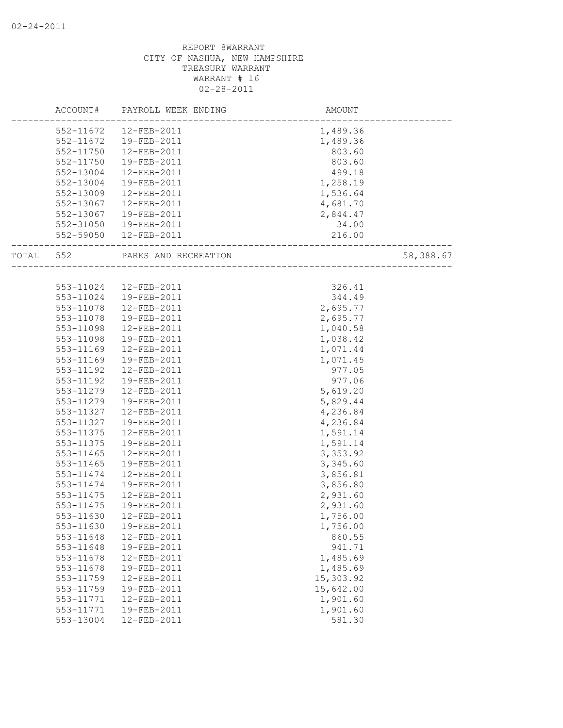REPORT 8WARRANT
CITY OF NASHUA, NEW HAMPSHIRE
TREASURY WARRANT
WARRANT # 16
02-28-2011

| | ACCOUNT# | PAYROLL WEEK ENDING | AMOUNT | |
|---|---|---|---|---|
| | 552-11672 | 12-FEB-2011 | 1,489.36 | |
| | 552-11672 | 19-FEB-2011 | 1,489.36 | |
| | 552-11750 | 12-FEB-2011 | 803.60 | |
| | 552-11750 | 19-FEB-2011 | 803.60 | |
| | 552-13004 | 12-FEB-2011 | 499.18 | |
| | 552-13004 | 19-FEB-2011 | 1,258.19 | |
| | 552-13009 | 12-FEB-2011 | 1,536.64 | |
| | 552-13067 | 12-FEB-2011 | 4,681.70 | |
| | 552-13067 | 19-FEB-2011 | 2,844.47 | |
| | 552-31050 | 19-FEB-2011 | 34.00 | |
| | 552-59050 | 12-FEB-2011 | 216.00 | |
| TOTAL | 552 | PARKS AND RECREATION | | 58,388.67 |
| | 553-11024 | 12-FEB-2011 | 326.41 | |
| | 553-11024 | 19-FEB-2011 | 344.49 | |
| | 553-11078 | 12-FEB-2011 | 2,695.77 | |
| | 553-11078 | 19-FEB-2011 | 2,695.77 | |
| | 553-11098 | 12-FEB-2011 | 1,040.58 | |
| | 553-11098 | 19-FEB-2011 | 1,038.42 | |
| | 553-11169 | 12-FEB-2011 | 1,071.44 | |
| | 553-11169 | 19-FEB-2011 | 1,071.45 | |
| | 553-11192 | 12-FEB-2011 | 977.05 | |
| | 553-11192 | 19-FEB-2011 | 977.06 | |
| | 553-11279 | 12-FEB-2011 | 5,619.20 | |
| | 553-11279 | 19-FEB-2011 | 5,829.44 | |
| | 553-11327 | 12-FEB-2011 | 4,236.84 | |
| | 553-11327 | 19-FEB-2011 | 4,236.84 | |
| | 553-11375 | 12-FEB-2011 | 1,591.14 | |
| | 553-11375 | 19-FEB-2011 | 1,591.14 | |
| | 553-11465 | 12-FEB-2011 | 3,353.92 | |
| | 553-11465 | 19-FEB-2011 | 3,345.60 | |
| | 553-11474 | 12-FEB-2011 | 3,856.81 | |
| | 553-11474 | 19-FEB-2011 | 3,856.80 | |
| | 553-11475 | 12-FEB-2011 | 2,931.60 | |
| | 553-11475 | 19-FEB-2011 | 2,931.60 | |
| | 553-11630 | 12-FEB-2011 | 1,756.00 | |
| | 553-11630 | 19-FEB-2011 | 1,756.00 | |
| | 553-11648 | 12-FEB-2011 | 860.55 | |
| | 553-11648 | 19-FEB-2011 | 941.71 | |
| | 553-11678 | 12-FEB-2011 | 1,485.69 | |
| | 553-11678 | 19-FEB-2011 | 1,485.69 | |
| | 553-11759 | 12-FEB-2011 | 15,303.92 | |
| | 553-11759 | 19-FEB-2011 | 15,642.00 | |
| | 553-11771 | 12-FEB-2011 | 1,901.60 | |
| | 553-11771 | 19-FEB-2011 | 1,901.60 | |
| | 553-13004 | 12-FEB-2011 | 581.30 | |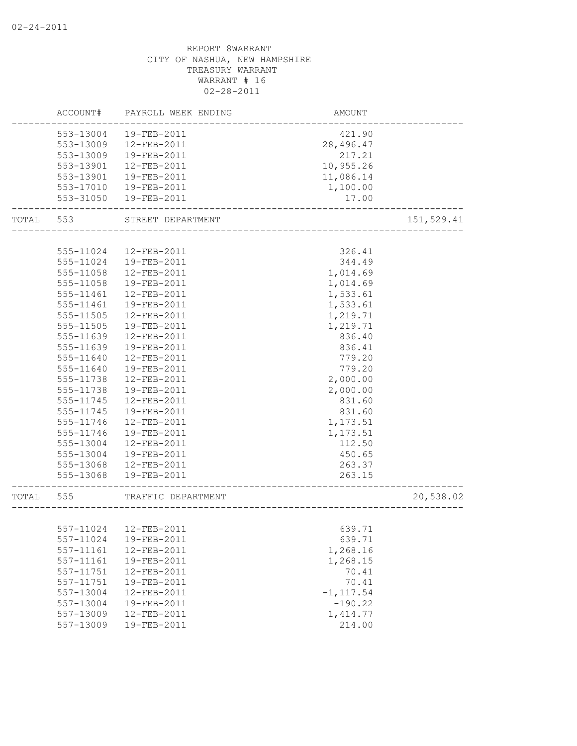02-24-2011

REPORT 8WARRANT
CITY OF NASHUA, NEW HAMPSHIRE
TREASURY WARRANT
WARRANT # 16
02-28-2011

| | ACCOUNT# | PAYROLL WEEK ENDING | AMOUNT | |
|---|---|---|---|---|
| | 553-13004 | 19-FEB-2011 | 421.90 | |
| | 553-13009 | 12-FEB-2011 | 28,496.47 | |
| | 553-13009 | 19-FEB-2011 | 217.21 | |
| | 553-13901 | 12-FEB-2011 | 10,955.26 | |
| | 553-13901 | 19-FEB-2011 | 11,086.14 | |
| | 553-17010 | 19-FEB-2011 | 1,100.00 | |
| | 553-31050 | 19-FEB-2011 | 17.00 | |
| TOTAL | 553 | STREET DEPARTMENT | | 151,529.41 |
| | 555-11024 | 12-FEB-2011 | 326.41 | |
| | 555-11024 | 19-FEB-2011 | 344.49 | |
| | 555-11058 | 12-FEB-2011 | 1,014.69 | |
| | 555-11058 | 19-FEB-2011 | 1,014.69 | |
| | 555-11461 | 12-FEB-2011 | 1,533.61 | |
| | 555-11461 | 19-FEB-2011 | 1,533.61 | |
| | 555-11505 | 12-FEB-2011 | 1,219.71 | |
| | 555-11505 | 19-FEB-2011 | 1,219.71 | |
| | 555-11639 | 12-FEB-2011 | 836.40 | |
| | 555-11639 | 19-FEB-2011 | 836.41 | |
| | 555-11640 | 12-FEB-2011 | 779.20 | |
| | 555-11640 | 19-FEB-2011 | 779.20 | |
| | 555-11738 | 12-FEB-2011 | 2,000.00 | |
| | 555-11738 | 19-FEB-2011 | 2,000.00 | |
| | 555-11745 | 12-FEB-2011 | 831.60 | |
| | 555-11745 | 19-FEB-2011 | 831.60 | |
| | 555-11746 | 12-FEB-2011 | 1,173.51 | |
| | 555-11746 | 19-FEB-2011 | 1,173.51 | |
| | 555-13004 | 12-FEB-2011 | 112.50 | |
| | 555-13004 | 19-FEB-2011 | 450.65 | |
| | 555-13068 | 12-FEB-2011 | 263.37 | |
| | 555-13068 | 19-FEB-2011 | 263.15 | |
| TOTAL | 555 | TRAFFIC DEPARTMENT | | 20,538.02 |
| | 557-11024 | 12-FEB-2011 | 639.71 | |
| | 557-11024 | 19-FEB-2011 | 639.71 | |
| | 557-11161 | 12-FEB-2011 | 1,268.16 | |
| | 557-11161 | 19-FEB-2011 | 1,268.15 | |
| | 557-11751 | 12-FEB-2011 | 70.41 | |
| | 557-11751 | 19-FEB-2011 | 70.41 | |
| | 557-13004 | 12-FEB-2011 | -1,117.54 | |
| | 557-13004 | 19-FEB-2011 | -190.22 | |
| | 557-13009 | 12-FEB-2011 | 1,414.77 | |
| | 557-13009 | 19-FEB-2011 | 214.00 | |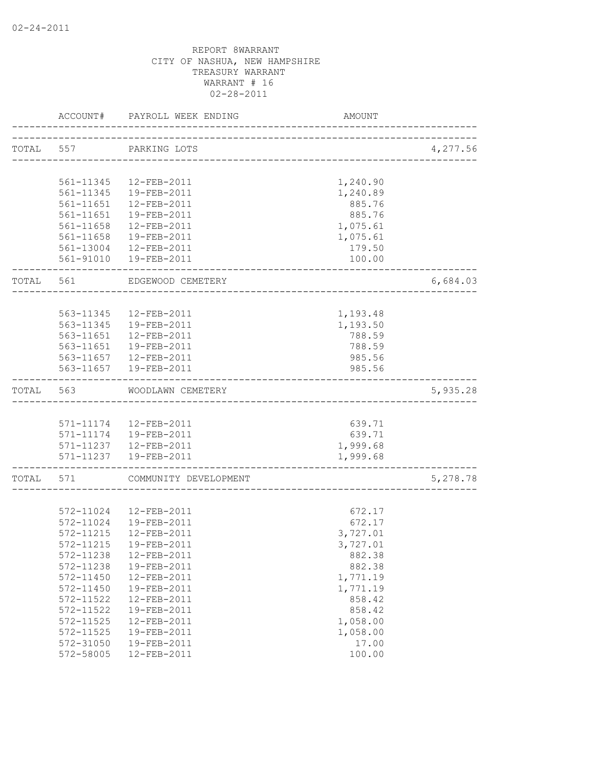REPORT 8WARRANT
CITY OF NASHUA, NEW HAMPSHIRE
TREASURY WARRANT
WARRANT # 16
02-28-2011

| ACCOUNT# | PAYROLL WEEK ENDING | AMOUNT | |
|---|---|---|---|
| TOTAL 557 | PARKING LOTS | | 4,277.56 |
| 561-11345 | 12-FEB-2011 | 1,240.90 | |
| 561-11345 | 19-FEB-2011 | 1,240.89 | |
| 561-11651 | 12-FEB-2011 | 885.76 | |
| 561-11651 | 19-FEB-2011 | 885.76 | |
| 561-11658 | 12-FEB-2011 | 1,075.61 | |
| 561-11658 | 19-FEB-2011 | 1,075.61 | |
| 561-13004 | 12-FEB-2011 | 179.50 | |
| 561-91010 | 19-FEB-2011 | 100.00 | |
| TOTAL 561 | EDGEWOOD CEMETERY | | 6,684.03 |
| 563-11345 | 12-FEB-2011 | 1,193.48 | |
| 563-11345 | 19-FEB-2011 | 1,193.50 | |
| 563-11651 | 12-FEB-2011 | 788.59 | |
| 563-11651 | 19-FEB-2011 | 788.59 | |
| 563-11657 | 12-FEB-2011 | 985.56 | |
| 563-11657 | 19-FEB-2011 | 985.56 | |
| TOTAL 563 | WOODLAWN CEMETERY | | 5,935.28 |
| 571-11174 | 12-FEB-2011 | 639.71 | |
| 571-11174 | 19-FEB-2011 | 639.71 | |
| 571-11237 | 12-FEB-2011 | 1,999.68 | |
| 571-11237 | 19-FEB-2011 | 1,999.68 | |
| TOTAL 571 | COMMUNITY DEVELOPMENT | | 5,278.78 |
| 572-11024 | 12-FEB-2011 | 672.17 | |
| 572-11024 | 19-FEB-2011 | 672.17 | |
| 572-11215 | 12-FEB-2011 | 3,727.01 | |
| 572-11215 | 19-FEB-2011 | 3,727.01 | |
| 572-11238 | 12-FEB-2011 | 882.38 | |
| 572-11238 | 19-FEB-2011 | 882.38 | |
| 572-11450 | 12-FEB-2011 | 1,771.19 | |
| 572-11450 | 19-FEB-2011 | 1,771.19 | |
| 572-11522 | 12-FEB-2011 | 858.42 | |
| 572-11522 | 19-FEB-2011 | 858.42 | |
| 572-11525 | 12-FEB-2011 | 1,058.00 | |
| 572-11525 | 19-FEB-2011 | 1,058.00 | |
| 572-31050 | 19-FEB-2011 | 17.00 | |
| 572-58005 | 12-FEB-2011 | 100.00 | |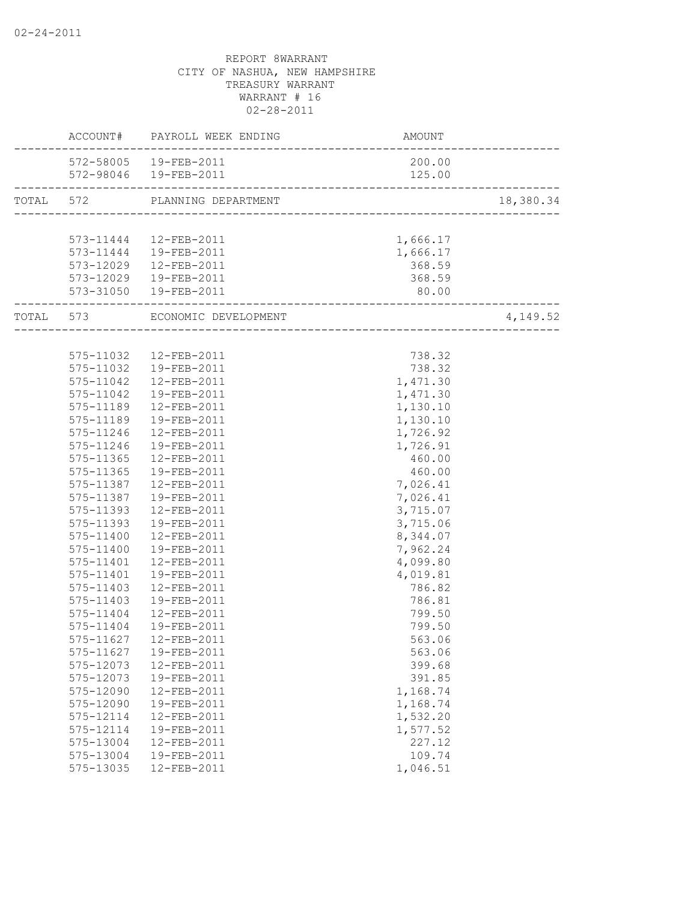REPORT 8WARRANT
CITY OF NASHUA, NEW HAMPSHIRE
TREASURY WARRANT
WARRANT # 16
02-28-2011

| | ACCOUNT# | PAYROLL WEEK ENDING | AMOUNT | |
|---|---|---|---|---|
| | 572-58005 | 19-FEB-2011 | 200.00 | |
| | 572-98046 | 19-FEB-2011 | 125.00 | |
| TOTAL | 572 | PLANNING DEPARTMENT | | 18,380.34 |
| | 573-11444 | 12-FEB-2011 | 1,666.17 | |
| | 573-11444 | 19-FEB-2011 | 1,666.17 | |
| | 573-12029 | 12-FEB-2011 | 368.59 | |
| | 573-12029 | 19-FEB-2011 | 368.59 | |
| | 573-31050 | 19-FEB-2011 | 80.00 | |
| TOTAL | 573 | ECONOMIC DEVELOPMENT | | 4,149.52 |
| | 575-11032 | 12-FEB-2011 | 738.32 | |
| | 575-11032 | 19-FEB-2011 | 738.32 | |
| | 575-11042 | 12-FEB-2011 | 1,471.30 | |
| | 575-11042 | 19-FEB-2011 | 1,471.30 | |
| | 575-11189 | 12-FEB-2011 | 1,130.10 | |
| | 575-11189 | 19-FEB-2011 | 1,130.10 | |
| | 575-11246 | 12-FEB-2011 | 1,726.92 | |
| | 575-11246 | 19-FEB-2011 | 1,726.91 | |
| | 575-11365 | 12-FEB-2011 | 460.00 | |
| | 575-11365 | 19-FEB-2011 | 460.00 | |
| | 575-11387 | 12-FEB-2011 | 7,026.41 | |
| | 575-11387 | 19-FEB-2011 | 7,026.41 | |
| | 575-11393 | 12-FEB-2011 | 3,715.07 | |
| | 575-11393 | 19-FEB-2011 | 3,715.06 | |
| | 575-11400 | 12-FEB-2011 | 8,344.07 | |
| | 575-11400 | 19-FEB-2011 | 7,962.24 | |
| | 575-11401 | 12-FEB-2011 | 4,099.80 | |
| | 575-11401 | 19-FEB-2011 | 4,019.81 | |
| | 575-11403 | 12-FEB-2011 | 786.82 | |
| | 575-11403 | 19-FEB-2011 | 786.81 | |
| | 575-11404 | 12-FEB-2011 | 799.50 | |
| | 575-11404 | 19-FEB-2011 | 799.50 | |
| | 575-11627 | 12-FEB-2011 | 563.06 | |
| | 575-11627 | 19-FEB-2011 | 563.06 | |
| | 575-12073 | 12-FEB-2011 | 399.68 | |
| | 575-12073 | 19-FEB-2011 | 391.85 | |
| | 575-12090 | 12-FEB-2011 | 1,168.74 | |
| | 575-12090 | 19-FEB-2011 | 1,168.74 | |
| | 575-12114 | 12-FEB-2011 | 1,532.20 | |
| | 575-12114 | 19-FEB-2011 | 1,577.52 | |
| | 575-13004 | 12-FEB-2011 | 227.12 | |
| | 575-13004 | 19-FEB-2011 | 109.74 | |
| | 575-13035 | 12-FEB-2011 | 1,046.51 | |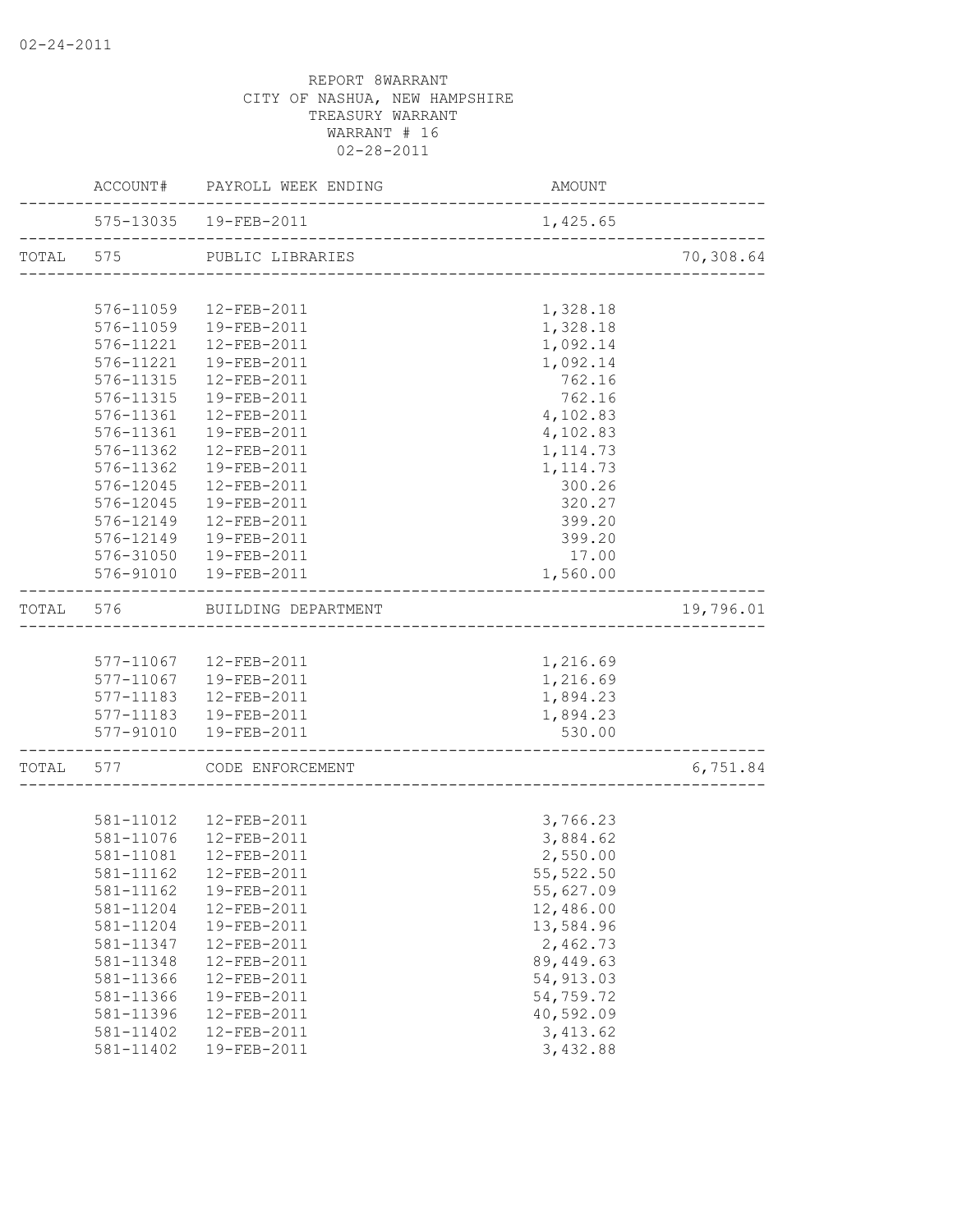02-24-2011

REPORT 8WARRANT
CITY OF NASHUA, NEW HAMPSHIRE
TREASURY WARRANT
WARRANT # 16
02-28-2011

| | ACCOUNT# | PAYROLL WEEK ENDING | AMOUNT | |
|---|---|---|---|---|
| | 575-13035 | 19-FEB-2011 | 1,425.65 | |
| TOTAL | 575 | PUBLIC LIBRARIES | | 70,308.64 |
| | 576-11059 | 12-FEB-2011 | 1,328.18 | |
| | 576-11059 | 19-FEB-2011 | 1,328.18 | |
| | 576-11221 | 12-FEB-2011 | 1,092.14 | |
| | 576-11221 | 19-FEB-2011 | 1,092.14 | |
| | 576-11315 | 12-FEB-2011 | 762.16 | |
| | 576-11315 | 19-FEB-2011 | 762.16 | |
| | 576-11361 | 12-FEB-2011 | 4,102.83 | |
| | 576-11361 | 19-FEB-2011 | 4,102.83 | |
| | 576-11362 | 12-FEB-2011 | 1,114.73 | |
| | 576-11362 | 19-FEB-2011 | 1,114.73 | |
| | 576-12045 | 12-FEB-2011 | 300.26 | |
| | 576-12045 | 19-FEB-2011 | 320.27 | |
| | 576-12149 | 12-FEB-2011 | 399.20 | |
| | 576-12149 | 19-FEB-2011 | 399.20 | |
| | 576-31050 | 19-FEB-2011 | 17.00 | |
| | 576-91010 | 19-FEB-2011 | 1,560.00 | |
| TOTAL | 576 | BUILDING DEPARTMENT | | 19,796.01 |
| | 577-11067 | 12-FEB-2011 | 1,216.69 | |
| | 577-11067 | 19-FEB-2011 | 1,216.69 | |
| | 577-11183 | 12-FEB-2011 | 1,894.23 | |
| | 577-11183 | 19-FEB-2011 | 1,894.23 | |
| | 577-91010 | 19-FEB-2011 | 530.00 | |
| TOTAL | 577 | CODE ENFORCEMENT | | 6,751.84 |
| | 581-11012 | 12-FEB-2011 | 3,766.23 | |
| | 581-11076 | 12-FEB-2011 | 3,884.62 | |
| | 581-11081 | 12-FEB-2011 | 2,550.00 | |
| | 581-11162 | 12-FEB-2011 | 55,522.50 | |
| | 581-11162 | 19-FEB-2011 | 55,627.09 | |
| | 581-11204 | 12-FEB-2011 | 12,486.00 | |
| | 581-11204 | 19-FEB-2011 | 13,584.96 | |
| | 581-11347 | 12-FEB-2011 | 2,462.73 | |
| | 581-11348 | 12-FEB-2011 | 89,449.63 | |
| | 581-11366 | 12-FEB-2011 | 54,913.03 | |
| | 581-11366 | 19-FEB-2011 | 54,759.72 | |
| | 581-11396 | 12-FEB-2011 | 40,592.09 | |
| | 581-11402 | 12-FEB-2011 | 3,413.62 | |
| | 581-11402 | 19-FEB-2011 | 3,432.88 | |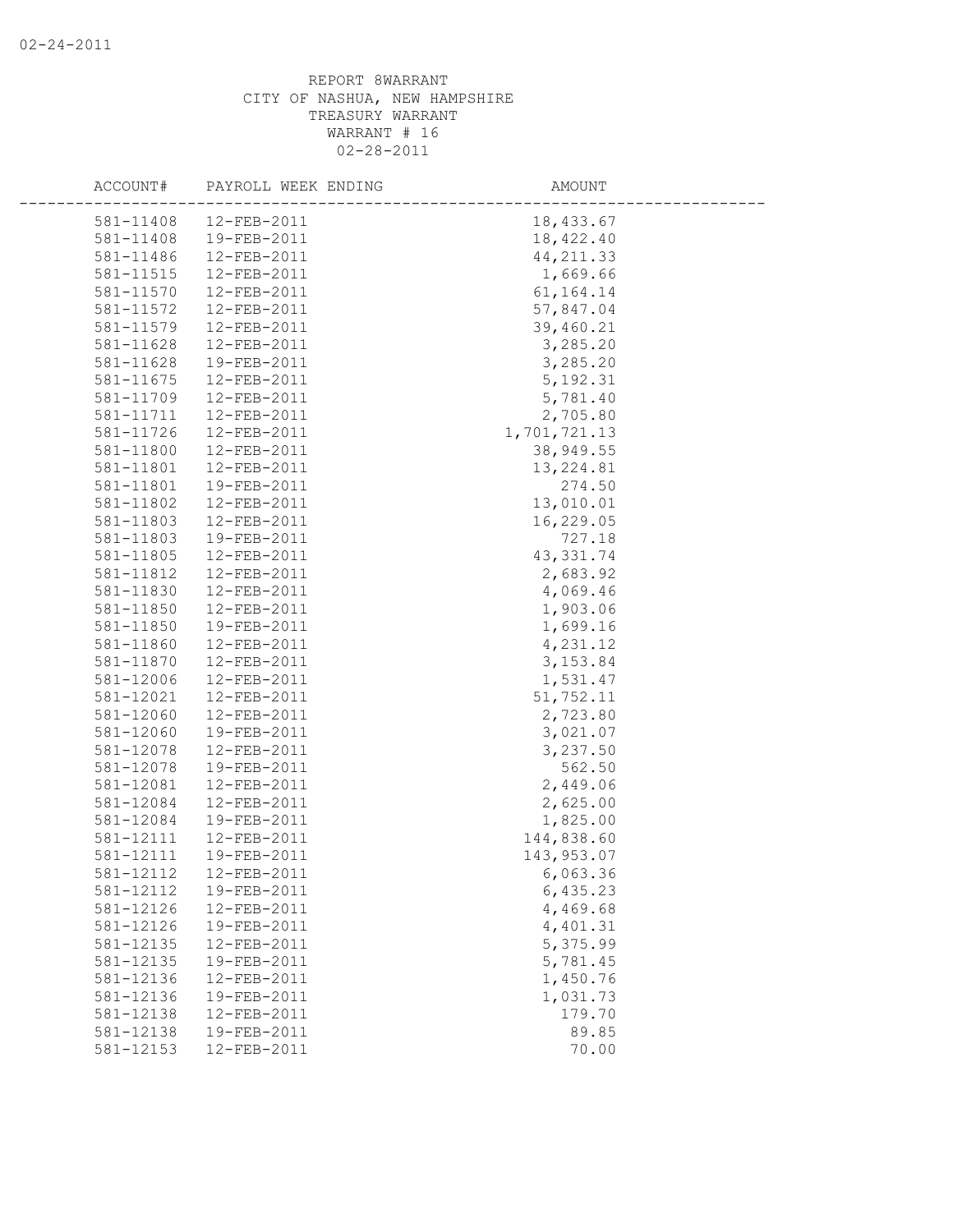REPORT 8WARRANT
CITY OF NASHUA, NEW HAMPSHIRE
TREASURY WARRANT
WARRANT # 16
02-28-2011

| ACCOUNT# | PAYROLL WEEK ENDING | AMOUNT |
|---|---|---|
| 581-11408 | 12-FEB-2011 | 18,433.67 |
| 581-11408 | 19-FEB-2011 | 18,422.40 |
| 581-11486 | 12-FEB-2011 | 44,211.33 |
| 581-11515 | 12-FEB-2011 | 1,669.66 |
| 581-11570 | 12-FEB-2011 | 61,164.14 |
| 581-11572 | 12-FEB-2011 | 57,847.04 |
| 581-11579 | 12-FEB-2011 | 39,460.21 |
| 581-11628 | 12-FEB-2011 | 3,285.20 |
| 581-11628 | 19-FEB-2011 | 3,285.20 |
| 581-11675 | 12-FEB-2011 | 5,192.31 |
| 581-11709 | 12-FEB-2011 | 5,781.40 |
| 581-11711 | 12-FEB-2011 | 2,705.80 |
| 581-11726 | 12-FEB-2011 | 1,701,721.13 |
| 581-11800 | 12-FEB-2011 | 38,949.55 |
| 581-11801 | 12-FEB-2011 | 13,224.81 |
| 581-11801 | 19-FEB-2011 | 274.50 |
| 581-11802 | 12-FEB-2011 | 13,010.01 |
| 581-11803 | 12-FEB-2011 | 16,229.05 |
| 581-11803 | 19-FEB-2011 | 727.18 |
| 581-11805 | 12-FEB-2011 | 43,331.74 |
| 581-11812 | 12-FEB-2011 | 2,683.92 |
| 581-11830 | 12-FEB-2011 | 4,069.46 |
| 581-11850 | 12-FEB-2011 | 1,903.06 |
| 581-11850 | 19-FEB-2011 | 1,699.16 |
| 581-11860 | 12-FEB-2011 | 4,231.12 |
| 581-11870 | 12-FEB-2011 | 3,153.84 |
| 581-12006 | 12-FEB-2011 | 1,531.47 |
| 581-12021 | 12-FEB-2011 | 51,752.11 |
| 581-12060 | 12-FEB-2011 | 2,723.80 |
| 581-12060 | 19-FEB-2011 | 3,021.07 |
| 581-12078 | 12-FEB-2011 | 3,237.50 |
| 581-12078 | 19-FEB-2011 | 562.50 |
| 581-12081 | 12-FEB-2011 | 2,449.06 |
| 581-12084 | 12-FEB-2011 | 2,625.00 |
| 581-12084 | 19-FEB-2011 | 1,825.00 |
| 581-12111 | 12-FEB-2011 | 144,838.60 |
| 581-12111 | 19-FEB-2011 | 143,953.07 |
| 581-12112 | 12-FEB-2011 | 6,063.36 |
| 581-12112 | 19-FEB-2011 | 6,435.23 |
| 581-12126 | 12-FEB-2011 | 4,469.68 |
| 581-12126 | 19-FEB-2011 | 4,401.31 |
| 581-12135 | 12-FEB-2011 | 5,375.99 |
| 581-12135 | 19-FEB-2011 | 5,781.45 |
| 581-12136 | 12-FEB-2011 | 1,450.76 |
| 581-12136 | 19-FEB-2011 | 1,031.73 |
| 581-12138 | 12-FEB-2011 | 179.70 |
| 581-12138 | 19-FEB-2011 | 89.85 |
| 581-12153 | 12-FEB-2011 | 70.00 |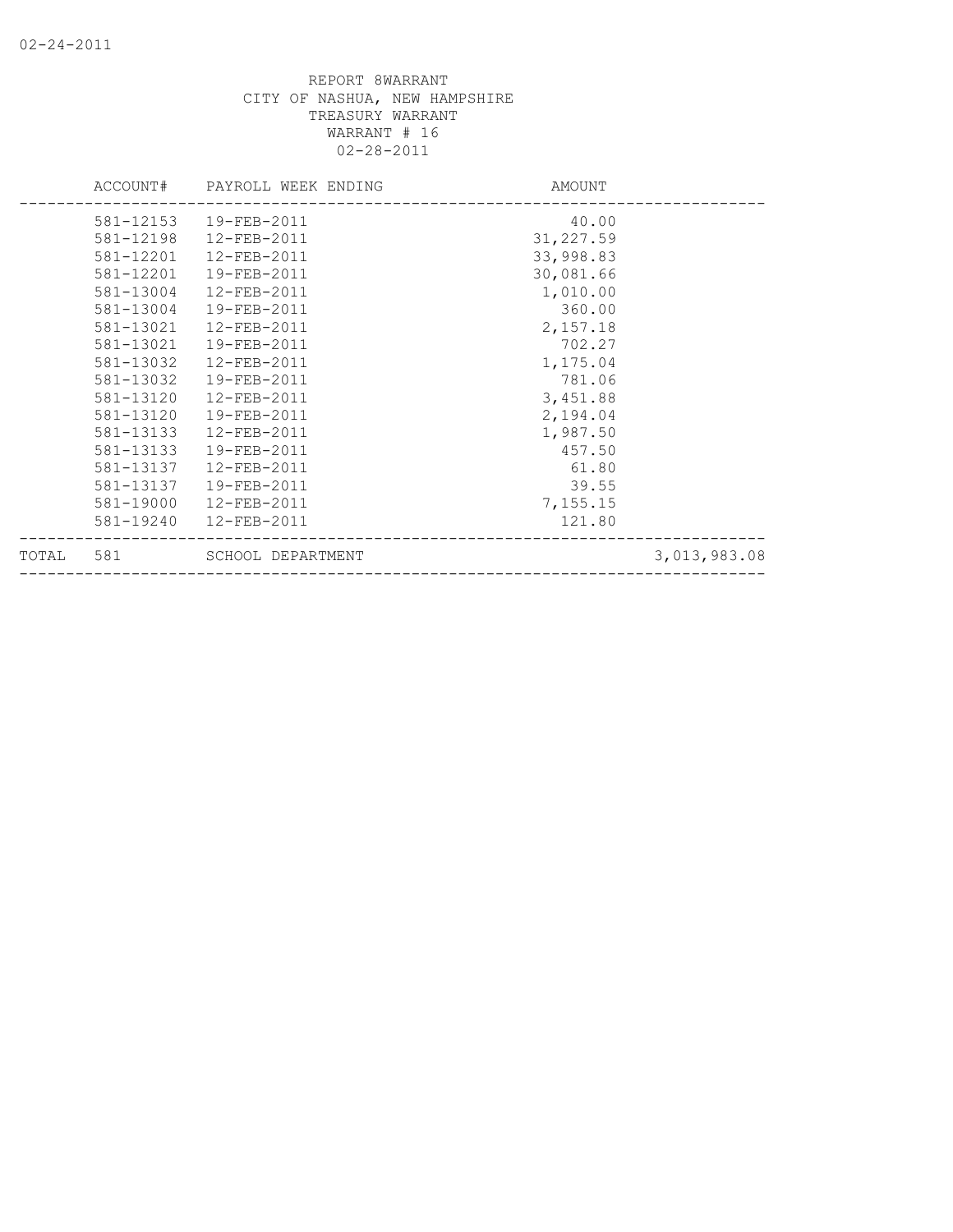REPORT 8WARRANT
CITY OF NASHUA, NEW HAMPSHIRE
TREASURY WARRANT
WARRANT # 16
02-28-2011

| ACCOUNT# | PAYROLL WEEK ENDING | AMOUNT | |
|---|---|---|---|
| 581-12153 | 19-FEB-2011 | 40.00 | |
| 581-12198 | 12-FEB-2011 | 31,227.59 | |
| 581-12201 | 12-FEB-2011 | 33,998.83 | |
| 581-12201 | 19-FEB-2011 | 30,081.66 | |
| 581-13004 | 12-FEB-2011 | 1,010.00 | |
| 581-13004 | 19-FEB-2011 | 360.00 | |
| 581-13021 | 12-FEB-2011 | 2,157.18 | |
| 581-13021 | 19-FEB-2011 | 702.27 | |
| 581-13032 | 12-FEB-2011 | 1,175.04 | |
| 581-13032 | 19-FEB-2011 | 781.06 | |
| 581-13120 | 12-FEB-2011 | 3,451.88 | |
| 581-13120 | 19-FEB-2011 | 2,194.04 | |
| 581-13133 | 12-FEB-2011 | 1,987.50 | |
| 581-13133 | 19-FEB-2011 | 457.50 | |
| 581-13137 | 12-FEB-2011 | 61.80 | |
| 581-13137 | 19-FEB-2011 | 39.55 | |
| 581-19000 | 12-FEB-2011 | 7,155.15 | |
| 581-19240 | 12-FEB-2011 | 121.80 | |
| TOTAL 581 | SCHOOL DEPARTMENT | | 3,013,983.08 |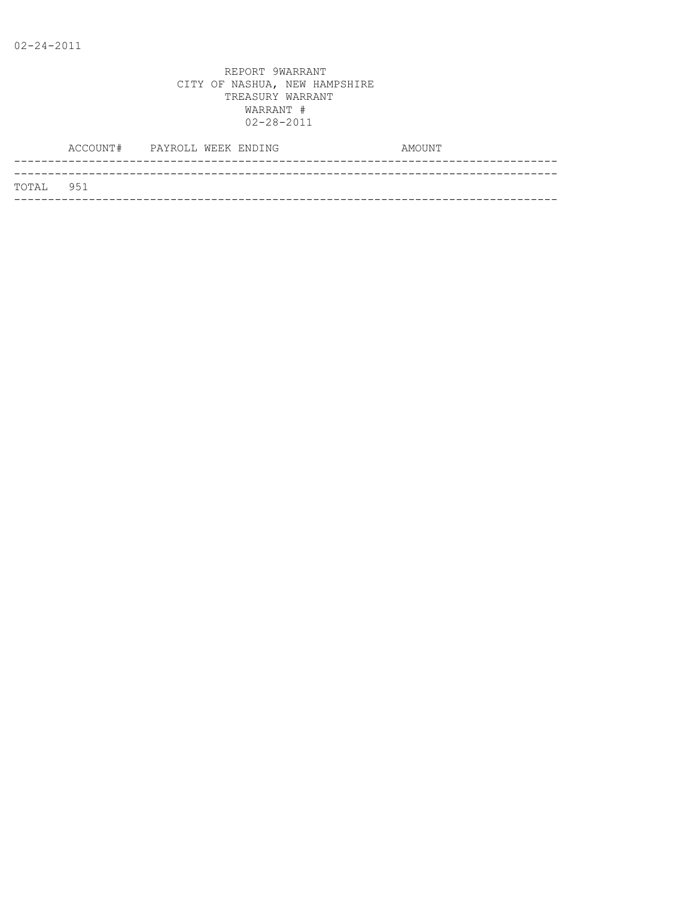02-24-2011

REPORT 9WARRANT
CITY OF NASHUA, NEW HAMPSHIRE
TREASURY WARRANT
WARRANT #
02-28-2011

| ACCOUNT# | PAYROLL WEEK ENDING | AMOUNT |
|---|---|---|
| TOTAL 951 | | |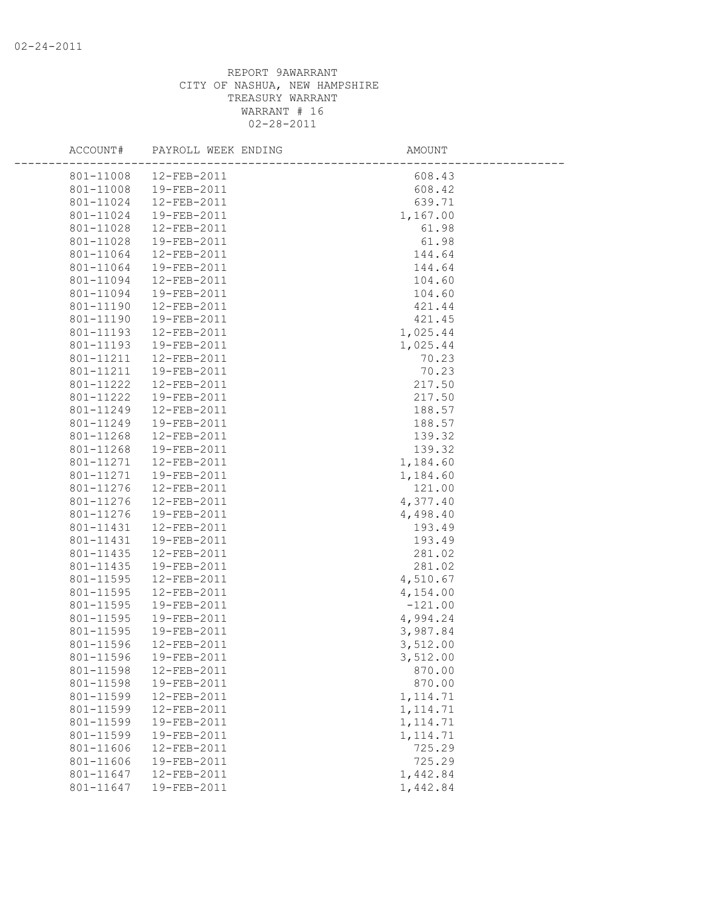REPORT 9AWARRANT
CITY OF NASHUA, NEW HAMPSHIRE
TREASURY WARRANT
WARRANT # 16
02-28-2011

| ACCOUNT# | PAYROLL WEEK ENDING | AMOUNT |
|---|---|---|
| 801-11008 | 12-FEB-2011 | 608.43 |
| 801-11008 | 19-FEB-2011 | 608.42 |
| 801-11024 | 12-FEB-2011 | 639.71 |
| 801-11024 | 19-FEB-2011 | 1,167.00 |
| 801-11028 | 12-FEB-2011 | 61.98 |
| 801-11028 | 19-FEB-2011 | 61.98 |
| 801-11064 | 12-FEB-2011 | 144.64 |
| 801-11064 | 19-FEB-2011 | 144.64 |
| 801-11094 | 12-FEB-2011 | 104.60 |
| 801-11094 | 19-FEB-2011 | 104.60 |
| 801-11190 | 12-FEB-2011 | 421.44 |
| 801-11190 | 19-FEB-2011 | 421.45 |
| 801-11193 | 12-FEB-2011 | 1,025.44 |
| 801-11193 | 19-FEB-2011 | 1,025.44 |
| 801-11211 | 12-FEB-2011 | 70.23 |
| 801-11211 | 19-FEB-2011 | 70.23 |
| 801-11222 | 12-FEB-2011 | 217.50 |
| 801-11222 | 19-FEB-2011 | 217.50 |
| 801-11249 | 12-FEB-2011 | 188.57 |
| 801-11249 | 19-FEB-2011 | 188.57 |
| 801-11268 | 12-FEB-2011 | 139.32 |
| 801-11268 | 19-FEB-2011 | 139.32 |
| 801-11271 | 12-FEB-2011 | 1,184.60 |
| 801-11271 | 19-FEB-2011 | 1,184.60 |
| 801-11276 | 12-FEB-2011 | 121.00 |
| 801-11276 | 12-FEB-2011 | 4,377.40 |
| 801-11276 | 19-FEB-2011 | 4,498.40 |
| 801-11431 | 12-FEB-2011 | 193.49 |
| 801-11431 | 19-FEB-2011 | 193.49 |
| 801-11435 | 12-FEB-2011 | 281.02 |
| 801-11435 | 19-FEB-2011 | 281.02 |
| 801-11595 | 12-FEB-2011 | 4,510.67 |
| 801-11595 | 12-FEB-2011 | 4,154.00 |
| 801-11595 | 19-FEB-2011 | -121.00 |
| 801-11595 | 19-FEB-2011 | 4,994.24 |
| 801-11595 | 19-FEB-2011 | 3,987.84 |
| 801-11596 | 12-FEB-2011 | 3,512.00 |
| 801-11596 | 19-FEB-2011 | 3,512.00 |
| 801-11598 | 12-FEB-2011 | 870.00 |
| 801-11598 | 19-FEB-2011 | 870.00 |
| 801-11599 | 12-FEB-2011 | 1,114.71 |
| 801-11599 | 12-FEB-2011 | 1,114.71 |
| 801-11599 | 19-FEB-2011 | 1,114.71 |
| 801-11599 | 19-FEB-2011 | 1,114.71 |
| 801-11606 | 12-FEB-2011 | 725.29 |
| 801-11606 | 19-FEB-2011 | 725.29 |
| 801-11647 | 12-FEB-2011 | 1,442.84 |
| 801-11647 | 19-FEB-2011 | 1,442.84 |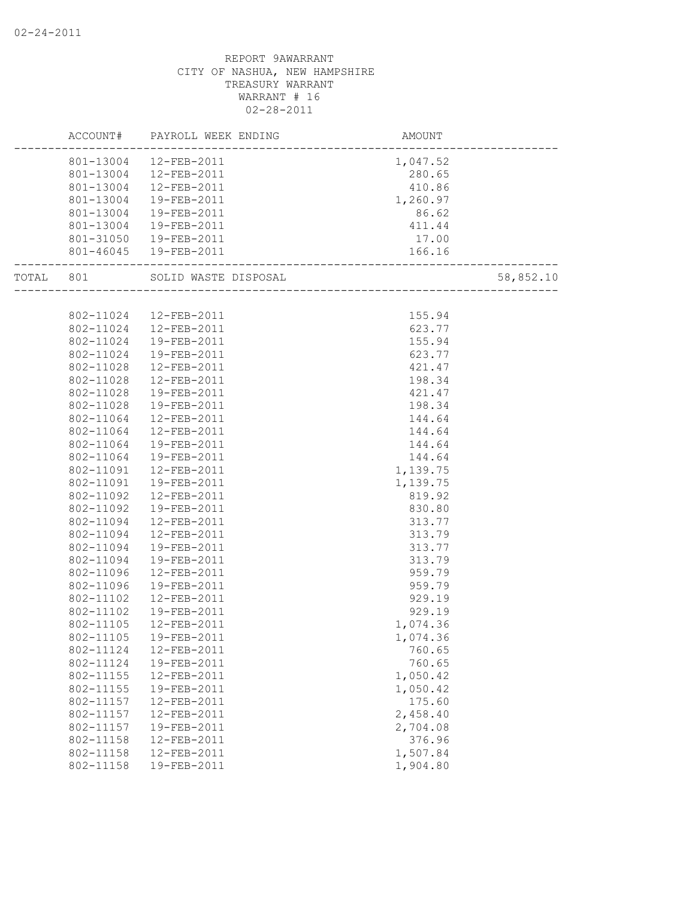02-24-2011

REPORT 9AWARRANT
CITY OF NASHUA, NEW HAMPSHIRE
TREASURY WARRANT
WARRANT # 16
02-28-2011

| ACCOUNT# | PAYROLL WEEK ENDING | AMOUNT | |
|---|---|---|---|
| 801-13004 | 12-FEB-2011 | 1,047.52 | |
| 801-13004 | 12-FEB-2011 | 280.65 | |
| 801-13004 | 12-FEB-2011 | 410.86 | |
| 801-13004 | 19-FEB-2011 | 1,260.97 | |
| 801-13004 | 19-FEB-2011 | 86.62 | |
| 801-13004 | 19-FEB-2011 | 411.44 | |
| 801-31050 | 19-FEB-2011 | 17.00 | |
| 801-46045 | 19-FEB-2011 | 166.16 | |
| TOTAL 801 | SOLID WASTE DISPOSAL | | 58,852.10 |
| 802-11024 | 12-FEB-2011 | 155.94 | |
| 802-11024 | 12-FEB-2011 | 623.77 | |
| 802-11024 | 19-FEB-2011 | 155.94 | |
| 802-11024 | 19-FEB-2011 | 623.77 | |
| 802-11028 | 12-FEB-2011 | 421.47 | |
| 802-11028 | 12-FEB-2011 | 198.34 | |
| 802-11028 | 19-FEB-2011 | 421.47 | |
| 802-11028 | 19-FEB-2011 | 198.34 | |
| 802-11064 | 12-FEB-2011 | 144.64 | |
| 802-11064 | 12-FEB-2011 | 144.64 | |
| 802-11064 | 19-FEB-2011 | 144.64 | |
| 802-11064 | 19-FEB-2011 | 144.64 | |
| 802-11091 | 12-FEB-2011 | 1,139.75 | |
| 802-11091 | 19-FEB-2011 | 1,139.75 | |
| 802-11092 | 12-FEB-2011 | 819.92 | |
| 802-11092 | 19-FEB-2011 | 830.80 | |
| 802-11094 | 12-FEB-2011 | 313.77 | |
| 802-11094 | 12-FEB-2011 | 313.79 | |
| 802-11094 | 19-FEB-2011 | 313.77 | |
| 802-11094 | 19-FEB-2011 | 313.79 | |
| 802-11096 | 12-FEB-2011 | 959.79 | |
| 802-11096 | 19-FEB-2011 | 959.79 | |
| 802-11102 | 12-FEB-2011 | 929.19 | |
| 802-11102 | 19-FEB-2011 | 929.19 | |
| 802-11105 | 12-FEB-2011 | 1,074.36 | |
| 802-11105 | 19-FEB-2011 | 1,074.36 | |
| 802-11124 | 12-FEB-2011 | 760.65 | |
| 802-11124 | 19-FEB-2011 | 760.65 | |
| 802-11155 | 12-FEB-2011 | 1,050.42 | |
| 802-11155 | 19-FEB-2011 | 1,050.42 | |
| 802-11157 | 12-FEB-2011 | 175.60 | |
| 802-11157 | 12-FEB-2011 | 2,458.40 | |
| 802-11157 | 19-FEB-2011 | 2,704.08 | |
| 802-11158 | 12-FEB-2011 | 376.96 | |
| 802-11158 | 12-FEB-2011 | 1,507.84 | |
| 802-11158 | 19-FEB-2011 | 1,904.80 | |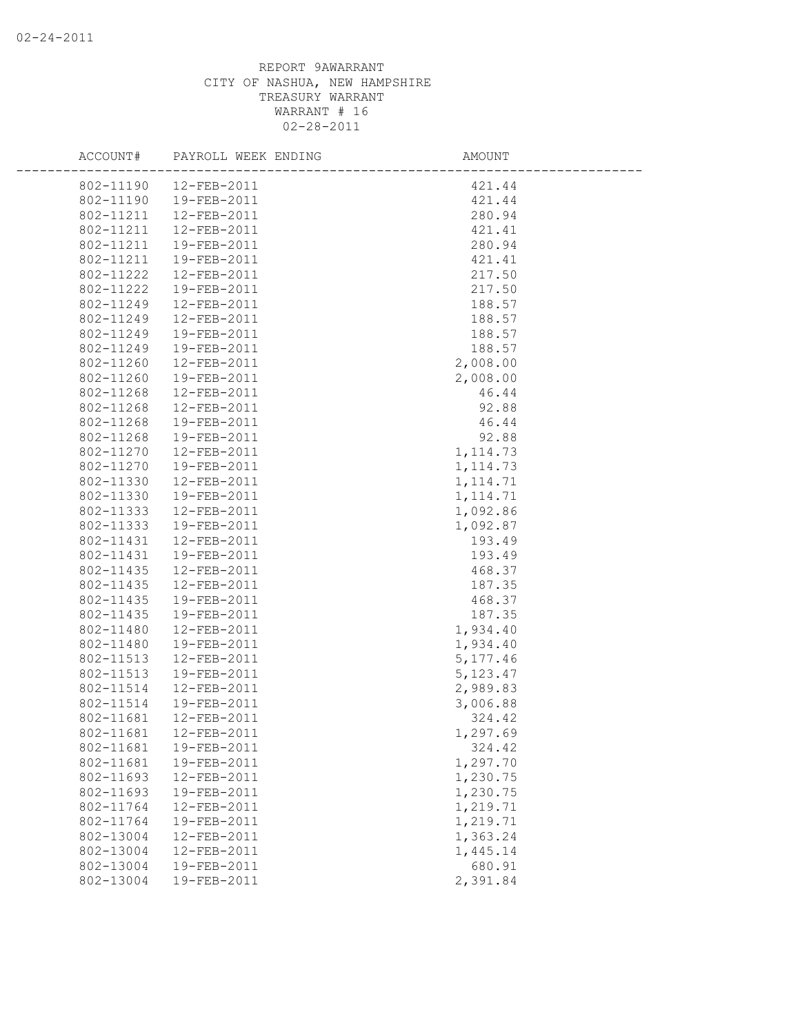REPORT 9AWARRANT
CITY OF NASHUA, NEW HAMPSHIRE
TREASURY WARRANT
WARRANT # 16
02-28-2011

| ACCOUNT# | PAYROLL WEEK ENDING | AMOUNT |
|---|---|---|
| 802-11190 | 12-FEB-2011 | 421.44 |
| 802-11190 | 19-FEB-2011 | 421.44 |
| 802-11211 | 12-FEB-2011 | 280.94 |
| 802-11211 | 12-FEB-2011 | 421.41 |
| 802-11211 | 19-FEB-2011 | 280.94 |
| 802-11211 | 19-FEB-2011 | 421.41 |
| 802-11222 | 12-FEB-2011 | 217.50 |
| 802-11222 | 19-FEB-2011 | 217.50 |
| 802-11249 | 12-FEB-2011 | 188.57 |
| 802-11249 | 12-FEB-2011 | 188.57 |
| 802-11249 | 19-FEB-2011 | 188.57 |
| 802-11249 | 19-FEB-2011 | 188.57 |
| 802-11260 | 12-FEB-2011 | 2,008.00 |
| 802-11260 | 19-FEB-2011 | 2,008.00 |
| 802-11268 | 12-FEB-2011 | 46.44 |
| 802-11268 | 12-FEB-2011 | 92.88 |
| 802-11268 | 19-FEB-2011 | 46.44 |
| 802-11268 | 19-FEB-2011 | 92.88 |
| 802-11270 | 12-FEB-2011 | 1,114.73 |
| 802-11270 | 19-FEB-2011 | 1,114.73 |
| 802-11330 | 12-FEB-2011 | 1,114.71 |
| 802-11330 | 19-FEB-2011 | 1,114.71 |
| 802-11333 | 12-FEB-2011 | 1,092.86 |
| 802-11333 | 19-FEB-2011 | 1,092.87 |
| 802-11431 | 12-FEB-2011 | 193.49 |
| 802-11431 | 19-FEB-2011 | 193.49 |
| 802-11435 | 12-FEB-2011 | 468.37 |
| 802-11435 | 12-FEB-2011 | 187.35 |
| 802-11435 | 19-FEB-2011 | 468.37 |
| 802-11435 | 19-FEB-2011 | 187.35 |
| 802-11480 | 12-FEB-2011 | 1,934.40 |
| 802-11480 | 19-FEB-2011 | 1,934.40 |
| 802-11513 | 12-FEB-2011 | 5,177.46 |
| 802-11513 | 19-FEB-2011 | 5,123.47 |
| 802-11514 | 12-FEB-2011 | 2,989.83 |
| 802-11514 | 19-FEB-2011 | 3,006.88 |
| 802-11681 | 12-FEB-2011 | 324.42 |
| 802-11681 | 12-FEB-2011 | 1,297.69 |
| 802-11681 | 19-FEB-2011 | 324.42 |
| 802-11681 | 19-FEB-2011 | 1,297.70 |
| 802-11693 | 12-FEB-2011 | 1,230.75 |
| 802-11693 | 19-FEB-2011 | 1,230.75 |
| 802-11764 | 12-FEB-2011 | 1,219.71 |
| 802-11764 | 19-FEB-2011 | 1,219.71 |
| 802-13004 | 12-FEB-2011 | 1,363.24 |
| 802-13004 | 12-FEB-2011 | 1,445.14 |
| 802-13004 | 19-FEB-2011 | 680.91 |
| 802-13004 | 19-FEB-2011 | 2,391.84 |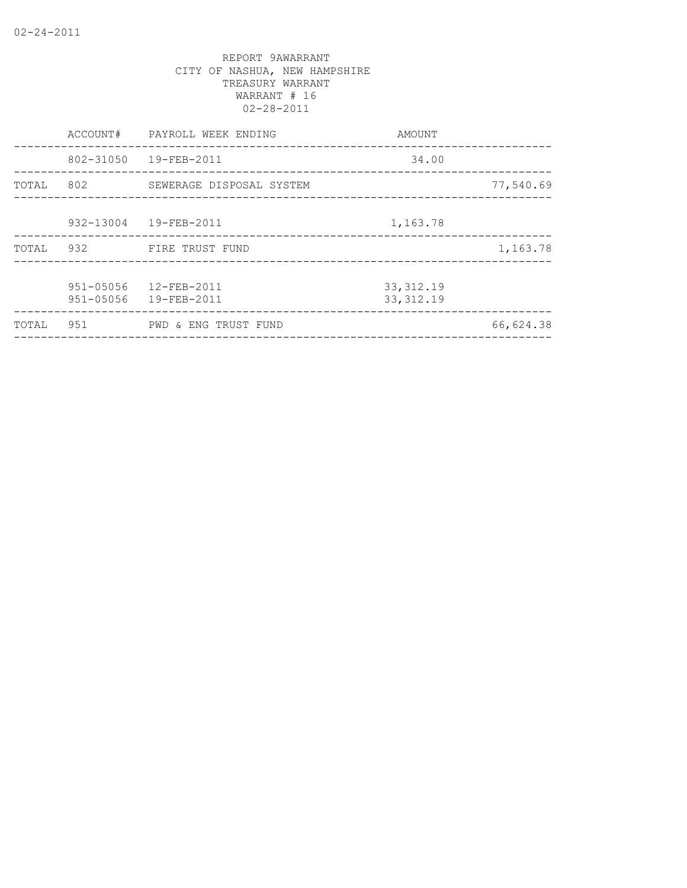02-24-2011

REPORT 9AWARRANT
CITY OF NASHUA, NEW HAMPSHIRE
TREASURY WARRANT
WARRANT # 16
02-28-2011

| | ACCOUNT# | PAYROLL WEEK ENDING | AMOUNT | |
|---|---|---|---|---|
| | 802-31050 | 19-FEB-2011 | 34.00 | |
| TOTAL | 802 | SEWERAGE DISPOSAL SYSTEM | | 77,540.69 |
| | 932-13004 | 19-FEB-2011 | 1,163.78 | |
| TOTAL | 932 | FIRE TRUST FUND | | 1,163.78 |
| | 951-05056 | 12-FEB-2011 | 33,312.19 | |
| | 951-05056 | 19-FEB-2011 | 33,312.19 | |
| TOTAL | 951 | PWD & ENG TRUST FUND | | 66,624.38 |